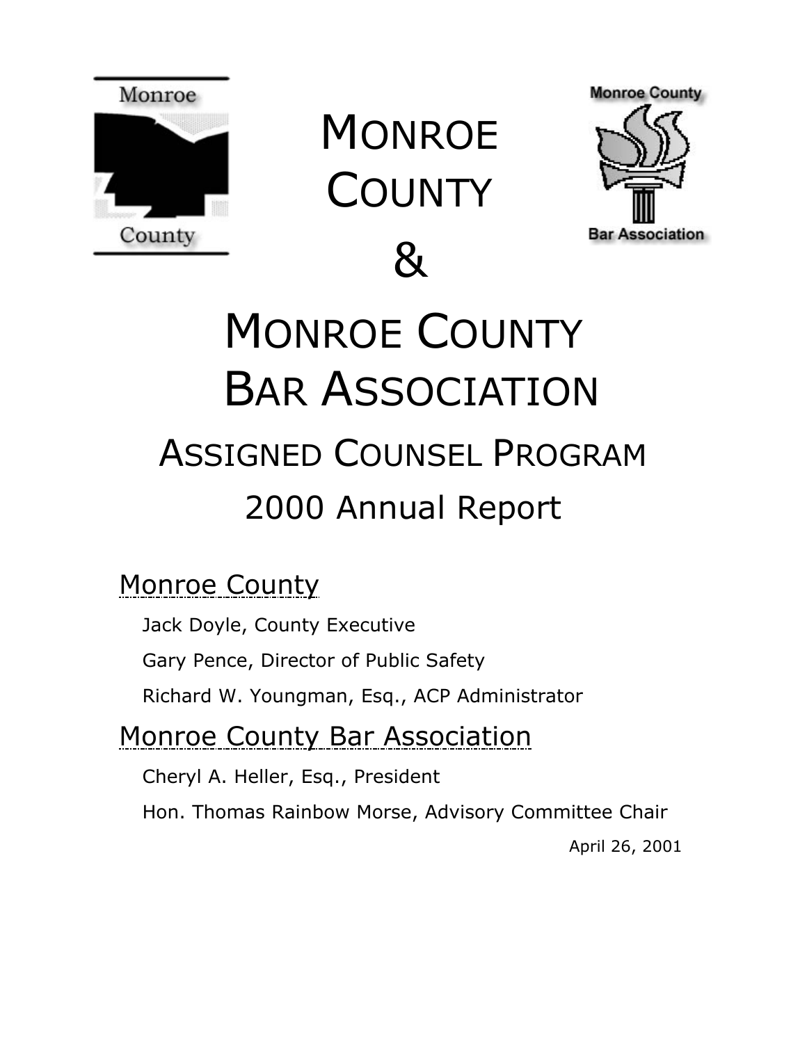# Monroe County

# &

# Monroe County Bar Association

## Assigned Counsel Program

## 2000 Annual Report

### Monroe County

Jack Doyle, County Executive

Gary Pence, Director of Public Safety

Richard W. Youngman, Esq., ACP Administrator

### Monroe County Bar Association

Cheryl A. Heller, Esq., President

Hon. Thomas Rainbow Morse, Advisory Committee Chair

April 26, 2001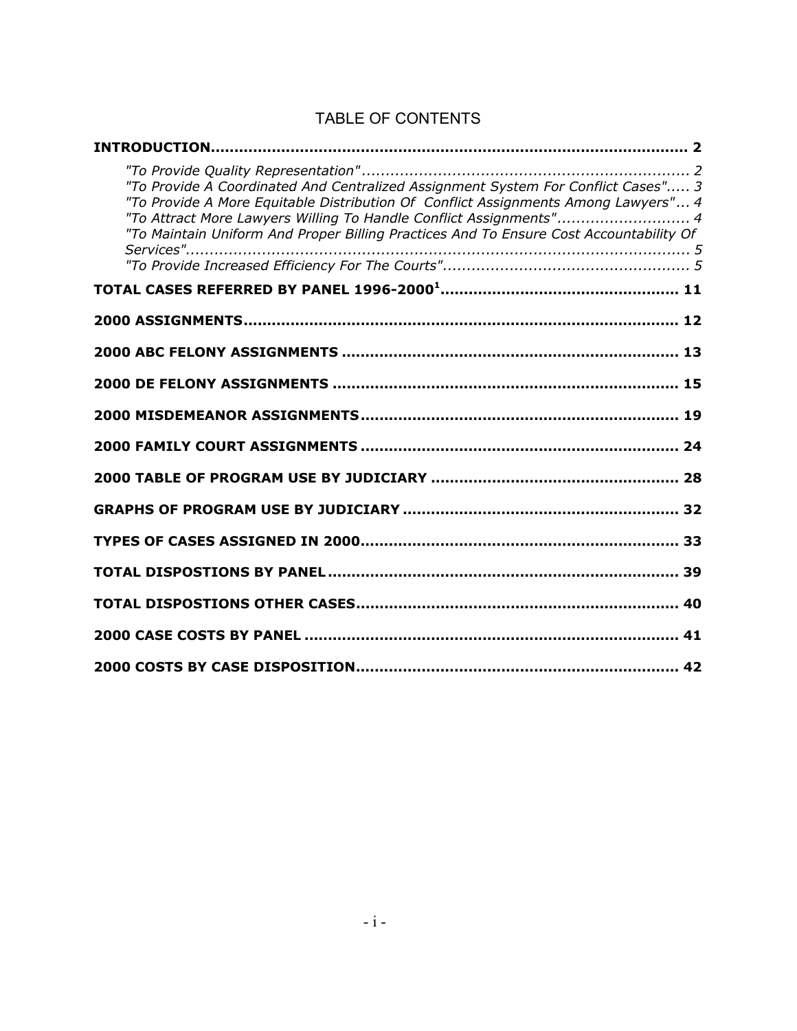# TABLE OF CONTENTS

**INTRODUCTION................................................................................................ 2**

*"To Provide Quality Representation"..................................................................... 2*
*"To Provide A Coordinated And Centralized Assignment System For Conflict Cases"..... 3*
*"To Provide A More Equitable Distribution Of Conflict Assignments Among Lawyers"... 4*
*"To Attract More Lawyers Willing To Handle Conflict Assignments"........................... 4*
*"To Maintain Uniform And Proper Billing Practices And To Ensure Cost Accountability Of Services"........................................................................................................ 5*
*"To Provide Increased Efficiency For The Courts"................................................... 5*

**TOTAL CASES REFERRED BY PANEL 1996-2000[1]................................................. 11**

**2000 ASSIGNMENTS......................................................................................... 12**

**2000 ABC FELONY ASSIGNMENTS ..................................................................... 13**

**2000 DE FELONY ASSIGNMENTS ....................................................................... 15**

**2000 MISDEMEANOR ASSIGNMENTS.................................................................. 19**

**2000 FAMILY COURT ASSIGNMENTS .................................................................. 24**

**2000 TABLE OF PROGRAM USE BY JUDICIARY ................................................... 28**

**GRAPHS OF PROGRAM USE BY JUDICIARY ......................................................... 32**

**TYPES OF CASES ASSIGNED IN 2000.................................................................. 33**

**TOTAL DISPOSTIONS BY PANEL......................................................................... 39**

**TOTAL DISPOSTIONS OTHER CASES................................................................... 40**

**2000 CASE COSTS BY PANEL ............................................................................ 41**

**2000 COSTS BY CASE DISPOSITION................................................................... 42**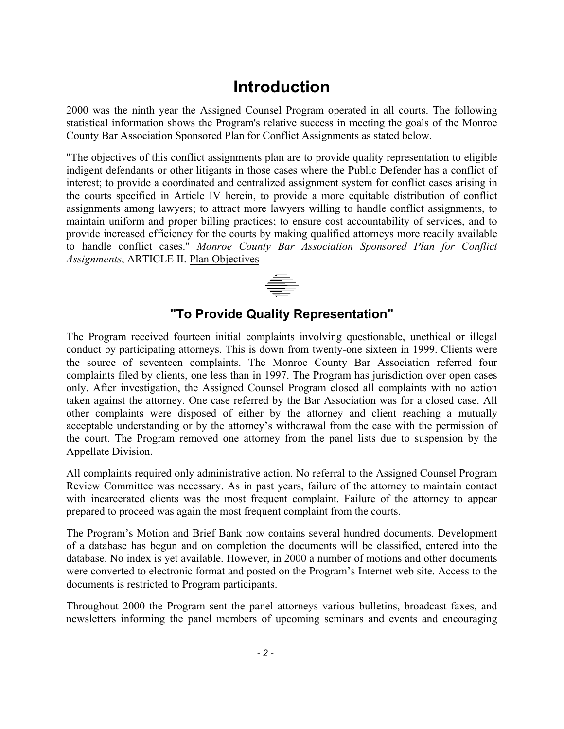# Introduction

2000 was the ninth year the Assigned Counsel Program operated in all courts. The following statistical information shows the Program's relative success in meeting the goals of the Monroe County Bar Association Sponsored Plan for Conflict Assignments as stated below.

"The objectives of this conflict assignments plan are to provide quality representation to eligible indigent defendants or other litigants in those cases where the Public Defender has a conflict of interest; to provide a coordinated and centralized assignment system for conflict cases arising in the courts specified in Article IV herein, to provide a more equitable distribution of conflict assignments among lawyers; to attract more lawyers willing to handle conflict assignments, to maintain uniform and proper billing practices; to ensure cost accountability of services, and to provide increased efficiency for the courts by making qualified attorneys more readily available to handle conflict cases." *Monroe County Bar Association Sponsored Plan for Conflict Assignments*, ARTICLE II. Plan Objectives

## "To Provide Quality Representation"

The Program received fourteen initial complaints involving questionable, unethical or illegal conduct by participating attorneys. This is down from twenty-one sixteen in 1999. Clients were the source of seventeen complaints. The Monroe County Bar Association referred four complaints filed by clients, one less than in 1997. The Program has jurisdiction over open cases only. After investigation, the Assigned Counsel Program closed all complaints with no action taken against the attorney. One case referred by the Bar Association was for a closed case. All other complaints were disposed of either by the attorney and client reaching a mutually acceptable understanding or by the attorney's withdrawal from the case with the permission of the court. The Program removed one attorney from the panel lists due to suspension by the Appellate Division.

All complaints required only administrative action. No referral to the Assigned Counsel Program Review Committee was necessary. As in past years, failure of the attorney to maintain contact with incarcerated clients was the most frequent complaint. Failure of the attorney to appear prepared to proceed was again the most frequent complaint from the courts.

The Program's Motion and Brief Bank now contains several hundred documents. Development of a database has begun and on completion the documents will be classified, entered into the database. No index is yet available. However, in 2000 a number of motions and other documents were converted to electronic format and posted on the Program's Internet web site. Access to the documents is restricted to Program participants.

Throughout 2000 the Program sent the panel attorneys various bulletins, broadcast faxes, and newsletters informing the panel members of upcoming seminars and events and encouraging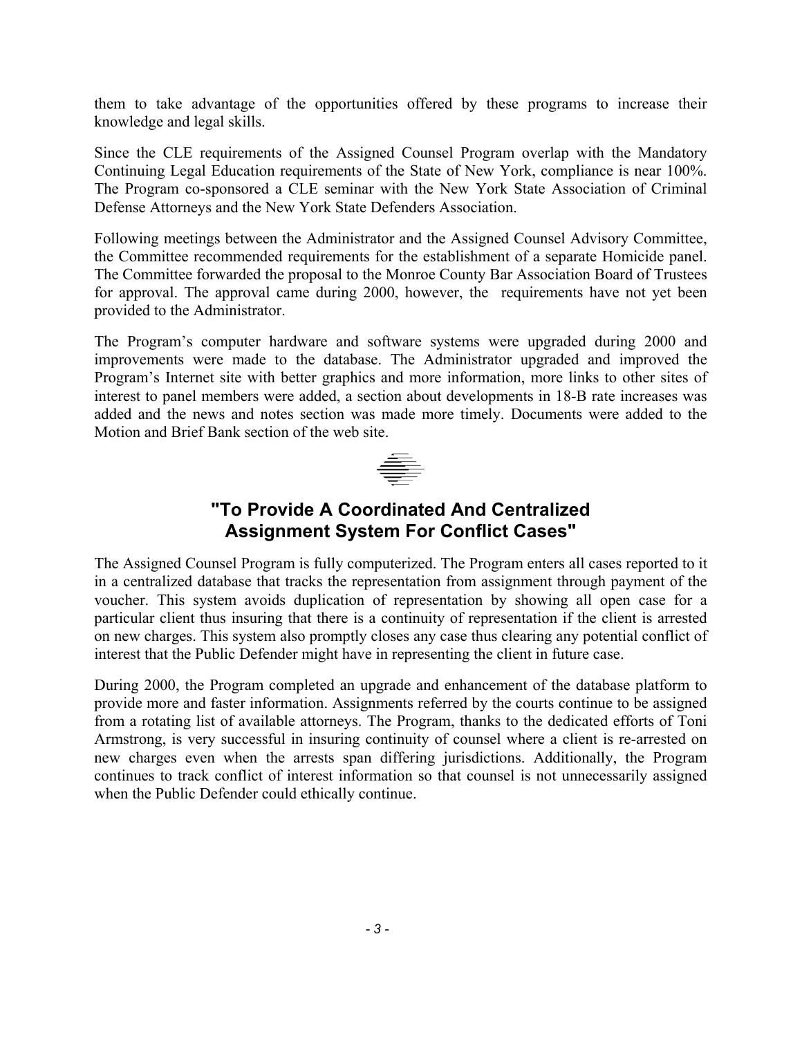them to take advantage of the opportunities offered by these programs to increase their knowledge and legal skills.

Since the CLE requirements of the Assigned Counsel Program overlap with the Mandatory Continuing Legal Education requirements of the State of New York, compliance is near 100%. The Program co-sponsored a CLE seminar with the New York State Association of Criminal Defense Attorneys and the New York State Defenders Association.

Following meetings between the Administrator and the Assigned Counsel Advisory Committee, the Committee recommended requirements for the establishment of a separate Homicide panel. The Committee forwarded the proposal to the Monroe County Bar Association Board of Trustees for approval. The approval came during 2000, however, the requirements have not yet been provided to the Administrator.

The Program's computer hardware and software systems were upgraded during 2000 and improvements were made to the database. The Administrator upgraded and improved the Program's Internet site with better graphics and more information, more links to other sites of interest to panel members were added, a section about developments in 18-B rate increases was added and the news and notes section was made more timely. Documents were added to the Motion and Brief Bank section of the web site.

## "To Provide A Coordinated And Centralized Assignment System For Conflict Cases"

The Assigned Counsel Program is fully computerized. The Program enters all cases reported to it in a centralized database that tracks the representation from assignment through payment of the voucher. This system avoids duplication of representation by showing all open case for a particular client thus insuring that there is a continuity of representation if the client is arrested on new charges. This system also promptly closes any case thus clearing any potential conflict of interest that the Public Defender might have in representing the client in future case.

During 2000, the Program completed an upgrade and enhancement of the database platform to provide more and faster information. Assignments referred by the courts continue to be assigned from a rotating list of available attorneys. The Program, thanks to the dedicated efforts of Toni Armstrong, is very successful in insuring continuity of counsel where a client is re-arrested on new charges even when the arrests span differing jurisdictions. Additionally, the Program continues to track conflict of interest information so that counsel is not unnecessarily assigned when the Public Defender could ethically continue.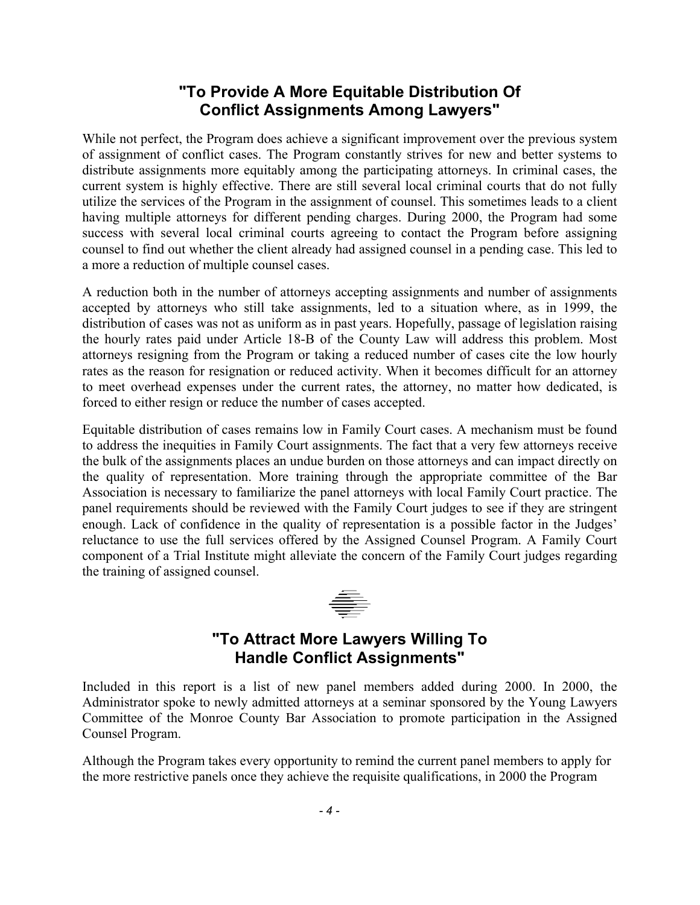## "To Provide A More Equitable Distribution Of Conflict Assignments Among Lawyers"

While not perfect, the Program does achieve a significant improvement over the previous system of assignment of conflict cases. The Program constantly strives for new and better systems to distribute assignments more equitably among the participating attorneys. In criminal cases, the current system is highly effective. There are still several local criminal courts that do not fully utilize the services of the Program in the assignment of counsel. This sometimes leads to a client having multiple attorneys for different pending charges. During 2000, the Program had some success with several local criminal courts agreeing to contact the Program before assigning counsel to find out whether the client already had assigned counsel in a pending case. This led to a more a reduction of multiple counsel cases.

A reduction both in the number of attorneys accepting assignments and number of assignments accepted by attorneys who still take assignments, led to a situation where, as in 1999, the distribution of cases was not as uniform as in past years. Hopefully, passage of legislation raising the hourly rates paid under Article 18-B of the County Law will address this problem. Most attorneys resigning from the Program or taking a reduced number of cases cite the low hourly rates as the reason for resignation or reduced activity. When it becomes difficult for an attorney to meet overhead expenses under the current rates, the attorney, no matter how dedicated, is forced to either resign or reduce the number of cases accepted.

Equitable distribution of cases remains low in Family Court cases. A mechanism must be found to address the inequities in Family Court assignments. The fact that a very few attorneys receive the bulk of the assignments places an undue burden on those attorneys and can impact directly on the quality of representation. More training through the appropriate committee of the Bar Association is necessary to familiarize the panel attorneys with local Family Court practice. The panel requirements should be reviewed with the Family Court judges to see if they are stringent enough. Lack of confidence in the quality of representation is a possible factor in the Judges' reluctance to use the full services offered by the Assigned Counsel Program. A Family Court component of a Trial Institute might alleviate the concern of the Family Court judges regarding the training of assigned counsel.

## "To Attract More Lawyers Willing To Handle Conflict Assignments"

Included in this report is a list of new panel members added during 2000. In 2000, the Administrator spoke to newly admitted attorneys at a seminar sponsored by the Young Lawyers Committee of the Monroe County Bar Association to promote participation in the Assigned Counsel Program.

Although the Program takes every opportunity to remind the current panel members to apply for the more restrictive panels once they achieve the requisite qualifications, in 2000 the Program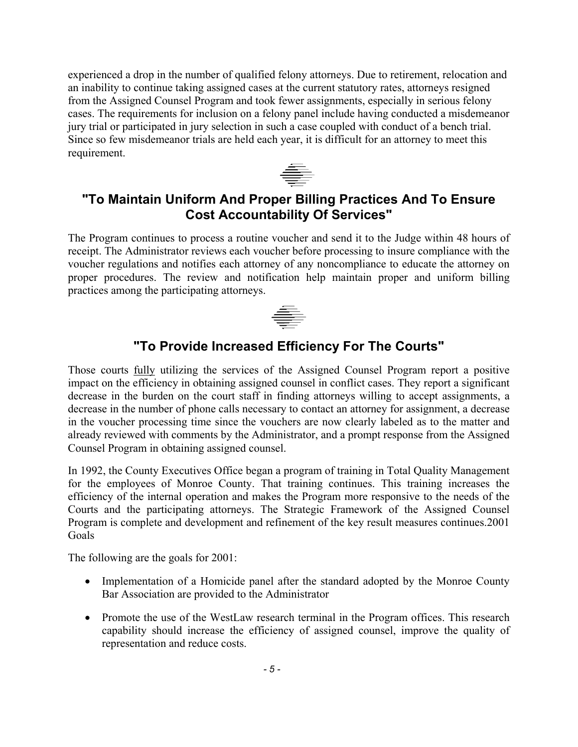experienced a drop in the number of qualified felony attorneys. Due to retirement, relocation and an inability to continue taking assigned cases at the current statutory rates, attorneys resigned from the Assigned Counsel Program and took fewer assignments, especially in serious felony cases. The requirements for inclusion on a felony panel include having conducted a misdemeanor jury trial or participated in jury selection in such a case coupled with conduct of a bench trial. Since so few misdemeanor trials are held each year, it is difficult for an attorney to meet this requirement.

## "To Maintain Uniform And Proper Billing Practices And To Ensure Cost Accountability Of Services"

The Program continues to process a routine voucher and send it to the Judge within 48 hours of receipt. The Administrator reviews each voucher before processing to insure compliance with the voucher regulations and notifies each attorney of any noncompliance to educate the attorney on proper procedures. The review and notification help maintain proper and uniform billing practices among the participating attorneys.

## "To Provide Increased Efficiency For The Courts"

Those courts fully utilizing the services of the Assigned Counsel Program report a positive impact on the efficiency in obtaining assigned counsel in conflict cases. They report a significant decrease in the burden on the court staff in finding attorneys willing to accept assignments, a decrease in the number of phone calls necessary to contact an attorney for assignment, a decrease in the voucher processing time since the vouchers are now clearly labeled as to the matter and already reviewed with comments by the Administrator, and a prompt response from the Assigned Counsel Program in obtaining assigned counsel.

In 1992, the County Executives Office began a program of training in Total Quality Management for the employees of Monroe County. That training continues. This training increases the efficiency of the internal operation and makes the Program more responsive to the needs of the Courts and the participating attorneys. The Strategic Framework of the Assigned Counsel Program is complete and development and refinement of the key result measures continues.2001 Goals

The following are the goals for 2001:

- Implementation of a Homicide panel after the standard adopted by the Monroe County Bar Association are provided to the Administrator
- Promote the use of the WestLaw research terminal in the Program offices. This research capability should increase the efficiency of assigned counsel, improve the quality of representation and reduce costs.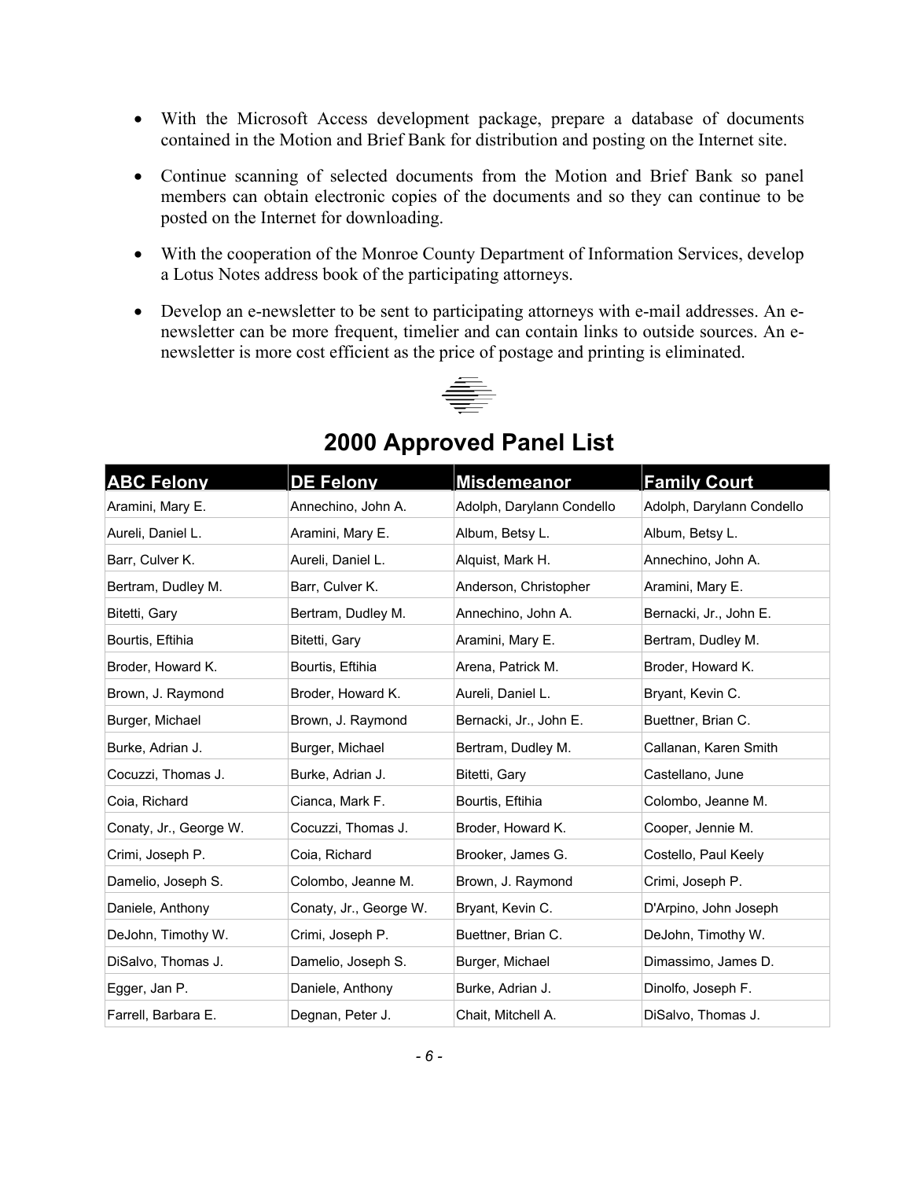- With the Microsoft Access development package, prepare a database of documents contained in the Motion and Brief Bank for distribution and posting on the Internet site.
- Continue scanning of selected documents from the Motion and Brief Bank so panel members can obtain electronic copies of the documents and so they can continue to be posted on the Internet for downloading.
- With the cooperation of the Monroe County Department of Information Services, develop a Lotus Notes address book of the participating attorneys.
- Develop an e-newsletter to be sent to participating attorneys with e-mail addresses. An e-newsletter can be more frequent, timelier and can contain links to outside sources. An e-newsletter is more cost efficient as the price of postage and printing is eliminated.

## 2000 Approved Panel List

| ABC Felony | DE Felony | Misdemeanor | Family Court |
|---|---|---|---|
| Aramini, Mary E. | Annechino, John A. | Adolph, Darylann Condello | Adolph, Darylann Condello |
| Aureli, Daniel L. | Aramini, Mary E. | Album, Betsy L. | Album, Betsy L. |
| Barr, Culver K. | Aureli, Daniel L. | Alquist, Mark H. | Annechino, John A. |
| Bertram, Dudley M. | Barr, Culver K. | Anderson, Christopher | Aramini, Mary E. |
| Bitetti, Gary | Bertram, Dudley M. | Annechino, John A. | Bernacki, Jr., John E. |
| Bourtis, Eftihia | Bitetti, Gary | Aramini, Mary E. | Bertram, Dudley M. |
| Broder, Howard K. | Bourtis, Eftihia | Arena, Patrick M. | Broder, Howard K. |
| Brown, J. Raymond | Broder, Howard K. | Aureli, Daniel L. | Bryant, Kevin C. |
| Burger, Michael | Brown, J. Raymond | Bernacki, Jr., John E. | Buettner, Brian C. |
| Burke, Adrian J. | Burger, Michael | Bertram, Dudley M. | Callanan, Karen Smith |
| Cocuzzi, Thomas J. | Burke, Adrian J. | Bitetti, Gary | Castellano, June |
| Coia, Richard | Cianca, Mark F. | Bourtis, Eftihia | Colombo, Jeanne M. |
| Conaty, Jr., George W. | Cocuzzi, Thomas J. | Broder, Howard K. | Cooper, Jennie M. |
| Crimi, Joseph P. | Coia, Richard | Brooker, James G. | Costello, Paul Keely |
| Damelio, Joseph S. | Colombo, Jeanne M. | Brown, J. Raymond | Crimi, Joseph P. |
| Daniele, Anthony | Conaty, Jr., George W. | Bryant, Kevin C. | D'Arpino, John Joseph |
| DeJohn, Timothy W. | Crimi, Joseph P. | Buettner, Brian C. | DeJohn, Timothy W. |
| DiSalvo, Thomas J. | Damelio, Joseph S. | Burger, Michael | Dimassimo, James D. |
| Egger, Jan P. | Daniele, Anthony | Burke, Adrian J. | Dinolfo, Joseph F. |
| Farrell, Barbara E. | Degnan, Peter J. | Chait, Mitchell A. | DiSalvo, Thomas J. |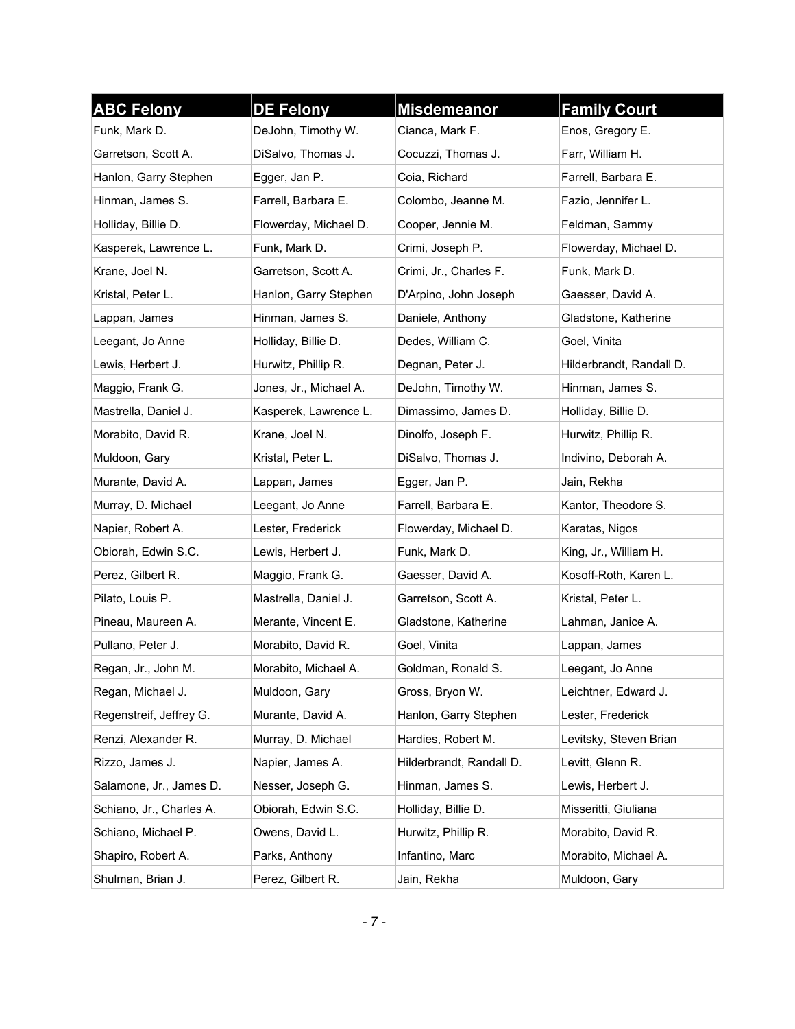| ABC Felony | DE Felony | Misdemeanor | Family Court |
|---|---|---|---|
| Funk, Mark D. | DeJohn, Timothy W. | Cianca, Mark F. | Enos, Gregory E. |
| Garretson, Scott A. | DiSalvo, Thomas J. | Cocuzzi, Thomas J. | Farr, William H. |
| Hanlon, Garry Stephen | Egger, Jan P. | Coia, Richard | Farrell, Barbara E. |
| Hinman, James S. | Farrell, Barbara E. | Colombo, Jeanne M. | Fazio, Jennifer L. |
| Holliday, Billie D. | Flowerday, Michael D. | Cooper, Jennie M. | Feldman, Sammy |
| Kasperek, Lawrence L. | Funk, Mark D. | Crimi, Joseph P. | Flowerday, Michael D. |
| Krane, Joel N. | Garretson, Scott A. | Crimi, Jr., Charles F. | Funk, Mark D. |
| Kristal, Peter L. | Hanlon, Garry Stephen | D'Arpino, John Joseph | Gaesser, David A. |
| Lappan, James | Hinman, James S. | Daniele, Anthony | Gladstone, Katherine |
| Leegant, Jo Anne | Holliday, Billie D. | Dedes, William C. | Goel, Vinita |
| Lewis, Herbert J. | Hurwitz, Phillip R. | Degnan, Peter J. | Hilderbrandt, Randall D. |
| Maggio, Frank G. | Jones, Jr., Michael A. | DeJohn, Timothy W. | Hinman, James S. |
| Mastrella, Daniel J. | Kasperek, Lawrence L. | Dimassimo, James D. | Holliday, Billie D. |
| Morabito, David R. | Krane, Joel N. | Dinolfo, Joseph F. | Hurwitz, Phillip R. |
| Muldoon, Gary | Kristal, Peter L. | DiSalvo, Thomas J. | Indivino, Deborah A. |
| Murante, David A. | Lappan, James | Egger, Jan P. | Jain, Rekha |
| Murray, D. Michael | Leegant, Jo Anne | Farrell, Barbara E. | Kantor, Theodore S. |
| Napier, Robert A. | Lester, Frederick | Flowerday, Michael D. | Karatas, Nigos |
| Obiorah, Edwin S.C. | Lewis, Herbert J. | Funk, Mark D. | King, Jr., William H. |
| Perez, Gilbert R. | Maggio, Frank G. | Gaesser, David A. | Kosoff-Roth, Karen L. |
| Pilato, Louis P. | Mastrella, Daniel J. | Garretson, Scott A. | Kristal, Peter L. |
| Pineau, Maureen A. | Merante, Vincent E. | Gladstone, Katherine | Lahman, Janice A. |
| Pullano, Peter J. | Morabito, David R. | Goel, Vinita | Lappan, James |
| Regan, Jr., John M. | Morabito, Michael A. | Goldman, Ronald S. | Leegant, Jo Anne |
| Regan, Michael J. | Muldoon, Gary | Gross, Bryon W. | Leichtner, Edward J. |
| Regenstreif, Jeffrey G. | Murante, David A. | Hanlon, Garry Stephen | Lester, Frederick |
| Renzi, Alexander R. | Murray, D. Michael | Hardies, Robert M. | Levitsky, Steven Brian |
| Rizzo, James J. | Napier, James A. | Hilderbrandt, Randall D. | Levitt, Glenn R. |
| Salamone, Jr., James D. | Nesser, Joseph G. | Hinman, James S. | Lewis, Herbert J. |
| Schiano, Jr., Charles A. | Obiorah, Edwin S.C. | Holliday, Billie D. | Misseritti, Giuliana |
| Schiano, Michael P. | Owens, David L. | Hurwitz, Phillip R. | Morabito, David R. |
| Shapiro, Robert A. | Parks, Anthony | Infantino, Marc | Morabito, Michael A. |
| Shulman, Brian J. | Perez, Gilbert R. | Jain, Rekha | Muldoon, Gary |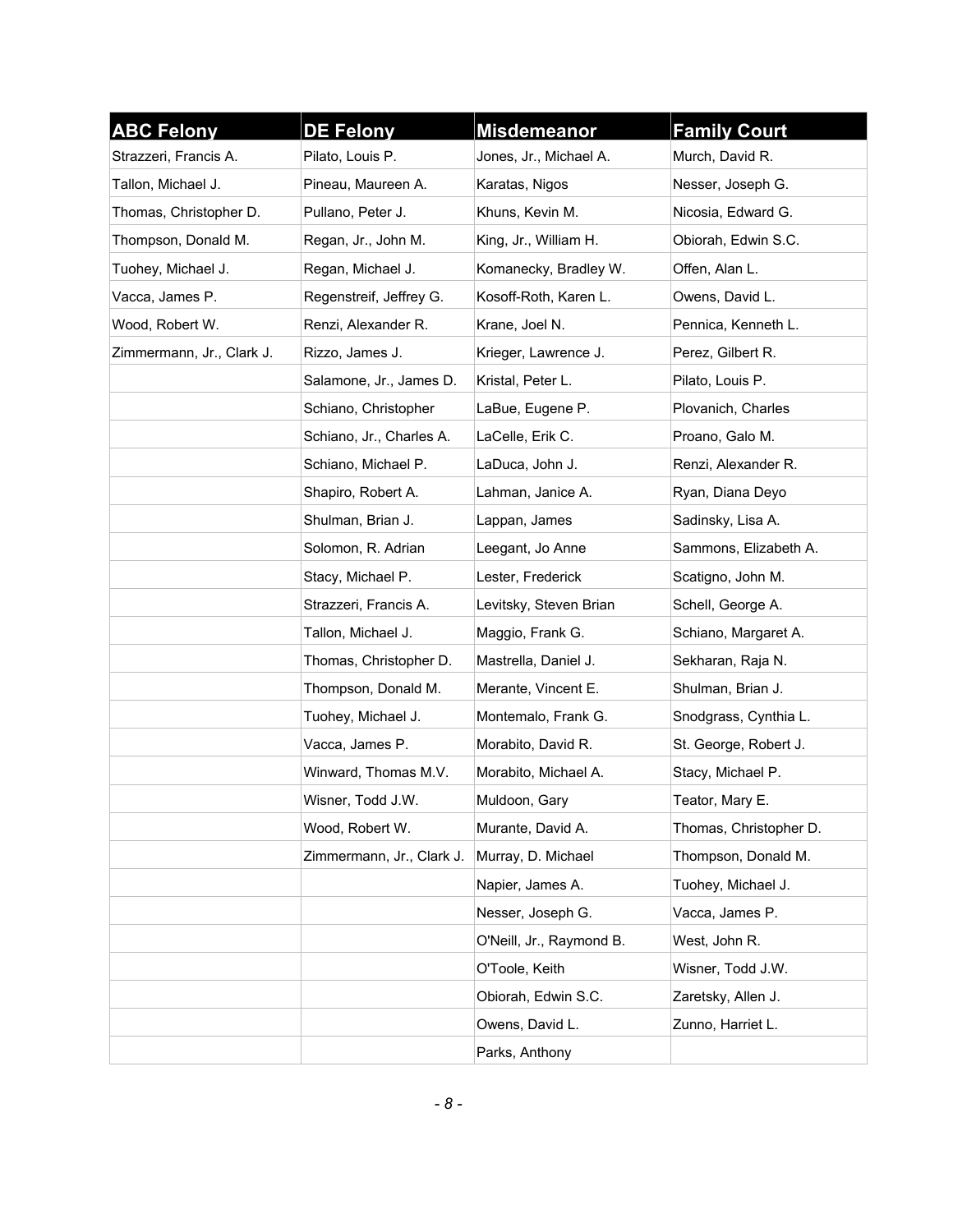| ABC Felony | DE Felony | Misdemeanor | Family Court |
|---|---|---|---|
| Strazzeri, Francis A. | Pilato, Louis P. | Jones, Jr., Michael A. | Murch, David R. |
| Tallon, Michael J. | Pineau, Maureen A. | Karatas, Nigos | Nesser, Joseph G. |
| Thomas, Christopher D. | Pullano, Peter J. | Khuns, Kevin M. | Nicosia, Edward G. |
| Thompson, Donald M. | Regan, Jr., John M. | King, Jr., William H. | Obiorah, Edwin S.C. |
| Tuohey, Michael J. | Regan, Michael J. | Komanecky, Bradley W. | Offen, Alan L. |
| Vacca, James P. | Regenstreif, Jeffrey G. | Kosoff-Roth, Karen L. | Owens, David L. |
| Wood, Robert W. | Renzi, Alexander R. | Krane, Joel N. | Pennica, Kenneth L. |
| Zimmermann, Jr., Clark J. | Rizzo, James J. | Krieger, Lawrence J. | Perez, Gilbert R. |
| | Salamone, Jr., James D. | Kristal, Peter L. | Pilato, Louis P. |
| | Schiano, Christopher | LaBue, Eugene P. | Plovanich, Charles |
| | Schiano, Jr., Charles A. | LaCelle, Erik C. | Proano, Galo M. |
| | Schiano, Michael P. | LaDuca, John J. | Renzi, Alexander R. |
| | Shapiro, Robert A. | Lahman, Janice A. | Ryan, Diana Deyo |
| | Shulman, Brian J. | Lappan, James | Sadinsky, Lisa A. |
| | Solomon, R. Adrian | Leegant, Jo Anne | Sammons, Elizabeth A. |
| | Stacy, Michael P. | Lester, Frederick | Scatigno, John M. |
| | Strazzeri, Francis A. | Levitsky, Steven Brian | Schell, George A. |
| | Tallon, Michael J. | Maggio, Frank G. | Schiano, Margaret A. |
| | Thomas, Christopher D. | Mastrella, Daniel J. | Sekharan, Raja N. |
| | Thompson, Donald M. | Merante, Vincent E. | Shulman, Brian J. |
| | Tuohey, Michael J. | Montemalo, Frank G. | Snodgrass, Cynthia L. |
| | Vacca, James P. | Morabito, David R. | St. George, Robert J. |
| | Winward, Thomas M.V. | Morabito, Michael A. | Stacy, Michael P. |
| | Wisner, Todd J.W. | Muldoon, Gary | Teator, Mary E. |
| | Wood, Robert W. | Murante, David A. | Thomas, Christopher D. |
| | Zimmermann, Jr., Clark J. | Murray, D. Michael | Thompson, Donald M. |
| | | Napier, James A. | Tuohey, Michael J. |
| | | Nesser, Joseph G. | Vacca, James P. |
| | | O'Neill, Jr., Raymond B. | West, John R. |
| | | O'Toole, Keith | Wisner, Todd J.W. |
| | | Obiorah, Edwin S.C. | Zaretsky, Allen J. |
| | | Owens, David L. | Zunno, Harriet L. |
| | | Parks, Anthony | |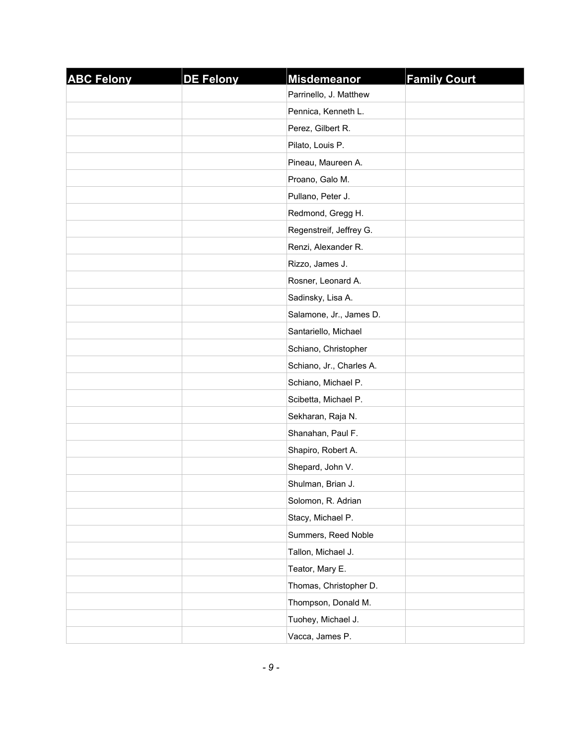| ABC Felony | DE Felony | Misdemeanor | Family Court |
|---|---|---|---|
| | | Parrinello, J. Matthew | |
| | | Pennica, Kenneth L. | |
| | | Perez, Gilbert R. | |
| | | Pilato, Louis P. | |
| | | Pineau, Maureen A. | |
| | | Proano, Galo M. | |
| | | Pullano, Peter J. | |
| | | Redmond, Gregg H. | |
| | | Regenstreif, Jeffrey G. | |
| | | Renzi, Alexander R. | |
| | | Rizzo, James J. | |
| | | Rosner, Leonard A. | |
| | | Sadinsky, Lisa A. | |
| | | Salamone, Jr., James D. | |
| | | Santariello, Michael | |
| | | Schiano, Christopher | |
| | | Schiano, Jr., Charles A. | |
| | | Schiano, Michael P. | |
| | | Scibetta, Michael P. | |
| | | Sekharan, Raja N. | |
| | | Shanahan, Paul F. | |
| | | Shapiro, Robert A. | |
| | | Shepard, John V. | |
| | | Shulman, Brian J. | |
| | | Solomon, R. Adrian | |
| | | Stacy, Michael P. | |
| | | Summers, Reed Noble | |
| | | Tallon, Michael J. | |
| | | Teator, Mary E. | |
| | | Thomas, Christopher D. | |
| | | Thompson, Donald M. | |
| | | Tuohey, Michael J. | |
| | | Vacca, James P. | |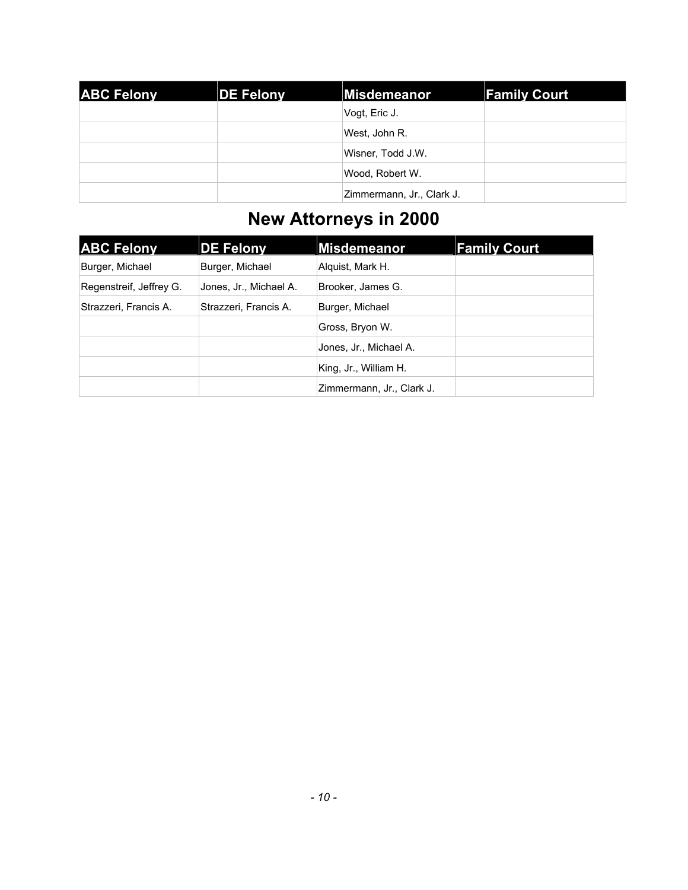| ABC Felony | DE Felony | Misdemeanor | Family Court |
|---|---|---|---|
| | | Vogt, Eric J. | |
| | | West, John R. | |
| | | Wisner, Todd J.W. | |
| | | Wood, Robert W. | |
| | | Zimmermann, Jr., Clark J. | |

# New Attorneys in 2000

| ABC Felony | DE Felony | Misdemeanor | Family Court |
|---|---|---|---|
| Burger, Michael | Burger, Michael | Alquist, Mark H. | |
| Regenstreif, Jeffrey G. | Jones, Jr., Michael A. | Brooker, James G. | |
| Strazzeri, Francis A. | Strazzeri, Francis A. | Burger, Michael | |
| | | Gross, Bryon W. | |
| | | Jones, Jr., Michael A. | |
| | | King, Jr., William H. | |
| | | Zimmermann, Jr., Clark J. | |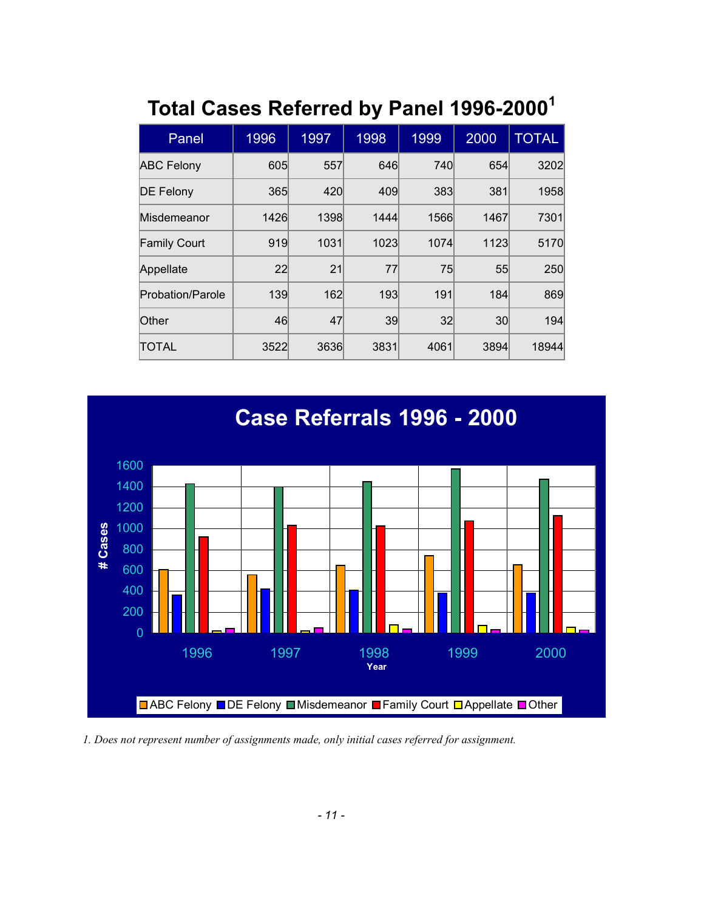# Total Cases Referred by Panel 1996-2000[1]

| Panel | 1996 | 1997 | 1998 | 1999 | 2000 | TOTAL |
|---|---|---|---|---|---|---|
| ABC Felony | 605 | 557 | 646 | 740 | 654 | 3202 |
| DE Felony | 365 | 420 | 409 | 383 | 381 | 1958 |
| Misdemeanor | 1426 | 1398 | 1444 | 1566 | 1467 | 7301 |
| Family Court | 919 | 1031 | 1023 | 1074 | 1123 | 5170 |
| Appellate | 22 | 21 | 77 | 75 | 55 | 250 |
| Probation/Parole | 139 | 162 | 193 | 191 | 184 | 869 |
| Other | 46 | 47 | 39 | 32 | 30 | 194 |
| TOTAL | 3522 | 3636 | 3831 | 4061 | 3894 | 18944 |

## Case Referrals 1996 - 2000

*1. Does not represent number of assignments made, only initial cases referred for assignment.*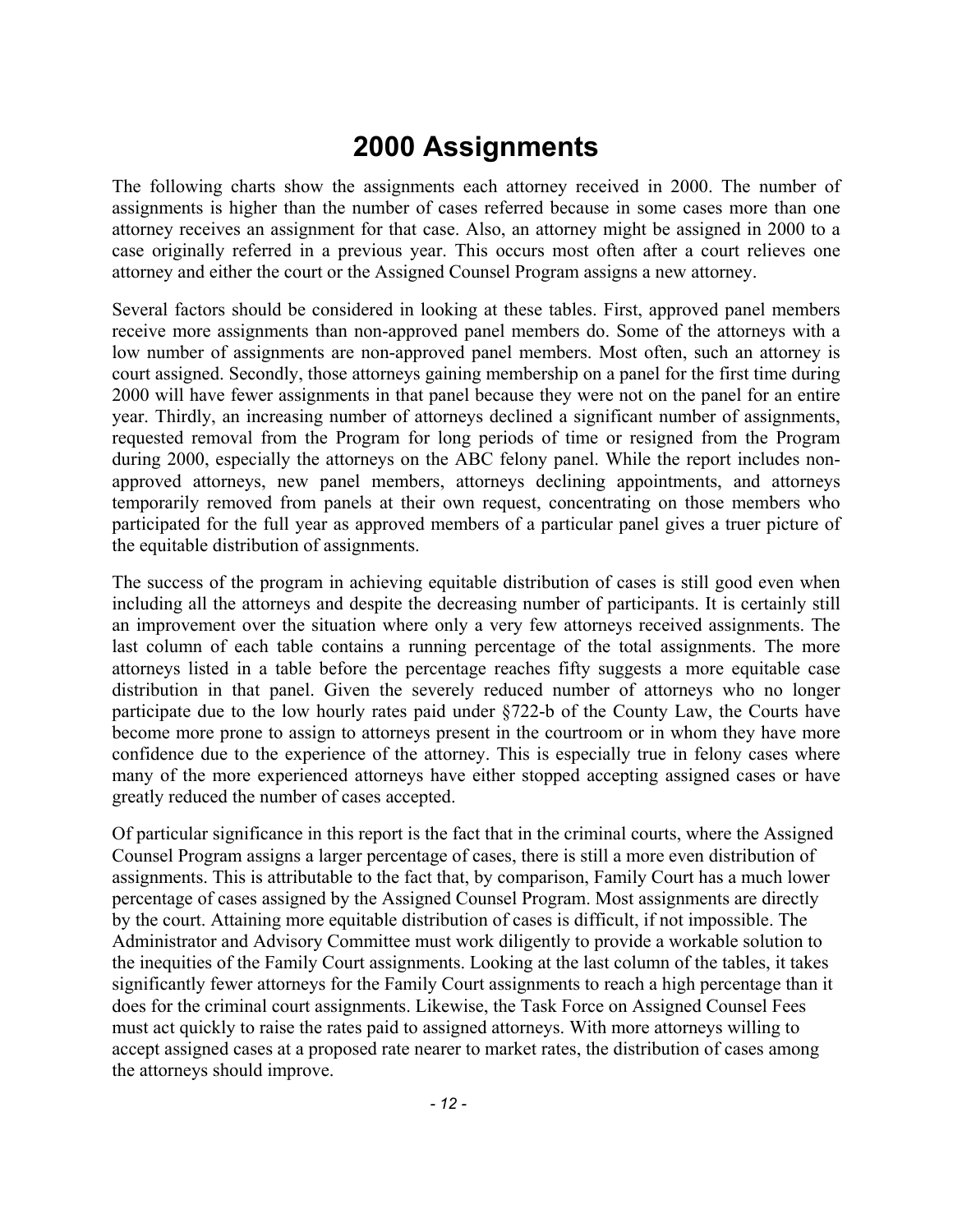# 2000 Assignments

The following charts show the assignments each attorney received in 2000. The number of assignments is higher than the number of cases referred because in some cases more than one attorney receives an assignment for that case. Also, an attorney might be assigned in 2000 to a case originally referred in a previous year. This occurs most often after a court relieves one attorney and either the court or the Assigned Counsel Program assigns a new attorney.

Several factors should be considered in looking at these tables. First, approved panel members receive more assignments than non-approved panel members do. Some of the attorneys with a low number of assignments are non-approved panel members. Most often, such an attorney is court assigned. Secondly, those attorneys gaining membership on a panel for the first time during 2000 will have fewer assignments in that panel because they were not on the panel for an entire year. Thirdly, an increasing number of attorneys declined a significant number of assignments, requested removal from the Program for long periods of time or resigned from the Program during 2000, especially the attorneys on the ABC felony panel. While the report includes non-approved attorneys, new panel members, attorneys declining appointments, and attorneys temporarily removed from panels at their own request, concentrating on those members who participated for the full year as approved members of a particular panel gives a truer picture of the equitable distribution of assignments.

The success of the program in achieving equitable distribution of cases is still good even when including all the attorneys and despite the decreasing number of participants. It is certainly still an improvement over the situation where only a very few attorneys received assignments. The last column of each table contains a running percentage of the total assignments. The more attorneys listed in a table before the percentage reaches fifty suggests a more equitable case distribution in that panel. Given the severely reduced number of attorneys who no longer participate due to the low hourly rates paid under §722-b of the County Law, the Courts have become more prone to assign to attorneys present in the courtroom or in whom they have more confidence due to the experience of the attorney. This is especially true in felony cases where many of the more experienced attorneys have either stopped accepting assigned cases or have greatly reduced the number of cases accepted.

Of particular significance in this report is the fact that in the criminal courts, where the Assigned Counsel Program assigns a larger percentage of cases, there is still a more even distribution of assignments. This is attributable to the fact that, by comparison, Family Court has a much lower percentage of cases assigned by the Assigned Counsel Program. Most assignments are directly by the court. Attaining more equitable distribution of cases is difficult, if not impossible. The Administrator and Advisory Committee must work diligently to provide a workable solution to the inequities of the Family Court assignments. Looking at the last column of the tables, it takes significantly fewer attorneys for the Family Court assignments to reach a high percentage than it does for the criminal court assignments. Likewise, the Task Force on Assigned Counsel Fees must act quickly to raise the rates paid to assigned attorneys. With more attorneys willing to accept assigned cases at a proposed rate nearer to market rates, the distribution of cases among the attorneys should improve.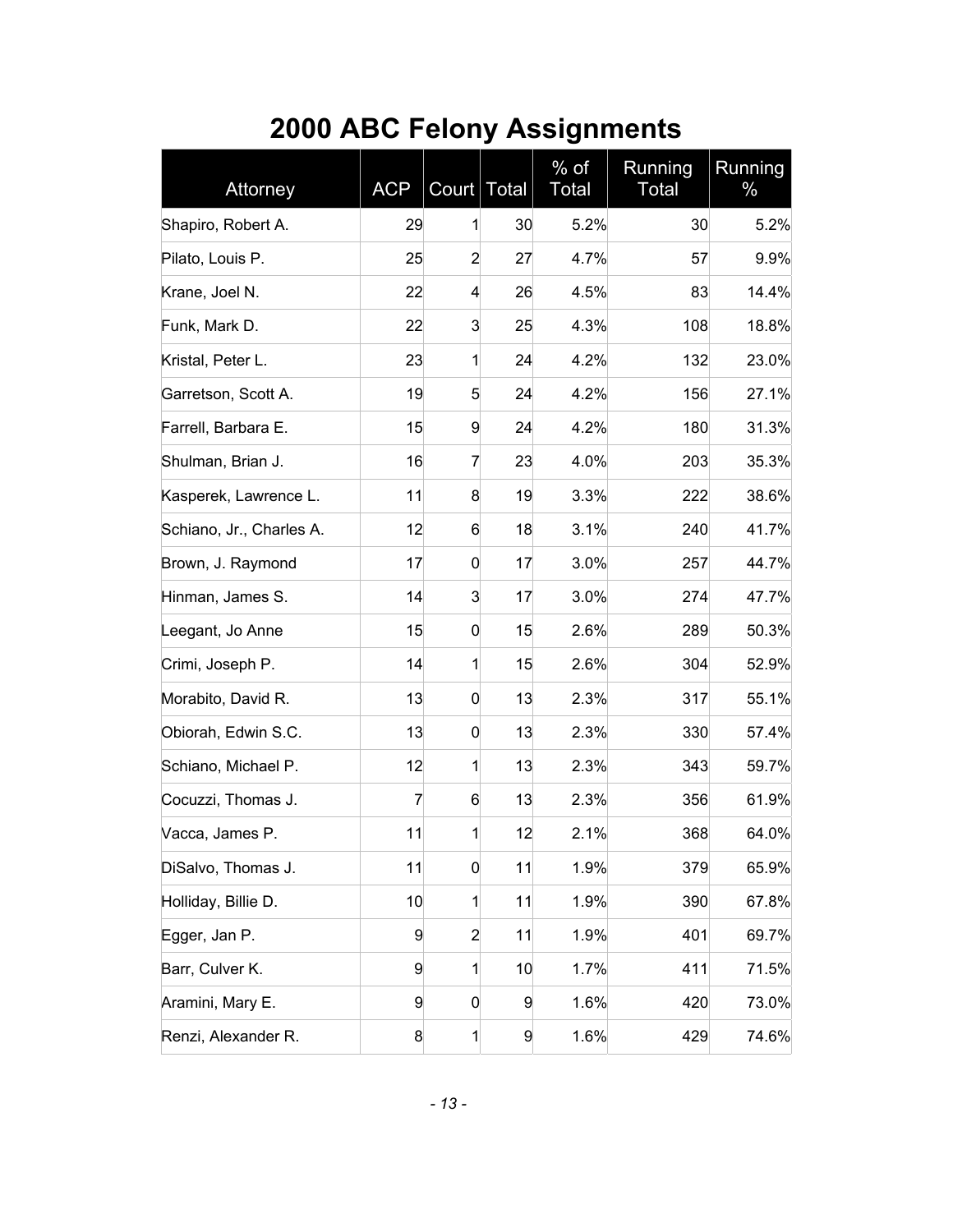# 2000 ABC Felony Assignments

| Attorney | ACP | Court | Total | % of Total | Running Total | Running % |
|---|---|---|---|---|---|---|
| Shapiro, Robert A. | 29 | 1 | 30 | 5.2% | 30 | 5.2% |
| Pilato, Louis P. | 25 | 2 | 27 | 4.7% | 57 | 9.9% |
| Krane, Joel N. | 22 | 4 | 26 | 4.5% | 83 | 14.4% |
| Funk, Mark D. | 22 | 3 | 25 | 4.3% | 108 | 18.8% |
| Kristal, Peter L. | 23 | 1 | 24 | 4.2% | 132 | 23.0% |
| Garretson, Scott A. | 19 | 5 | 24 | 4.2% | 156 | 27.1% |
| Farrell, Barbara E. | 15 | 9 | 24 | 4.2% | 180 | 31.3% |
| Shulman, Brian J. | 16 | 7 | 23 | 4.0% | 203 | 35.3% |
| Kasperek, Lawrence L. | 11 | 8 | 19 | 3.3% | 222 | 38.6% |
| Schiano, Jr., Charles A. | 12 | 6 | 18 | 3.1% | 240 | 41.7% |
| Brown, J. Raymond | 17 | 0 | 17 | 3.0% | 257 | 44.7% |
| Hinman, James S. | 14 | 3 | 17 | 3.0% | 274 | 47.7% |
| Leegant, Jo Anne | 15 | 0 | 15 | 2.6% | 289 | 50.3% |
| Crimi, Joseph P. | 14 | 1 | 15 | 2.6% | 304 | 52.9% |
| Morabito, David R. | 13 | 0 | 13 | 2.3% | 317 | 55.1% |
| Obiorah, Edwin S.C. | 13 | 0 | 13 | 2.3% | 330 | 57.4% |
| Schiano, Michael P. | 12 | 1 | 13 | 2.3% | 343 | 59.7% |
| Cocuzzi, Thomas J. | 7 | 6 | 13 | 2.3% | 356 | 61.9% |
| Vacca, James P. | 11 | 1 | 12 | 2.1% | 368 | 64.0% |
| DiSalvo, Thomas J. | 11 | 0 | 11 | 1.9% | 379 | 65.9% |
| Holliday, Billie D. | 10 | 1 | 11 | 1.9% | 390 | 67.8% |
| Egger, Jan P. | 9 | 2 | 11 | 1.9% | 401 | 69.7% |
| Barr, Culver K. | 9 | 1 | 10 | 1.7% | 411 | 71.5% |
| Aramini, Mary E. | 9 | 0 | 9 | 1.6% | 420 | 73.0% |
| Renzi, Alexander R. | 8 | 1 | 9 | 1.6% | 429 | 74.6% |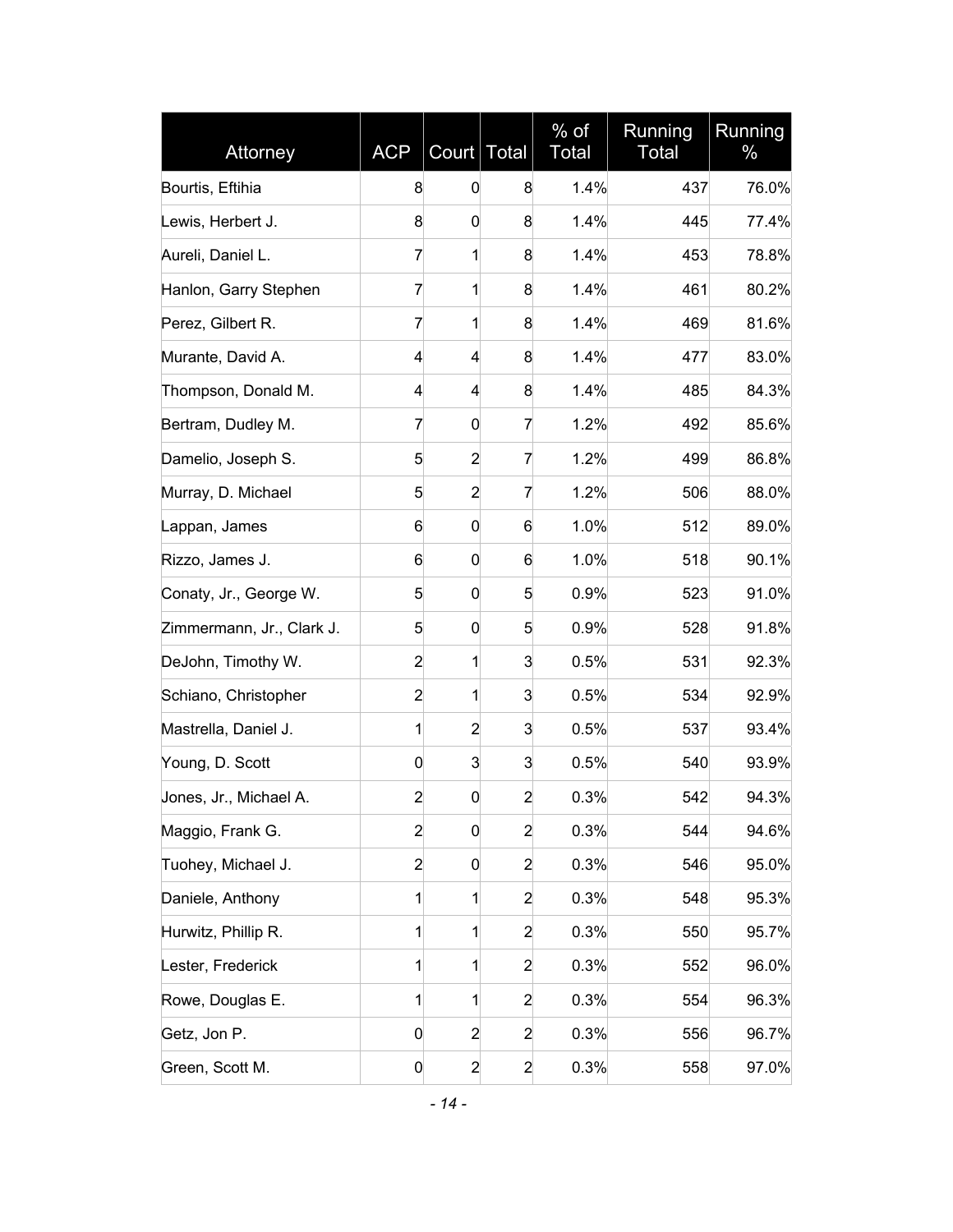| Attorney | ACP | Court | Total | % of Total | Running Total | Running % |
|---|---|---|---|---|---|---|
| Bourtis, Eftihia | 8 | 0 | 8 | 1.4% | 437 | 76.0% |
| Lewis, Herbert J. | 8 | 0 | 8 | 1.4% | 445 | 77.4% |
| Aureli, Daniel L. | 7 | 1 | 8 | 1.4% | 453 | 78.8% |
| Hanlon, Garry Stephen | 7 | 1 | 8 | 1.4% | 461 | 80.2% |
| Perez, Gilbert R. | 7 | 1 | 8 | 1.4% | 469 | 81.6% |
| Murante, David A. | 4 | 4 | 8 | 1.4% | 477 | 83.0% |
| Thompson, Donald M. | 4 | 4 | 8 | 1.4% | 485 | 84.3% |
| Bertram, Dudley M. | 7 | 0 | 7 | 1.2% | 492 | 85.6% |
| Damelio, Joseph S. | 5 | 2 | 7 | 1.2% | 499 | 86.8% |
| Murray, D. Michael | 5 | 2 | 7 | 1.2% | 506 | 88.0% |
| Lappan, James | 6 | 0 | 6 | 1.0% | 512 | 89.0% |
| Rizzo, James J. | 6 | 0 | 6 | 1.0% | 518 | 90.1% |
| Conaty, Jr., George W. | 5 | 0 | 5 | 0.9% | 523 | 91.0% |
| Zimmermann, Jr., Clark J. | 5 | 0 | 5 | 0.9% | 528 | 91.8% |
| DeJohn, Timothy W. | 2 | 1 | 3 | 0.5% | 531 | 92.3% |
| Schiano, Christopher | 2 | 1 | 3 | 0.5% | 534 | 92.9% |
| Mastrella, Daniel J. | 1 | 2 | 3 | 0.5% | 537 | 93.4% |
| Young, D. Scott | 0 | 3 | 3 | 0.5% | 540 | 93.9% |
| Jones, Jr., Michael A. | 2 | 0 | 2 | 0.3% | 542 | 94.3% |
| Maggio, Frank G. | 2 | 0 | 2 | 0.3% | 544 | 94.6% |
| Tuohey, Michael J. | 2 | 0 | 2 | 0.3% | 546 | 95.0% |
| Daniele, Anthony | 1 | 1 | 2 | 0.3% | 548 | 95.3% |
| Hurwitz, Phillip R. | 1 | 1 | 2 | 0.3% | 550 | 95.7% |
| Lester, Frederick | 1 | 1 | 2 | 0.3% | 552 | 96.0% |
| Rowe, Douglas E. | 1 | 1 | 2 | 0.3% | 554 | 96.3% |
| Getz, Jon P. | 0 | 2 | 2 | 0.3% | 556 | 96.7% |
| Green, Scott M. | 0 | 2 | 2 | 0.3% | 558 | 97.0% |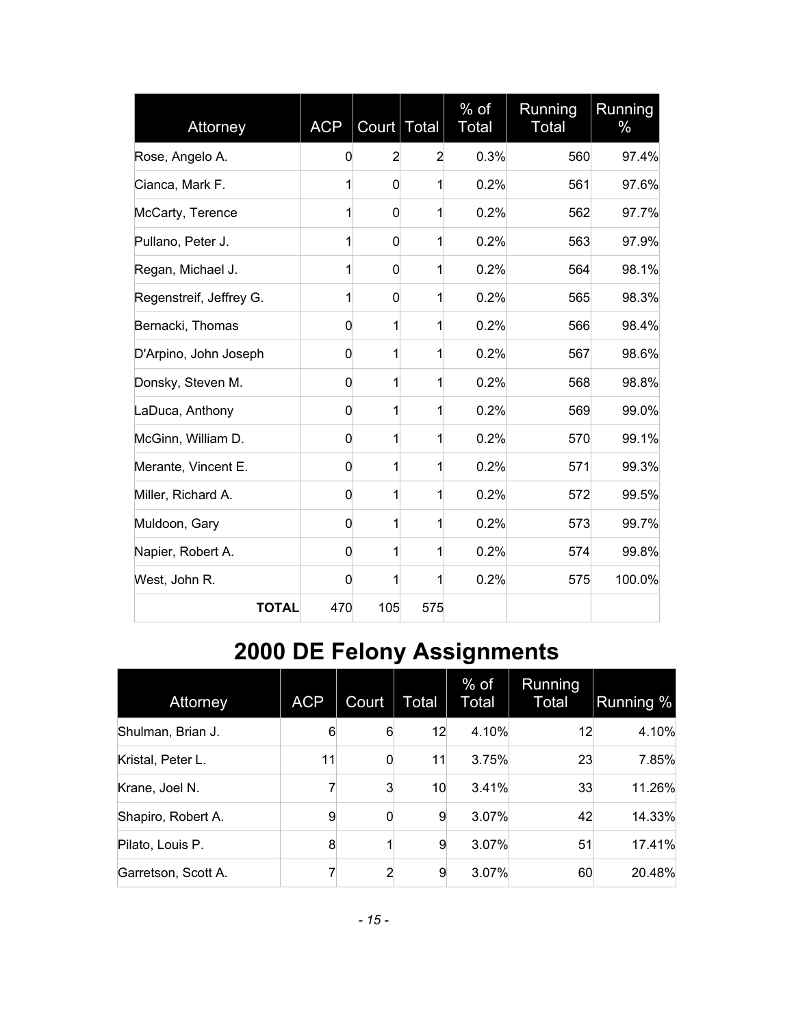| Attorney | ACP | Court | Total | % of Total | Running Total | Running % |
|---|---|---|---|---|---|---|
| Rose, Angelo A. | 0 | 2 | 2 | 0.3% | 560 | 97.4% |
| Cianca, Mark F. | 1 | 0 | 1 | 0.2% | 561 | 97.6% |
| McCarty, Terence | 1 | 0 | 1 | 0.2% | 562 | 97.7% |
| Pullano, Peter J. | 1 | 0 | 1 | 0.2% | 563 | 97.9% |
| Regan, Michael J. | 1 | 0 | 1 | 0.2% | 564 | 98.1% |
| Regenstreif, Jeffrey G. | 1 | 0 | 1 | 0.2% | 565 | 98.3% |
| Bernacki, Thomas | 0 | 1 | 1 | 0.2% | 566 | 98.4% |
| D'Arpino, John Joseph | 0 | 1 | 1 | 0.2% | 567 | 98.6% |
| Donsky, Steven M. | 0 | 1 | 1 | 0.2% | 568 | 98.8% |
| LaDuca, Anthony | 0 | 1 | 1 | 0.2% | 569 | 99.0% |
| McGinn, William D. | 0 | 1 | 1 | 0.2% | 570 | 99.1% |
| Merante, Vincent E. | 0 | 1 | 1 | 0.2% | 571 | 99.3% |
| Miller, Richard A. | 0 | 1 | 1 | 0.2% | 572 | 99.5% |
| Muldoon, Gary | 0 | 1 | 1 | 0.2% | 573 | 99.7% |
| Napier, Robert A. | 0 | 1 | 1 | 0.2% | 574 | 99.8% |
| West, John R. | 0 | 1 | 1 | 0.2% | 575 | 100.0% |
| **TOTAL** | 470 | 105 | 575 | | | |

# 2000 DE Felony Assignments

| Attorney | ACP | Court | Total | % of Total | Running Total | Running % |
|---|---|---|---|---|---|---|
| Shulman, Brian J. | 6 | 6 | 12 | 4.10% | 12 | 4.10% |
| Kristal, Peter L. | 11 | 0 | 11 | 3.75% | 23 | 7.85% |
| Krane, Joel N. | 7 | 3 | 10 | 3.41% | 33 | 11.26% |
| Shapiro, Robert A. | 9 | 0 | 9 | 3.07% | 42 | 14.33% |
| Pilato, Louis P. | 8 | 1 | 9 | 3.07% | 51 | 17.41% |
| Garretson, Scott A. | 7 | 2 | 9 | 3.07% | 60 | 20.48% |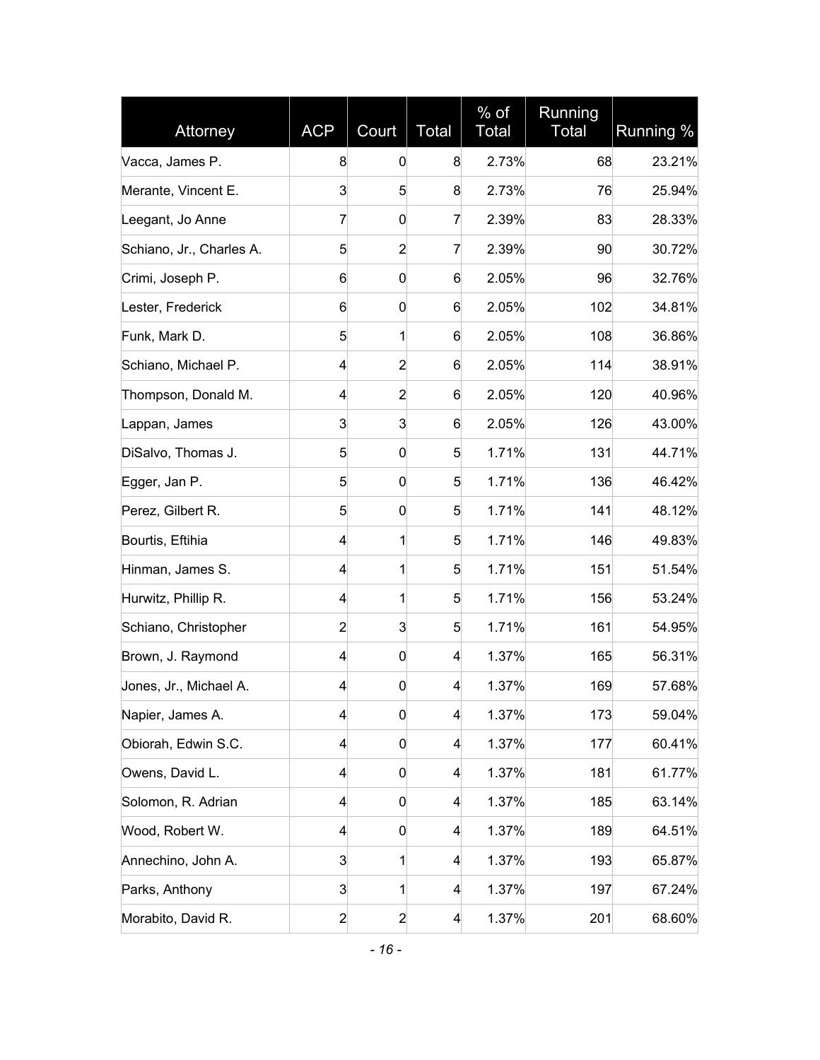| Attorney | ACP | Court | Total | % of Total | Running Total | Running % |
| --- | --- | --- | --- | --- | --- | --- |
| Vacca, James P. | 8 | 0 | 8 | 2.73% | 68 | 23.21% |
| Merante, Vincent E. | 3 | 5 | 8 | 2.73% | 76 | 25.94% |
| Leegant, Jo Anne | 7 | 0 | 7 | 2.39% | 83 | 28.33% |
| Schiano, Jr., Charles A. | 5 | 2 | 7 | 2.39% | 90 | 30.72% |
| Crimi, Joseph P. | 6 | 0 | 6 | 2.05% | 96 | 32.76% |
| Lester, Frederick | 6 | 0 | 6 | 2.05% | 102 | 34.81% |
| Funk, Mark D. | 5 | 1 | 6 | 2.05% | 108 | 36.86% |
| Schiano, Michael P. | 4 | 2 | 6 | 2.05% | 114 | 38.91% |
| Thompson, Donald M. | 4 | 2 | 6 | 2.05% | 120 | 40.96% |
| Lappan, James | 3 | 3 | 6 | 2.05% | 126 | 43.00% |
| DiSalvo, Thomas J. | 5 | 0 | 5 | 1.71% | 131 | 44.71% |
| Egger, Jan P. | 5 | 0 | 5 | 1.71% | 136 | 46.42% |
| Perez, Gilbert R. | 5 | 0 | 5 | 1.71% | 141 | 48.12% |
| Bourtis, Eftihia | 4 | 1 | 5 | 1.71% | 146 | 49.83% |
| Hinman, James S. | 4 | 1 | 5 | 1.71% | 151 | 51.54% |
| Hurwitz, Phillip R. | 4 | 1 | 5 | 1.71% | 156 | 53.24% |
| Schiano, Christopher | 2 | 3 | 5 | 1.71% | 161 | 54.95% |
| Brown, J. Raymond | 4 | 0 | 4 | 1.37% | 165 | 56.31% |
| Jones, Jr., Michael A. | 4 | 0 | 4 | 1.37% | 169 | 57.68% |
| Napier, James A. | 4 | 0 | 4 | 1.37% | 173 | 59.04% |
| Obiorah, Edwin S.C. | 4 | 0 | 4 | 1.37% | 177 | 60.41% |
| Owens, David L. | 4 | 0 | 4 | 1.37% | 181 | 61.77% |
| Solomon, R. Adrian | 4 | 0 | 4 | 1.37% | 185 | 63.14% |
| Wood, Robert W. | 4 | 0 | 4 | 1.37% | 189 | 64.51% |
| Annechino, John A. | 3 | 1 | 4 | 1.37% | 193 | 65.87% |
| Parks, Anthony | 3 | 1 | 4 | 1.37% | 197 | 67.24% |
| Morabito, David R. | 2 | 2 | 4 | 1.37% | 201 | 68.60% |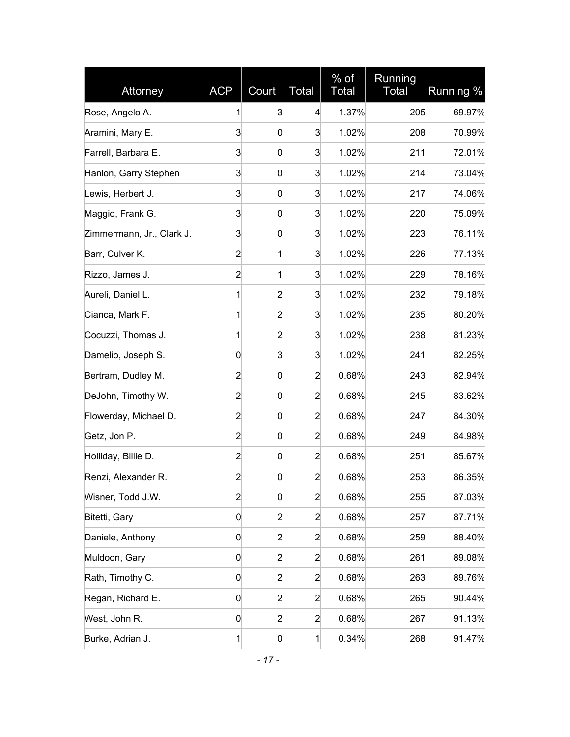| Attorney | ACP | Court | Total | % of Total | Running Total | Running % |
|---|---|---|---|---|---|---|
| Rose, Angelo A. | 1 | 3 | 4 | 1.37% | 205 | 69.97% |
| Aramini, Mary E. | 3 | 0 | 3 | 1.02% | 208 | 70.99% |
| Farrell, Barbara E. | 3 | 0 | 3 | 1.02% | 211 | 72.01% |
| Hanlon, Garry Stephen | 3 | 0 | 3 | 1.02% | 214 | 73.04% |
| Lewis, Herbert J. | 3 | 0 | 3 | 1.02% | 217 | 74.06% |
| Maggio, Frank G. | 3 | 0 | 3 | 1.02% | 220 | 75.09% |
| Zimmermann, Jr., Clark J. | 3 | 0 | 3 | 1.02% | 223 | 76.11% |
| Barr, Culver K. | 2 | 1 | 3 | 1.02% | 226 | 77.13% |
| Rizzo, James J. | 2 | 1 | 3 | 1.02% | 229 | 78.16% |
| Aureli, Daniel L. | 1 | 2 | 3 | 1.02% | 232 | 79.18% |
| Cianca, Mark F. | 1 | 2 | 3 | 1.02% | 235 | 80.20% |
| Cocuzzi, Thomas J. | 1 | 2 | 3 | 1.02% | 238 | 81.23% |
| Damelio, Joseph S. | 0 | 3 | 3 | 1.02% | 241 | 82.25% |
| Bertram, Dudley M. | 2 | 0 | 2 | 0.68% | 243 | 82.94% |
| DeJohn, Timothy W. | 2 | 0 | 2 | 0.68% | 245 | 83.62% |
| Flowerday, Michael D. | 2 | 0 | 2 | 0.68% | 247 | 84.30% |
| Getz, Jon P. | 2 | 0 | 2 | 0.68% | 249 | 84.98% |
| Holliday, Billie D. | 2 | 0 | 2 | 0.68% | 251 | 85.67% |
| Renzi, Alexander R. | 2 | 0 | 2 | 0.68% | 253 | 86.35% |
| Wisner, Todd J.W. | 2 | 0 | 2 | 0.68% | 255 | 87.03% |
| Bitetti, Gary | 0 | 2 | 2 | 0.68% | 257 | 87.71% |
| Daniele, Anthony | 0 | 2 | 2 | 0.68% | 259 | 88.40% |
| Muldoon, Gary | 0 | 2 | 2 | 0.68% | 261 | 89.08% |
| Rath, Timothy C. | 0 | 2 | 2 | 0.68% | 263 | 89.76% |
| Regan, Richard E. | 0 | 2 | 2 | 0.68% | 265 | 90.44% |
| West, John R. | 0 | 2 | 2 | 0.68% | 267 | 91.13% |
| Burke, Adrian J. | 1 | 0 | 1 | 0.34% | 268 | 91.47% |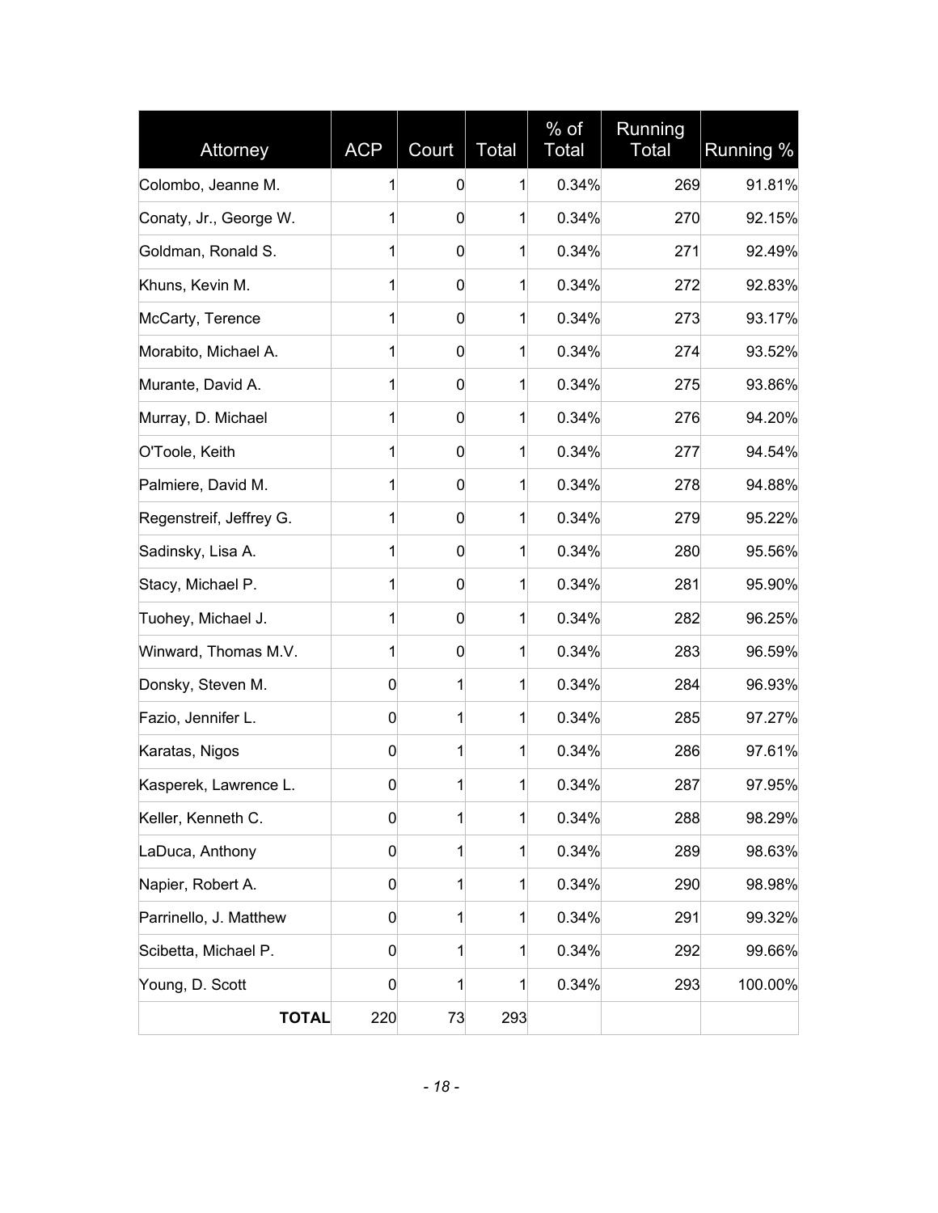| Attorney | ACP | Court | Total | % of Total | Running Total | Running % |
|---|---|---|---|---|---|---|
| Colombo, Jeanne M. | 1 | 0 | 1 | 0.34% | 269 | 91.81% |
| Conaty, Jr., George W. | 1 | 0 | 1 | 0.34% | 270 | 92.15% |
| Goldman, Ronald S. | 1 | 0 | 1 | 0.34% | 271 | 92.49% |
| Khuns, Kevin M. | 1 | 0 | 1 | 0.34% | 272 | 92.83% |
| McCarty, Terence | 1 | 0 | 1 | 0.34% | 273 | 93.17% |
| Morabito, Michael A. | 1 | 0 | 1 | 0.34% | 274 | 93.52% |
| Murante, David A. | 1 | 0 | 1 | 0.34% | 275 | 93.86% |
| Murray, D. Michael | 1 | 0 | 1 | 0.34% | 276 | 94.20% |
| O'Toole, Keith | 1 | 0 | 1 | 0.34% | 277 | 94.54% |
| Palmiere, David M. | 1 | 0 | 1 | 0.34% | 278 | 94.88% |
| Regenstreif, Jeffrey G. | 1 | 0 | 1 | 0.34% | 279 | 95.22% |
| Sadinsky, Lisa A. | 1 | 0 | 1 | 0.34% | 280 | 95.56% |
| Stacy, Michael P. | 1 | 0 | 1 | 0.34% | 281 | 95.90% |
| Tuohey, Michael J. | 1 | 0 | 1 | 0.34% | 282 | 96.25% |
| Winward, Thomas M.V. | 1 | 0 | 1 | 0.34% | 283 | 96.59% |
| Donsky, Steven M. | 0 | 1 | 1 | 0.34% | 284 | 96.93% |
| Fazio, Jennifer L. | 0 | 1 | 1 | 0.34% | 285 | 97.27% |
| Karatas, Nigos | 0 | 1 | 1 | 0.34% | 286 | 97.61% |
| Kasperek, Lawrence L. | 0 | 1 | 1 | 0.34% | 287 | 97.95% |
| Keller, Kenneth C. | 0 | 1 | 1 | 0.34% | 288 | 98.29% |
| LaDuca, Anthony | 0 | 1 | 1 | 0.34% | 289 | 98.63% |
| Napier, Robert A. | 0 | 1 | 1 | 0.34% | 290 | 98.98% |
| Parrinello, J. Matthew | 0 | 1 | 1 | 0.34% | 291 | 99.32% |
| Scibetta, Michael P. | 0 | 1 | 1 | 0.34% | 292 | 99.66% |
| Young, D. Scott | 0 | 1 | 1 | 0.34% | 293 | 100.00% |
| **TOTAL** | 220 | 73 | 293 | | | |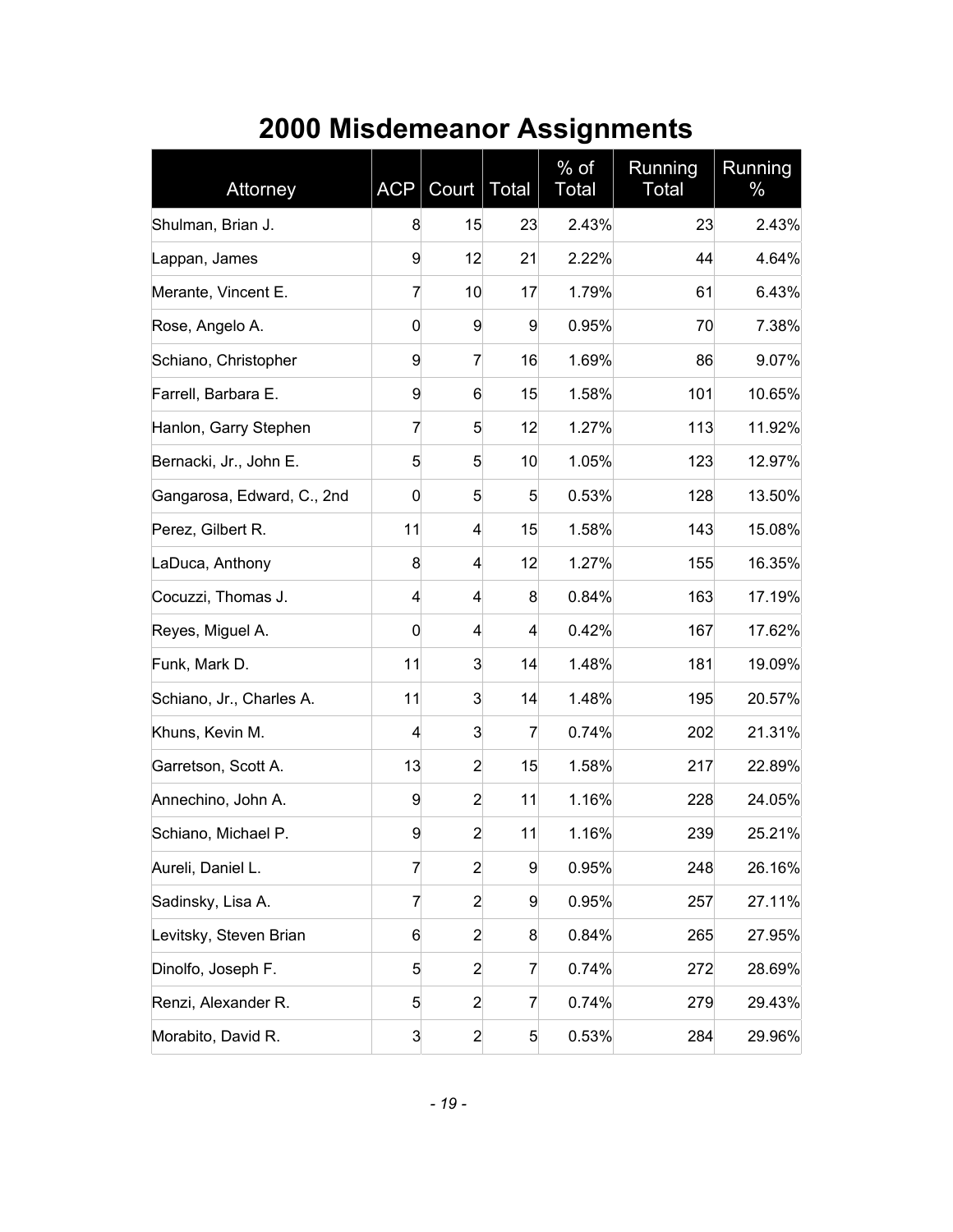# 2000 Misdemeanor Assignments

| Attorney | ACP | Court | Total | % of Total | Running Total | Running % |
|---|---|---|---|---|---|---|
| Shulman, Brian J. | 8 | 15 | 23 | 2.43% | 23 | 2.43% |
| Lappan, James | 9 | 12 | 21 | 2.22% | 44 | 4.64% |
| Merante, Vincent E. | 7 | 10 | 17 | 1.79% | 61 | 6.43% |
| Rose, Angelo A. | 0 | 9 | 9 | 0.95% | 70 | 7.38% |
| Schiano, Christopher | 9 | 7 | 16 | 1.69% | 86 | 9.07% |
| Farrell, Barbara E. | 9 | 6 | 15 | 1.58% | 101 | 10.65% |
| Hanlon, Garry Stephen | 7 | 5 | 12 | 1.27% | 113 | 11.92% |
| Bernacki, Jr., John E. | 5 | 5 | 10 | 1.05% | 123 | 12.97% |
| Gangarosa, Edward, C., 2nd | 0 | 5 | 5 | 0.53% | 128 | 13.50% |
| Perez, Gilbert R. | 11 | 4 | 15 | 1.58% | 143 | 15.08% |
| LaDuca, Anthony | 8 | 4 | 12 | 1.27% | 155 | 16.35% |
| Cocuzzi, Thomas J. | 4 | 4 | 8 | 0.84% | 163 | 17.19% |
| Reyes, Miguel A. | 0 | 4 | 4 | 0.42% | 167 | 17.62% |
| Funk, Mark D. | 11 | 3 | 14 | 1.48% | 181 | 19.09% |
| Schiano, Jr., Charles A. | 11 | 3 | 14 | 1.48% | 195 | 20.57% |
| Khuns, Kevin M. | 4 | 3 | 7 | 0.74% | 202 | 21.31% |
| Garretson, Scott A. | 13 | 2 | 15 | 1.58% | 217 | 22.89% |
| Annechino, John A. | 9 | 2 | 11 | 1.16% | 228 | 24.05% |
| Schiano, Michael P. | 9 | 2 | 11 | 1.16% | 239 | 25.21% |
| Aureli, Daniel L. | 7 | 2 | 9 | 0.95% | 248 | 26.16% |
| Sadinsky, Lisa A. | 7 | 2 | 9 | 0.95% | 257 | 27.11% |
| Levitsky, Steven Brian | 6 | 2 | 8 | 0.84% | 265 | 27.95% |
| Dinolfo, Joseph F. | 5 | 2 | 7 | 0.74% | 272 | 28.69% |
| Renzi, Alexander R. | 5 | 2 | 7 | 0.74% | 279 | 29.43% |
| Morabito, David R. | 3 | 2 | 5 | 0.53% | 284 | 29.96% |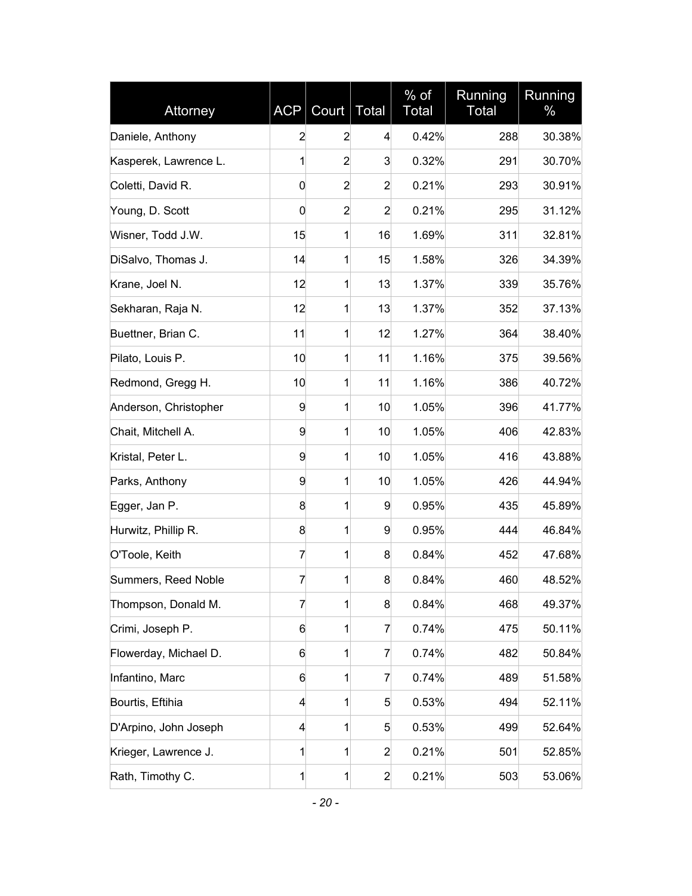| Attorney | ACP | Court | Total | % of Total | Running Total | Running % |
|---|---|---|---|---|---|---|
| Daniele, Anthony | 2 | 2 | 4 | 0.42% | 288 | 30.38% |
| Kasperek, Lawrence L. | 1 | 2 | 3 | 0.32% | 291 | 30.70% |
| Coletti, David R. | 0 | 2 | 2 | 0.21% | 293 | 30.91% |
| Young, D. Scott | 0 | 2 | 2 | 0.21% | 295 | 31.12% |
| Wisner, Todd J.W. | 15 | 1 | 16 | 1.69% | 311 | 32.81% |
| DiSalvo, Thomas J. | 14 | 1 | 15 | 1.58% | 326 | 34.39% |
| Krane, Joel N. | 12 | 1 | 13 | 1.37% | 339 | 35.76% |
| Sekharan, Raja N. | 12 | 1 | 13 | 1.37% | 352 | 37.13% |
| Buettner, Brian C. | 11 | 1 | 12 | 1.27% | 364 | 38.40% |
| Pilato, Louis P. | 10 | 1 | 11 | 1.16% | 375 | 39.56% |
| Redmond, Gregg H. | 10 | 1 | 11 | 1.16% | 386 | 40.72% |
| Anderson, Christopher | 9 | 1 | 10 | 1.05% | 396 | 41.77% |
| Chait, Mitchell A. | 9 | 1 | 10 | 1.05% | 406 | 42.83% |
| Kristal, Peter L. | 9 | 1 | 10 | 1.05% | 416 | 43.88% |
| Parks, Anthony | 9 | 1 | 10 | 1.05% | 426 | 44.94% |
| Egger, Jan P. | 8 | 1 | 9 | 0.95% | 435 | 45.89% |
| Hurwitz, Phillip R. | 8 | 1 | 9 | 0.95% | 444 | 46.84% |
| O'Toole, Keith | 7 | 1 | 8 | 0.84% | 452 | 47.68% |
| Summers, Reed Noble | 7 | 1 | 8 | 0.84% | 460 | 48.52% |
| Thompson, Donald M. | 7 | 1 | 8 | 0.84% | 468 | 49.37% |
| Crimi, Joseph P. | 6 | 1 | 7 | 0.74% | 475 | 50.11% |
| Flowerday, Michael D. | 6 | 1 | 7 | 0.74% | 482 | 50.84% |
| Infantino, Marc | 6 | 1 | 7 | 0.74% | 489 | 51.58% |
| Bourtis, Eftihia | 4 | 1 | 5 | 0.53% | 494 | 52.11% |
| D'Arpino, John Joseph | 4 | 1 | 5 | 0.53% | 499 | 52.64% |
| Krieger, Lawrence J. | 1 | 1 | 2 | 0.21% | 501 | 52.85% |
| Rath, Timothy C. | 1 | 1 | 2 | 0.21% | 503 | 53.06% |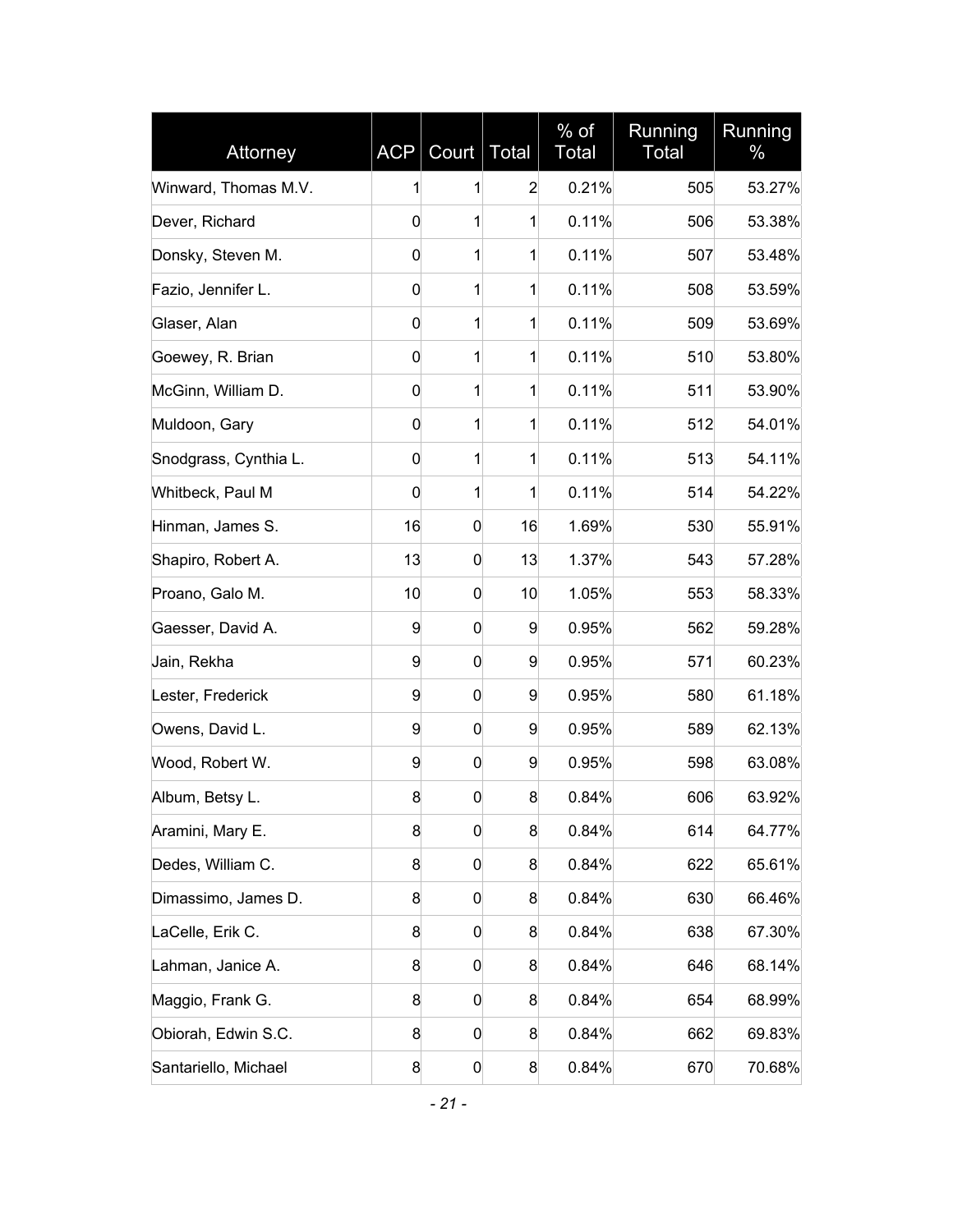| Attorney | ACP | Court | Total | % of Total | Running Total | Running % |
|---|---|---|---|---|---|---|
| Winward, Thomas M.V. | 1 | 1 | 2 | 0.21% | 505 | 53.27% |
| Dever, Richard | 0 | 1 | 1 | 0.11% | 506 | 53.38% |
| Donsky, Steven M. | 0 | 1 | 1 | 0.11% | 507 | 53.48% |
| Fazio, Jennifer L. | 0 | 1 | 1 | 0.11% | 508 | 53.59% |
| Glaser, Alan | 0 | 1 | 1 | 0.11% | 509 | 53.69% |
| Goewey, R. Brian | 0 | 1 | 1 | 0.11% | 510 | 53.80% |
| McGinn, William D. | 0 | 1 | 1 | 0.11% | 511 | 53.90% |
| Muldoon, Gary | 0 | 1 | 1 | 0.11% | 512 | 54.01% |
| Snodgrass, Cynthia L. | 0 | 1 | 1 | 0.11% | 513 | 54.11% |
| Whitbeck, Paul M | 0 | 1 | 1 | 0.11% | 514 | 54.22% |
| Hinman, James S. | 16 | 0 | 16 | 1.69% | 530 | 55.91% |
| Shapiro, Robert A. | 13 | 0 | 13 | 1.37% | 543 | 57.28% |
| Proano, Galo M. | 10 | 0 | 10 | 1.05% | 553 | 58.33% |
| Gaesser, David A. | 9 | 0 | 9 | 0.95% | 562 | 59.28% |
| Jain, Rekha | 9 | 0 | 9 | 0.95% | 571 | 60.23% |
| Lester, Frederick | 9 | 0 | 9 | 0.95% | 580 | 61.18% |
| Owens, David L. | 9 | 0 | 9 | 0.95% | 589 | 62.13% |
| Wood, Robert W. | 9 | 0 | 9 | 0.95% | 598 | 63.08% |
| Album, Betsy L. | 8 | 0 | 8 | 0.84% | 606 | 63.92% |
| Aramini, Mary E. | 8 | 0 | 8 | 0.84% | 614 | 64.77% |
| Dedes, William C. | 8 | 0 | 8 | 0.84% | 622 | 65.61% |
| Dimassimo, James D. | 8 | 0 | 8 | 0.84% | 630 | 66.46% |
| LaCelle, Erik C. | 8 | 0 | 8 | 0.84% | 638 | 67.30% |
| Lahman, Janice A. | 8 | 0 | 8 | 0.84% | 646 | 68.14% |
| Maggio, Frank G. | 8 | 0 | 8 | 0.84% | 654 | 68.99% |
| Obiorah, Edwin S.C. | 8 | 0 | 8 | 0.84% | 662 | 69.83% |
| Santariello, Michael | 8 | 0 | 8 | 0.84% | 670 | 70.68% |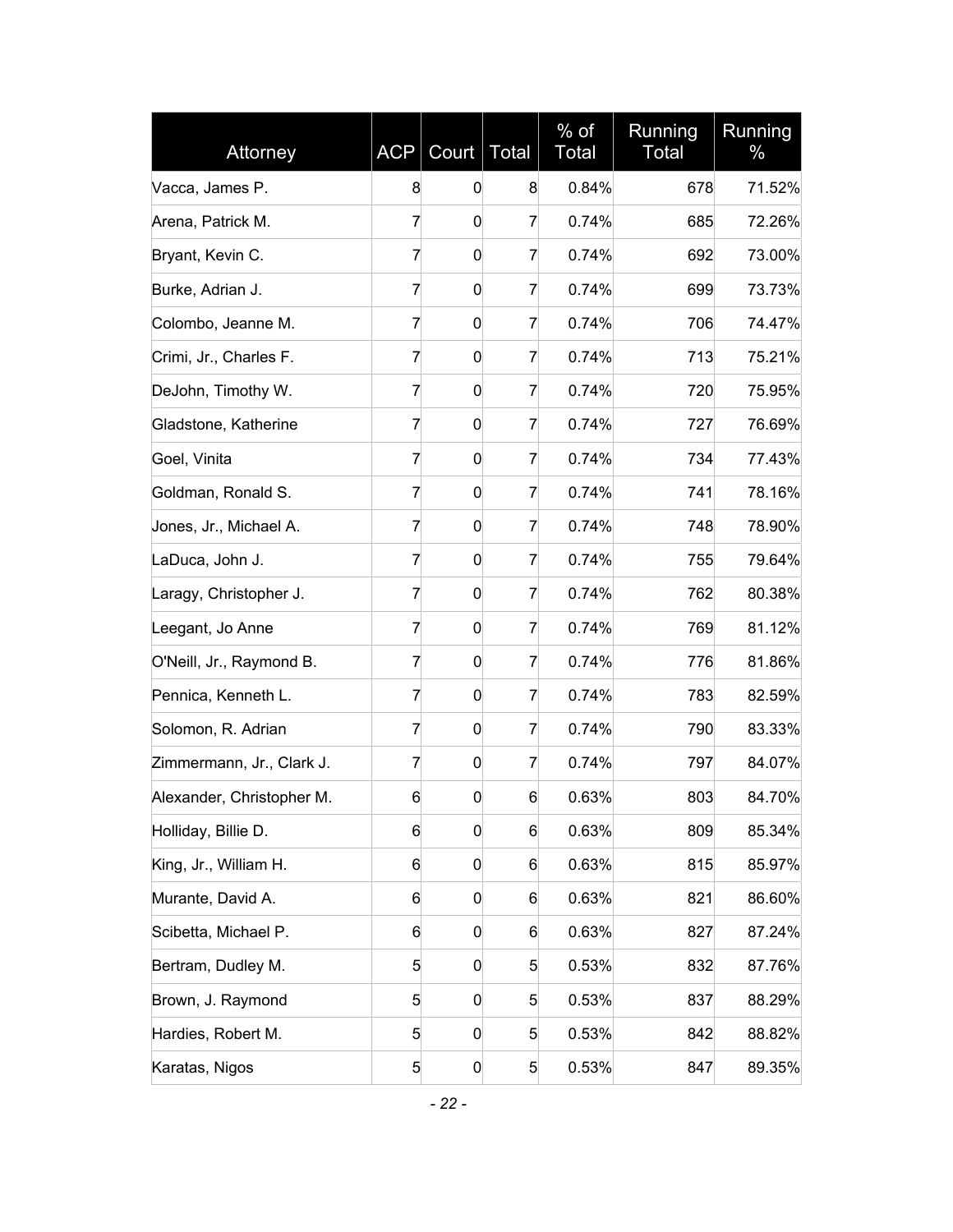| Attorney | ACP | Court | Total | % of Total | Running Total | Running % |
|---|---|---|---|---|---|---|
| Vacca, James P. | 8 | 0 | 8 | 0.84% | 678 | 71.52% |
| Arena, Patrick M. | 7 | 0 | 7 | 0.74% | 685 | 72.26% |
| Bryant, Kevin C. | 7 | 0 | 7 | 0.74% | 692 | 73.00% |
| Burke, Adrian J. | 7 | 0 | 7 | 0.74% | 699 | 73.73% |
| Colombo, Jeanne M. | 7 | 0 | 7 | 0.74% | 706 | 74.47% |
| Crimi, Jr., Charles F. | 7 | 0 | 7 | 0.74% | 713 | 75.21% |
| DeJohn, Timothy W. | 7 | 0 | 7 | 0.74% | 720 | 75.95% |
| Gladstone, Katherine | 7 | 0 | 7 | 0.74% | 727 | 76.69% |
| Goel, Vinita | 7 | 0 | 7 | 0.74% | 734 | 77.43% |
| Goldman, Ronald S. | 7 | 0 | 7 | 0.74% | 741 | 78.16% |
| Jones, Jr., Michael A. | 7 | 0 | 7 | 0.74% | 748 | 78.90% |
| LaDuca, John J. | 7 | 0 | 7 | 0.74% | 755 | 79.64% |
| Laragy, Christopher J. | 7 | 0 | 7 | 0.74% | 762 | 80.38% |
| Leegant, Jo Anne | 7 | 0 | 7 | 0.74% | 769 | 81.12% |
| O'Neill, Jr., Raymond B. | 7 | 0 | 7 | 0.74% | 776 | 81.86% |
| Pennica, Kenneth L. | 7 | 0 | 7 | 0.74% | 783 | 82.59% |
| Solomon, R. Adrian | 7 | 0 | 7 | 0.74% | 790 | 83.33% |
| Zimmermann, Jr., Clark J. | 7 | 0 | 7 | 0.74% | 797 | 84.07% |
| Alexander, Christopher M. | 6 | 0 | 6 | 0.63% | 803 | 84.70% |
| Holliday, Billie D. | 6 | 0 | 6 | 0.63% | 809 | 85.34% |
| King, Jr., William H. | 6 | 0 | 6 | 0.63% | 815 | 85.97% |
| Murante, David A. | 6 | 0 | 6 | 0.63% | 821 | 86.60% |
| Scibetta, Michael P. | 6 | 0 | 6 | 0.63% | 827 | 87.24% |
| Bertram, Dudley M. | 5 | 0 | 5 | 0.53% | 832 | 87.76% |
| Brown, J. Raymond | 5 | 0 | 5 | 0.53% | 837 | 88.29% |
| Hardies, Robert M. | 5 | 0 | 5 | 0.53% | 842 | 88.82% |
| Karatas, Nigos | 5 | 0 | 5 | 0.53% | 847 | 89.35% |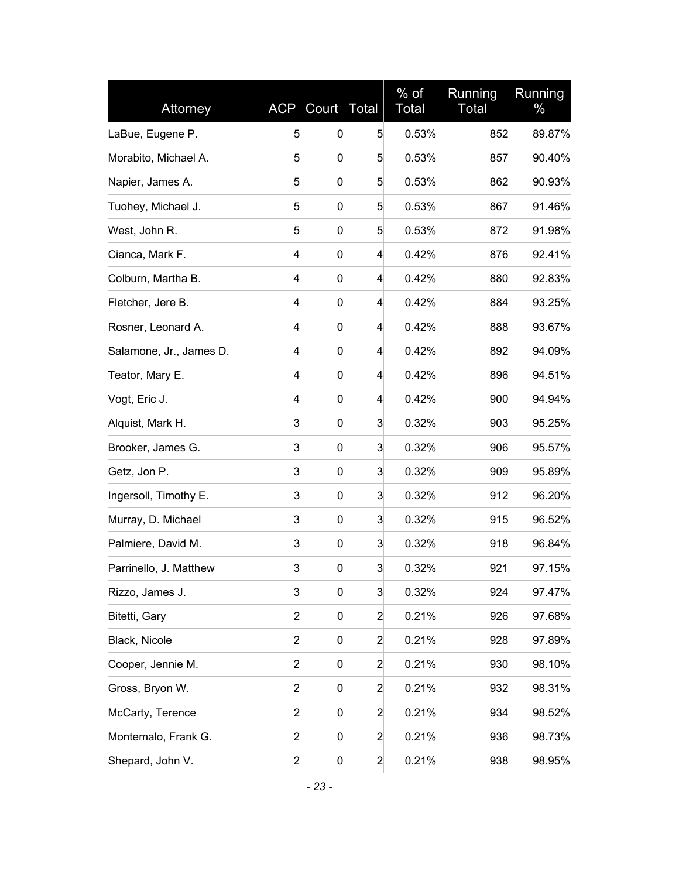| Attorney | ACP | Court | Total | % of Total | Running Total | Running % |
|---|---|---|---|---|---|---|
| LaBue, Eugene P. | 5 | 0 | 5 | 0.53% | 852 | 89.87% |
| Morabito, Michael A. | 5 | 0 | 5 | 0.53% | 857 | 90.40% |
| Napier, James A. | 5 | 0 | 5 | 0.53% | 862 | 90.93% |
| Tuohey, Michael J. | 5 | 0 | 5 | 0.53% | 867 | 91.46% |
| West, John R. | 5 | 0 | 5 | 0.53% | 872 | 91.98% |
| Cianca, Mark F. | 4 | 0 | 4 | 0.42% | 876 | 92.41% |
| Colburn, Martha B. | 4 | 0 | 4 | 0.42% | 880 | 92.83% |
| Fletcher, Jere B. | 4 | 0 | 4 | 0.42% | 884 | 93.25% |
| Rosner, Leonard A. | 4 | 0 | 4 | 0.42% | 888 | 93.67% |
| Salamone, Jr., James D. | 4 | 0 | 4 | 0.42% | 892 | 94.09% |
| Teator, Mary E. | 4 | 0 | 4 | 0.42% | 896 | 94.51% |
| Vogt, Eric J. | 4 | 0 | 4 | 0.42% | 900 | 94.94% |
| Alquist, Mark H. | 3 | 0 | 3 | 0.32% | 903 | 95.25% |
| Brooker, James G. | 3 | 0 | 3 | 0.32% | 906 | 95.57% |
| Getz, Jon P. | 3 | 0 | 3 | 0.32% | 909 | 95.89% |
| Ingersoll, Timothy E. | 3 | 0 | 3 | 0.32% | 912 | 96.20% |
| Murray, D. Michael | 3 | 0 | 3 | 0.32% | 915 | 96.52% |
| Palmiere, David M. | 3 | 0 | 3 | 0.32% | 918 | 96.84% |
| Parrinello, J. Matthew | 3 | 0 | 3 | 0.32% | 921 | 97.15% |
| Rizzo, James J. | 3 | 0 | 3 | 0.32% | 924 | 97.47% |
| Bitetti, Gary | 2 | 0 | 2 | 0.21% | 926 | 97.68% |
| Black, Nicole | 2 | 0 | 2 | 0.21% | 928 | 97.89% |
| Cooper, Jennie M. | 2 | 0 | 2 | 0.21% | 930 | 98.10% |
| Gross, Bryon W. | 2 | 0 | 2 | 0.21% | 932 | 98.31% |
| McCarty, Terence | 2 | 0 | 2 | 0.21% | 934 | 98.52% |
| Montemalo, Frank G. | 2 | 0 | 2 | 0.21% | 936 | 98.73% |
| Shepard, John V. | 2 | 0 | 2 | 0.21% | 938 | 98.95% |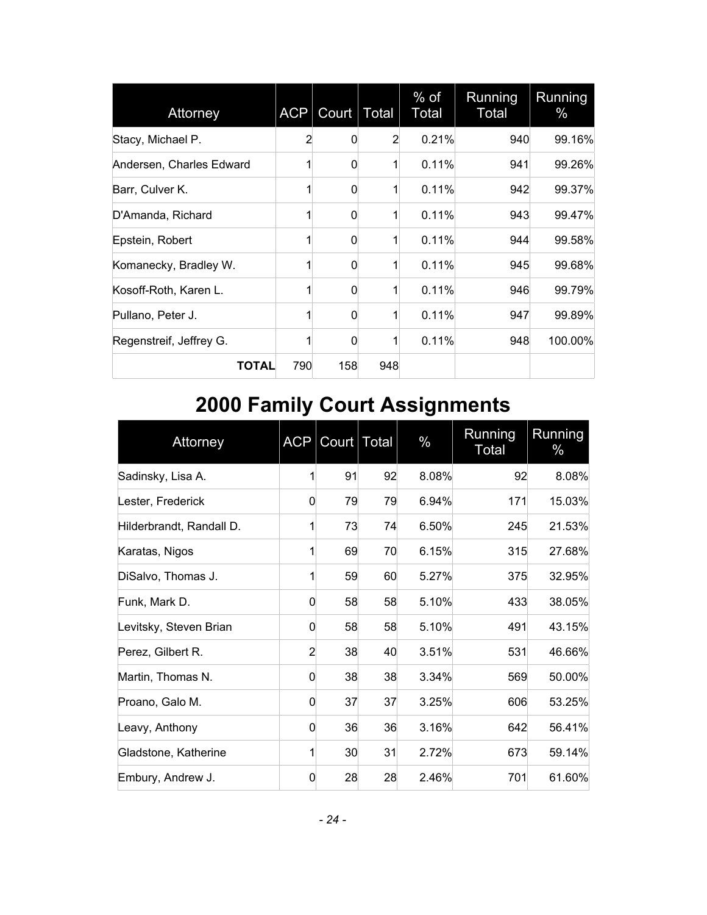| Attorney | ACP | Court | Total | % of Total | Running Total | Running % |
|---|---|---|---|---|---|---|
| Stacy, Michael P. | 2 | 0 | 2 | 0.21% | 940 | 99.16% |
| Andersen, Charles Edward | 1 | 0 | 1 | 0.11% | 941 | 99.26% |
| Barr, Culver K. | 1 | 0 | 1 | 0.11% | 942 | 99.37% |
| D'Amanda, Richard | 1 | 0 | 1 | 0.11% | 943 | 99.47% |
| Epstein, Robert | 1 | 0 | 1 | 0.11% | 944 | 99.58% |
| Komanecky, Bradley W. | 1 | 0 | 1 | 0.11% | 945 | 99.68% |
| Kosoff-Roth, Karen L. | 1 | 0 | 1 | 0.11% | 946 | 99.79% |
| Pullano, Peter J. | 1 | 0 | 1 | 0.11% | 947 | 99.89% |
| Regenstreif, Jeffrey G. | 1 | 0 | 1 | 0.11% | 948 | 100.00% |
| **TOTAL** | 790 | 158 | 948 | | | |

# 2000 Family Court Assignments

| Attorney | ACP | Court | Total | % | Running Total | Running % |
|---|---|---|---|---|---|---|
| Sadinsky, Lisa A. | 1 | 91 | 92 | 8.08% | 92 | 8.08% |
| Lester, Frederick | 0 | 79 | 79 | 6.94% | 171 | 15.03% |
| Hilderbrandt, Randall D. | 1 | 73 | 74 | 6.50% | 245 | 21.53% |
| Karatas, Nigos | 1 | 69 | 70 | 6.15% | 315 | 27.68% |
| DiSalvo, Thomas J. | 1 | 59 | 60 | 5.27% | 375 | 32.95% |
| Funk, Mark D. | 0 | 58 | 58 | 5.10% | 433 | 38.05% |
| Levitsky, Steven Brian | 0 | 58 | 58 | 5.10% | 491 | 43.15% |
| Perez, Gilbert R. | 2 | 38 | 40 | 3.51% | 531 | 46.66% |
| Martin, Thomas N. | 0 | 38 | 38 | 3.34% | 569 | 50.00% |
| Proano, Galo M. | 0 | 37 | 37 | 3.25% | 606 | 53.25% |
| Leavy, Anthony | 0 | 36 | 36 | 3.16% | 642 | 56.41% |
| Gladstone, Katherine | 1 | 30 | 31 | 2.72% | 673 | 59.14% |
| Embury, Andrew J. | 0 | 28 | 28 | 2.46% | 701 | 61.60% |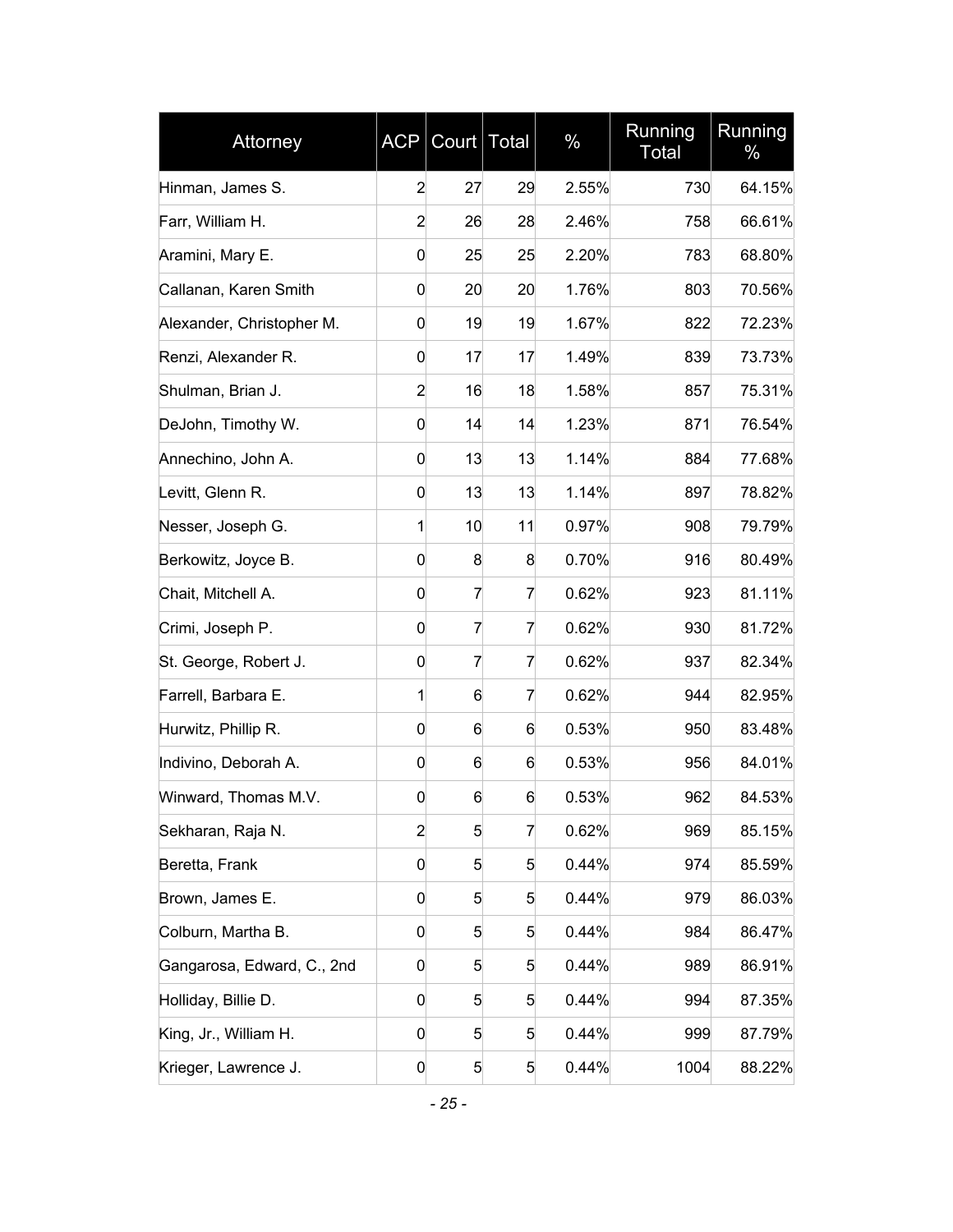| Attorney | ACP | Court | Total | % | Running Total | Running % |
|---|---|---|---|---|---|---|
| Hinman, James S. | 2 | 27 | 29 | 2.55% | 730 | 64.15% |
| Farr, William H. | 2 | 26 | 28 | 2.46% | 758 | 66.61% |
| Aramini, Mary E. | 0 | 25 | 25 | 2.20% | 783 | 68.80% |
| Callanan, Karen Smith | 0 | 20 | 20 | 1.76% | 803 | 70.56% |
| Alexander, Christopher M. | 0 | 19 | 19 | 1.67% | 822 | 72.23% |
| Renzi, Alexander R. | 0 | 17 | 17 | 1.49% | 839 | 73.73% |
| Shulman, Brian J. | 2 | 16 | 18 | 1.58% | 857 | 75.31% |
| DeJohn, Timothy W. | 0 | 14 | 14 | 1.23% | 871 | 76.54% |
| Annechino, John A. | 0 | 13 | 13 | 1.14% | 884 | 77.68% |
| Levitt, Glenn R. | 0 | 13 | 13 | 1.14% | 897 | 78.82% |
| Nesser, Joseph G. | 1 | 10 | 11 | 0.97% | 908 | 79.79% |
| Berkowitz, Joyce B. | 0 | 8 | 8 | 0.70% | 916 | 80.49% |
| Chait, Mitchell A. | 0 | 7 | 7 | 0.62% | 923 | 81.11% |
| Crimi, Joseph P. | 0 | 7 | 7 | 0.62% | 930 | 81.72% |
| St. George, Robert J. | 0 | 7 | 7 | 0.62% | 937 | 82.34% |
| Farrell, Barbara E. | 1 | 6 | 7 | 0.62% | 944 | 82.95% |
| Hurwitz, Phillip R. | 0 | 6 | 6 | 0.53% | 950 | 83.48% |
| Indivino, Deborah A. | 0 | 6 | 6 | 0.53% | 956 | 84.01% |
| Winward, Thomas M.V. | 0 | 6 | 6 | 0.53% | 962 | 84.53% |
| Sekharan, Raja N. | 2 | 5 | 7 | 0.62% | 969 | 85.15% |
| Beretta, Frank | 0 | 5 | 5 | 0.44% | 974 | 85.59% |
| Brown, James E. | 0 | 5 | 5 | 0.44% | 979 | 86.03% |
| Colburn, Martha B. | 0 | 5 | 5 | 0.44% | 984 | 86.47% |
| Gangarosa, Edward, C., 2nd | 0 | 5 | 5 | 0.44% | 989 | 86.91% |
| Holliday, Billie D. | 0 | 5 | 5 | 0.44% | 994 | 87.35% |
| King, Jr., William H. | 0 | 5 | 5 | 0.44% | 999 | 87.79% |
| Krieger, Lawrence J. | 0 | 5 | 5 | 0.44% | 1004 | 88.22% |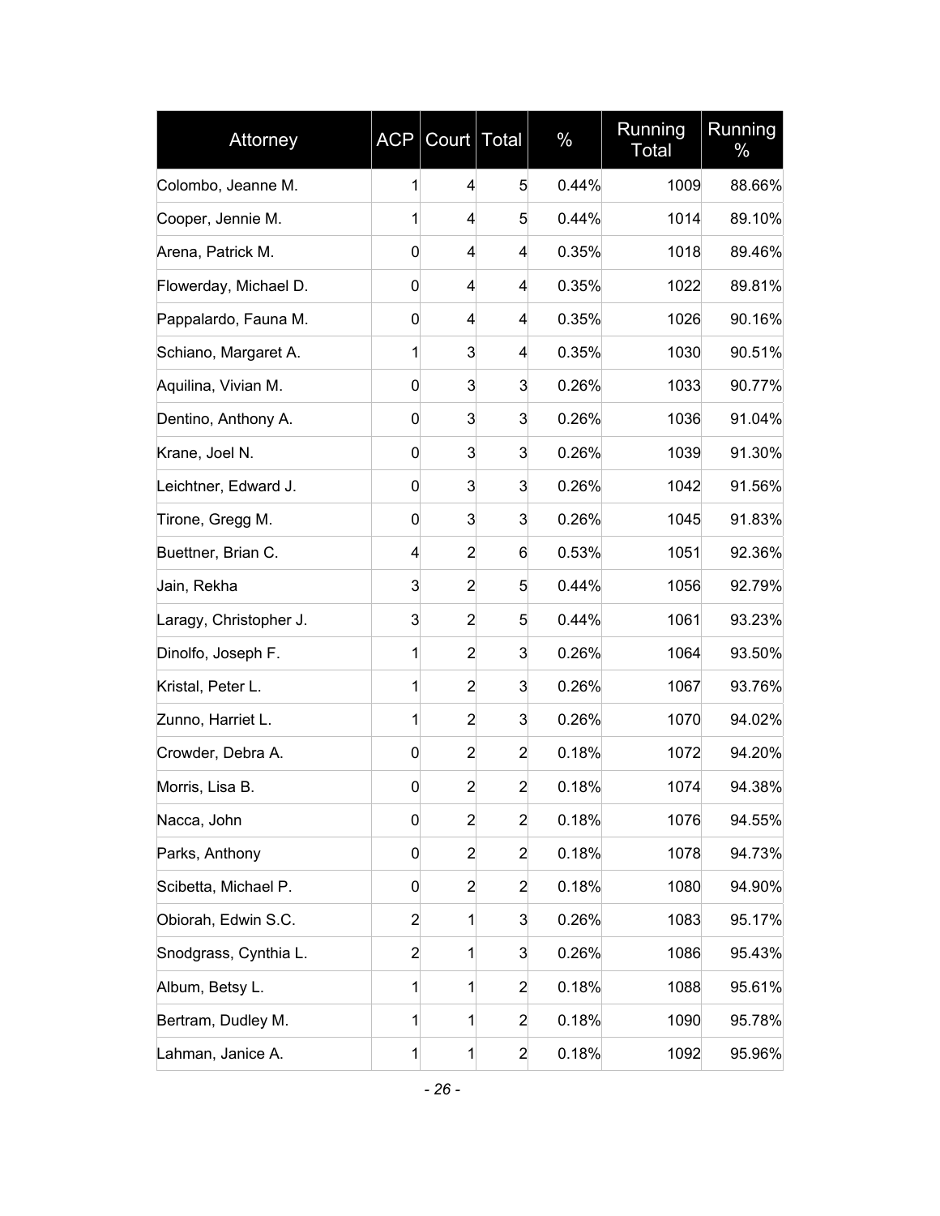| Attorney | ACP | Court | Total | % | Running Total | Running % |
|---|---|---|---|---|---|---|
| Colombo, Jeanne M. | 1 | 4 | 5 | 0.44% | 1009 | 88.66% |
| Cooper, Jennie M. | 1 | 4 | 5 | 0.44% | 1014 | 89.10% |
| Arena, Patrick M. | 0 | 4 | 4 | 0.35% | 1018 | 89.46% |
| Flowerday, Michael D. | 0 | 4 | 4 | 0.35% | 1022 | 89.81% |
| Pappalardo, Fauna M. | 0 | 4 | 4 | 0.35% | 1026 | 90.16% |
| Schiano, Margaret A. | 1 | 3 | 4 | 0.35% | 1030 | 90.51% |
| Aquilina, Vivian M. | 0 | 3 | 3 | 0.26% | 1033 | 90.77% |
| Dentino, Anthony A. | 0 | 3 | 3 | 0.26% | 1036 | 91.04% |
| Krane, Joel N. | 0 | 3 | 3 | 0.26% | 1039 | 91.30% |
| Leichtner, Edward J. | 0 | 3 | 3 | 0.26% | 1042 | 91.56% |
| Tirone, Gregg M. | 0 | 3 | 3 | 0.26% | 1045 | 91.83% |
| Buettner, Brian C. | 4 | 2 | 6 | 0.53% | 1051 | 92.36% |
| Jain, Rekha | 3 | 2 | 5 | 0.44% | 1056 | 92.79% |
| Laragy, Christopher J. | 3 | 2 | 5 | 0.44% | 1061 | 93.23% |
| Dinolfo, Joseph F. | 1 | 2 | 3 | 0.26% | 1064 | 93.50% |
| Kristal, Peter L. | 1 | 2 | 3 | 0.26% | 1067 | 93.76% |
| Zunno, Harriet L. | 1 | 2 | 3 | 0.26% | 1070 | 94.02% |
| Crowder, Debra A. | 0 | 2 | 2 | 0.18% | 1072 | 94.20% |
| Morris, Lisa B. | 0 | 2 | 2 | 0.18% | 1074 | 94.38% |
| Nacca, John | 0 | 2 | 2 | 0.18% | 1076 | 94.55% |
| Parks, Anthony | 0 | 2 | 2 | 0.18% | 1078 | 94.73% |
| Scibetta, Michael P. | 0 | 2 | 2 | 0.18% | 1080 | 94.90% |
| Obiorah, Edwin S.C. | 2 | 1 | 3 | 0.26% | 1083 | 95.17% |
| Snodgrass, Cynthia L. | 2 | 1 | 3 | 0.26% | 1086 | 95.43% |
| Album, Betsy L. | 1 | 1 | 2 | 0.18% | 1088 | 95.61% |
| Bertram, Dudley M. | 1 | 1 | 2 | 0.18% | 1090 | 95.78% |
| Lahman, Janice A. | 1 | 1 | 2 | 0.18% | 1092 | 95.96% |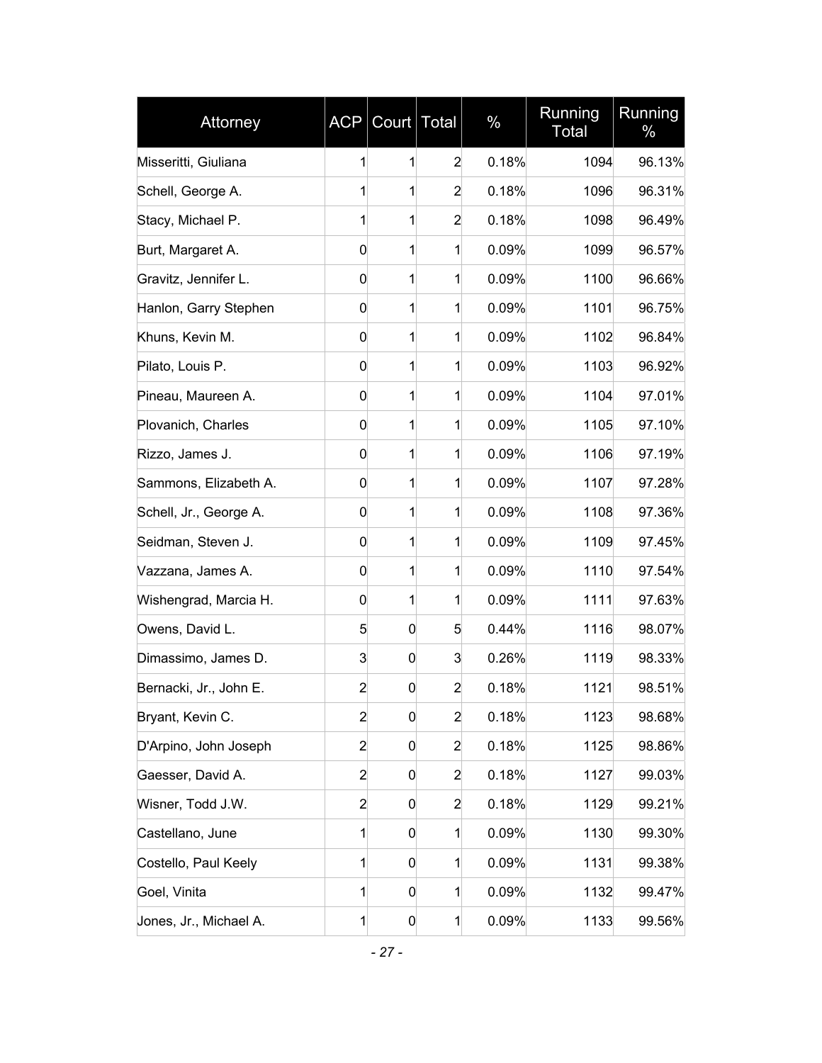| Attorney | ACP | Court | Total | % | Running Total | Running % |
|---|---|---|---|---|---|---|
| Misseritti, Giuliana | 1 | 1 | 2 | 0.18% | 1094 | 96.13% |
| Schell, George A. | 1 | 1 | 2 | 0.18% | 1096 | 96.31% |
| Stacy, Michael P. | 1 | 1 | 2 | 0.18% | 1098 | 96.49% |
| Burt, Margaret A. | 0 | 1 | 1 | 0.09% | 1099 | 96.57% |
| Gravitz, Jennifer L. | 0 | 1 | 1 | 0.09% | 1100 | 96.66% |
| Hanlon, Garry Stephen | 0 | 1 | 1 | 0.09% | 1101 | 96.75% |
| Khuns, Kevin M. | 0 | 1 | 1 | 0.09% | 1102 | 96.84% |
| Pilato, Louis P. | 0 | 1 | 1 | 0.09% | 1103 | 96.92% |
| Pineau, Maureen A. | 0 | 1 | 1 | 0.09% | 1104 | 97.01% |
| Plovanich, Charles | 0 | 1 | 1 | 0.09% | 1105 | 97.10% |
| Rizzo, James J. | 0 | 1 | 1 | 0.09% | 1106 | 97.19% |
| Sammons, Elizabeth A. | 0 | 1 | 1 | 0.09% | 1107 | 97.28% |
| Schell, Jr., George A. | 0 | 1 | 1 | 0.09% | 1108 | 97.36% |
| Seidman, Steven J. | 0 | 1 | 1 | 0.09% | 1109 | 97.45% |
| Vazzana, James A. | 0 | 1 | 1 | 0.09% | 1110 | 97.54% |
| Wishengrad, Marcia H. | 0 | 1 | 1 | 0.09% | 1111 | 97.63% |
| Owens, David L. | 5 | 0 | 5 | 0.44% | 1116 | 98.07% |
| Dimassimo, James D. | 3 | 0 | 3 | 0.26% | 1119 | 98.33% |
| Bernacki, Jr., John E. | 2 | 0 | 2 | 0.18% | 1121 | 98.51% |
| Bryant, Kevin C. | 2 | 0 | 2 | 0.18% | 1123 | 98.68% |
| D'Arpino, John Joseph | 2 | 0 | 2 | 0.18% | 1125 | 98.86% |
| Gaesser, David A. | 2 | 0 | 2 | 0.18% | 1127 | 99.03% |
| Wisner, Todd J.W. | 2 | 0 | 2 | 0.18% | 1129 | 99.21% |
| Castellano, June | 1 | 0 | 1 | 0.09% | 1130 | 99.30% |
| Costello, Paul Keely | 1 | 0 | 1 | 0.09% | 1131 | 99.38% |
| Goel, Vinita | 1 | 0 | 1 | 0.09% | 1132 | 99.47% |
| Jones, Jr., Michael A. | 1 | 0 | 1 | 0.09% | 1133 | 99.56% |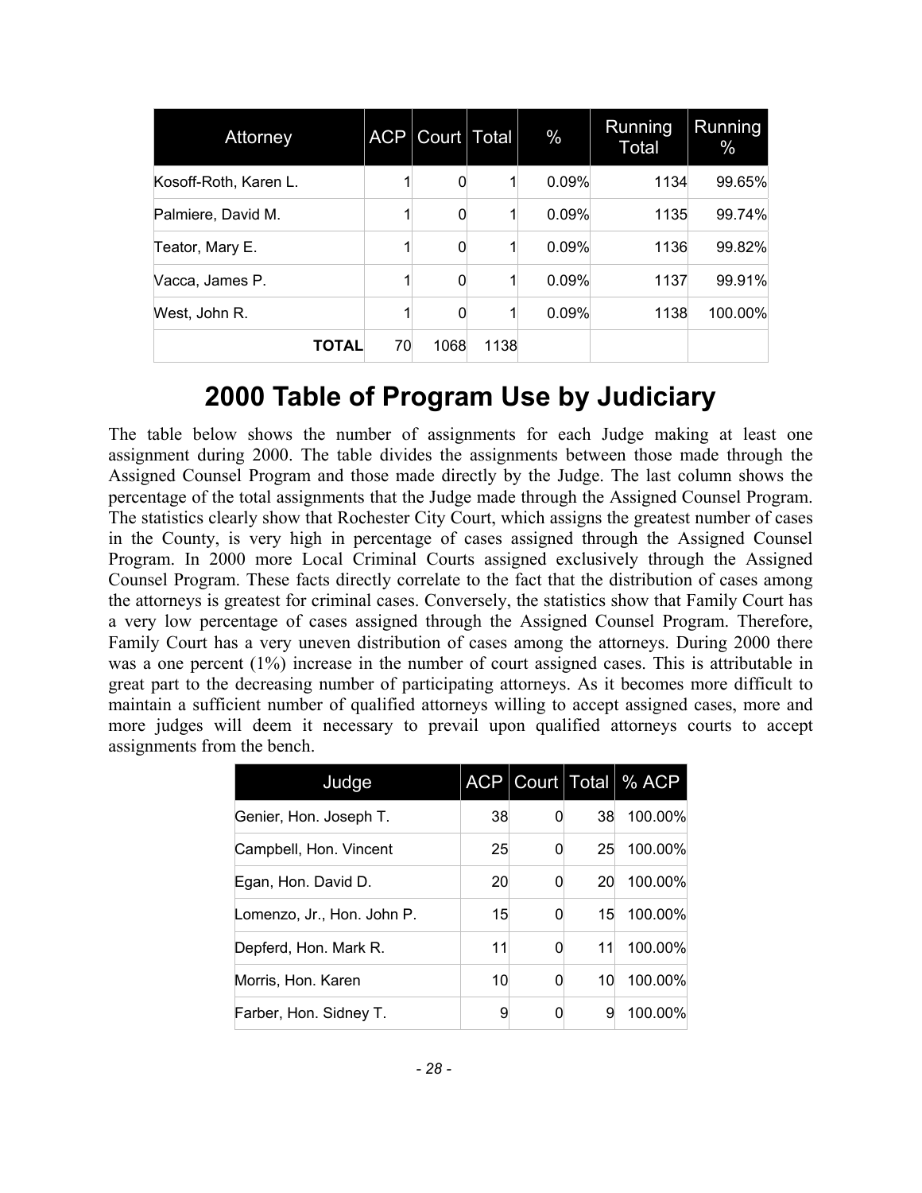| Attorney | ACP | Court | Total | % | Running Total | Running % |
|---|---|---|---|---|---|---|
| Kosoff-Roth, Karen L. | 1 | 0 | 1 | 0.09% | 1134 | 99.65% |
| Palmiere, David M. | 1 | 0 | 1 | 0.09% | 1135 | 99.74% |
| Teator, Mary E. | 1 | 0 | 1 | 0.09% | 1136 | 99.82% |
| Vacca, James P. | 1 | 0 | 1 | 0.09% | 1137 | 99.91% |
| West, John R. | 1 | 0 | 1 | 0.09% | 1138 | 100.00% |
| **TOTAL** | 70 | 1068 | 1138 | | | |

# 2000 Table of Program Use by Judiciary

The table below shows the number of assignments for each Judge making at least one assignment during 2000. The table divides the assignments between those made through the Assigned Counsel Program and those made directly by the Judge. The last column shows the percentage of the total assignments that the Judge made through the Assigned Counsel Program. The statistics clearly show that Rochester City Court, which assigns the greatest number of cases in the County, is very high in percentage of cases assigned through the Assigned Counsel Program. In 2000 more Local Criminal Courts assigned exclusively through the Assigned Counsel Program. These facts directly correlate to the fact that the distribution of cases among the attorneys is greatest for criminal cases. Conversely, the statistics show that Family Court has a very low percentage of cases assigned through the Assigned Counsel Program. Therefore, Family Court has a very uneven distribution of cases among the attorneys. During 2000 there was a one percent (1%) increase in the number of court assigned cases. This is attributable in great part to the decreasing number of participating attorneys. As it becomes more difficult to maintain a sufficient number of qualified attorneys willing to accept assigned cases, more and more judges will deem it necessary to prevail upon qualified attorneys courts to accept assignments from the bench.

| Judge | ACP | Court | Total | % ACP |
|---|---|---|---|---|
| Genier, Hon. Joseph T. | 38 | 0 | 38 | 100.00% |
| Campbell, Hon. Vincent | 25 | 0 | 25 | 100.00% |
| Egan, Hon. David D. | 20 | 0 | 20 | 100.00% |
| Lomenzo, Jr., Hon. John P. | 15 | 0 | 15 | 100.00% |
| Depferd, Hon. Mark R. | 11 | 0 | 11 | 100.00% |
| Morris, Hon. Karen | 10 | 0 | 10 | 100.00% |
| Farber, Hon. Sidney T. | 9 | 0 | 9 | 100.00% |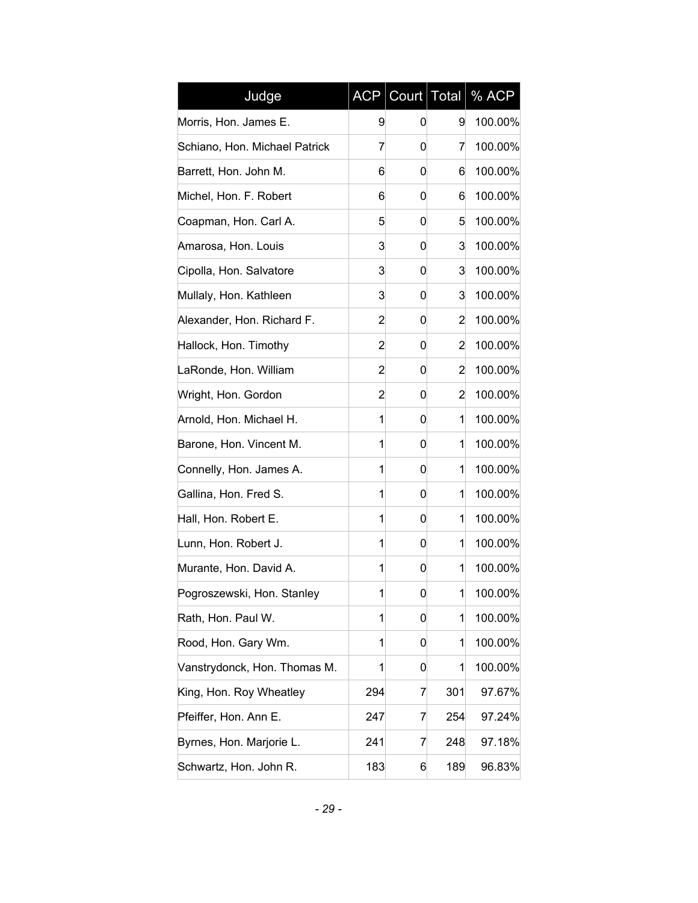| Judge | ACP | Court | Total | % ACP |
| --- | --- | --- | --- | --- |
| Morris, Hon. James E. | 9 | 0 | 9 | 100.00% |
| Schiano, Hon. Michael Patrick | 7 | 0 | 7 | 100.00% |
| Barrett, Hon. John M. | 6 | 0 | 6 | 100.00% |
| Michel, Hon. F. Robert | 6 | 0 | 6 | 100.00% |
| Coapman, Hon. Carl A. | 5 | 0 | 5 | 100.00% |
| Amarosa, Hon. Louis | 3 | 0 | 3 | 100.00% |
| Cipolla, Hon. Salvatore | 3 | 0 | 3 | 100.00% |
| Mullaly, Hon. Kathleen | 3 | 0 | 3 | 100.00% |
| Alexander, Hon. Richard F. | 2 | 0 | 2 | 100.00% |
| Hallock, Hon. Timothy | 2 | 0 | 2 | 100.00% |
| LaRonde, Hon. William | 2 | 0 | 2 | 100.00% |
| Wright, Hon. Gordon | 2 | 0 | 2 | 100.00% |
| Arnold, Hon. Michael H. | 1 | 0 | 1 | 100.00% |
| Barone, Hon. Vincent M. | 1 | 0 | 1 | 100.00% |
| Connelly, Hon. James A. | 1 | 0 | 1 | 100.00% |
| Gallina, Hon. Fred S. | 1 | 0 | 1 | 100.00% |
| Hall, Hon. Robert E. | 1 | 0 | 1 | 100.00% |
| Lunn, Hon. Robert J. | 1 | 0 | 1 | 100.00% |
| Murante, Hon. David A. | 1 | 0 | 1 | 100.00% |
| Pogroszewski, Hon. Stanley | 1 | 0 | 1 | 100.00% |
| Rath, Hon. Paul W. | 1 | 0 | 1 | 100.00% |
| Rood, Hon. Gary Wm. | 1 | 0 | 1 | 100.00% |
| Vanstrydonck, Hon. Thomas M. | 1 | 0 | 1 | 100.00% |
| King, Hon. Roy Wheatley | 294 | 7 | 301 | 97.67% |
| Pfeiffer, Hon. Ann E. | 247 | 7 | 254 | 97.24% |
| Byrnes, Hon. Marjorie L. | 241 | 7 | 248 | 97.18% |
| Schwartz, Hon. John R. | 183 | 6 | 189 | 96.83% |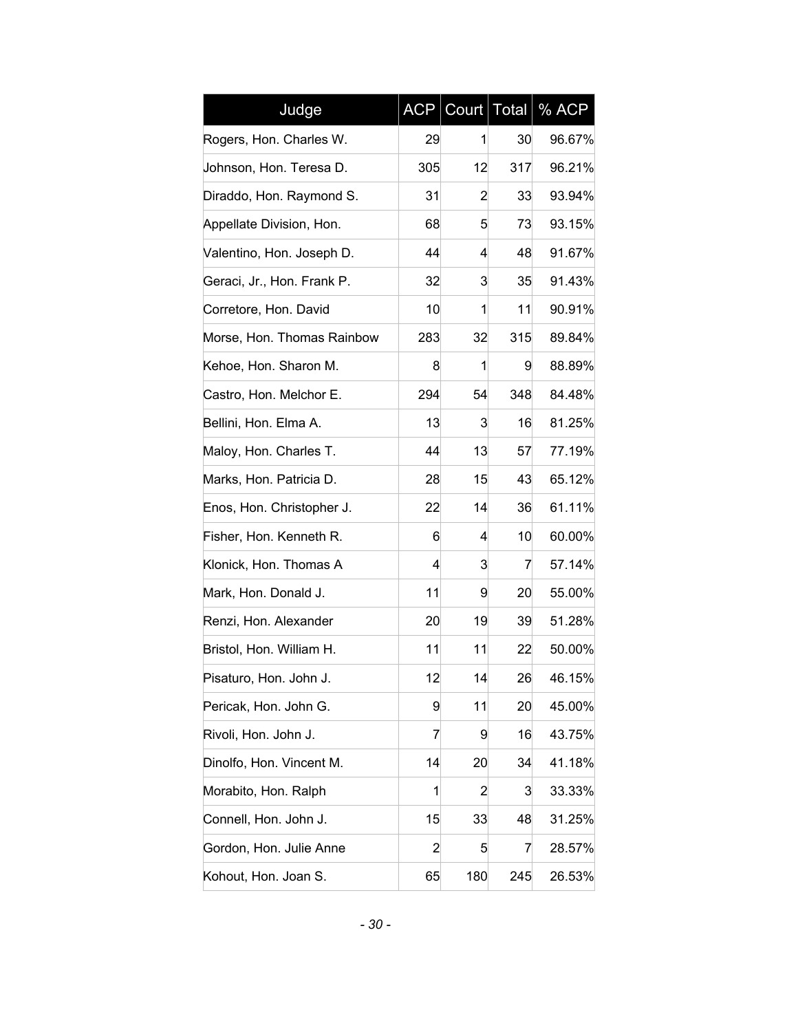| Judge | ACP | Court | Total | % ACP |
| --- | --- | --- | --- | --- |
| Rogers, Hon. Charles W. | 29 | 1 | 30 | 96.67% |
| Johnson, Hon. Teresa D. | 305 | 12 | 317 | 96.21% |
| Diraddo, Hon. Raymond S. | 31 | 2 | 33 | 93.94% |
| Appellate Division, Hon. | 68 | 5 | 73 | 93.15% |
| Valentino, Hon. Joseph D. | 44 | 4 | 48 | 91.67% |
| Geraci, Jr., Hon. Frank P. | 32 | 3 | 35 | 91.43% |
| Corretore, Hon. David | 10 | 1 | 11 | 90.91% |
| Morse, Hon. Thomas Rainbow | 283 | 32 | 315 | 89.84% |
| Kehoe, Hon. Sharon M. | 8 | 1 | 9 | 88.89% |
| Castro, Hon. Melchor E. | 294 | 54 | 348 | 84.48% |
| Bellini, Hon. Elma A. | 13 | 3 | 16 | 81.25% |
| Maloy, Hon. Charles T. | 44 | 13 | 57 | 77.19% |
| Marks, Hon. Patricia D. | 28 | 15 | 43 | 65.12% |
| Enos, Hon. Christopher J. | 22 | 14 | 36 | 61.11% |
| Fisher, Hon. Kenneth R. | 6 | 4 | 10 | 60.00% |
| Klonick, Hon. Thomas A | 4 | 3 | 7 | 57.14% |
| Mark, Hon. Donald J. | 11 | 9 | 20 | 55.00% |
| Renzi, Hon. Alexander | 20 | 19 | 39 | 51.28% |
| Bristol, Hon. William H. | 11 | 11 | 22 | 50.00% |
| Pisaturo, Hon. John J. | 12 | 14 | 26 | 46.15% |
| Pericak, Hon. John G. | 9 | 11 | 20 | 45.00% |
| Rivoli, Hon. John J. | 7 | 9 | 16 | 43.75% |
| Dinolfo, Hon. Vincent M. | 14 | 20 | 34 | 41.18% |
| Morabito, Hon. Ralph | 1 | 2 | 3 | 33.33% |
| Connell, Hon. John J. | 15 | 33 | 48 | 31.25% |
| Gordon, Hon. Julie Anne | 2 | 5 | 7 | 28.57% |
| Kohout, Hon. Joan S. | 65 | 180 | 245 | 26.53% |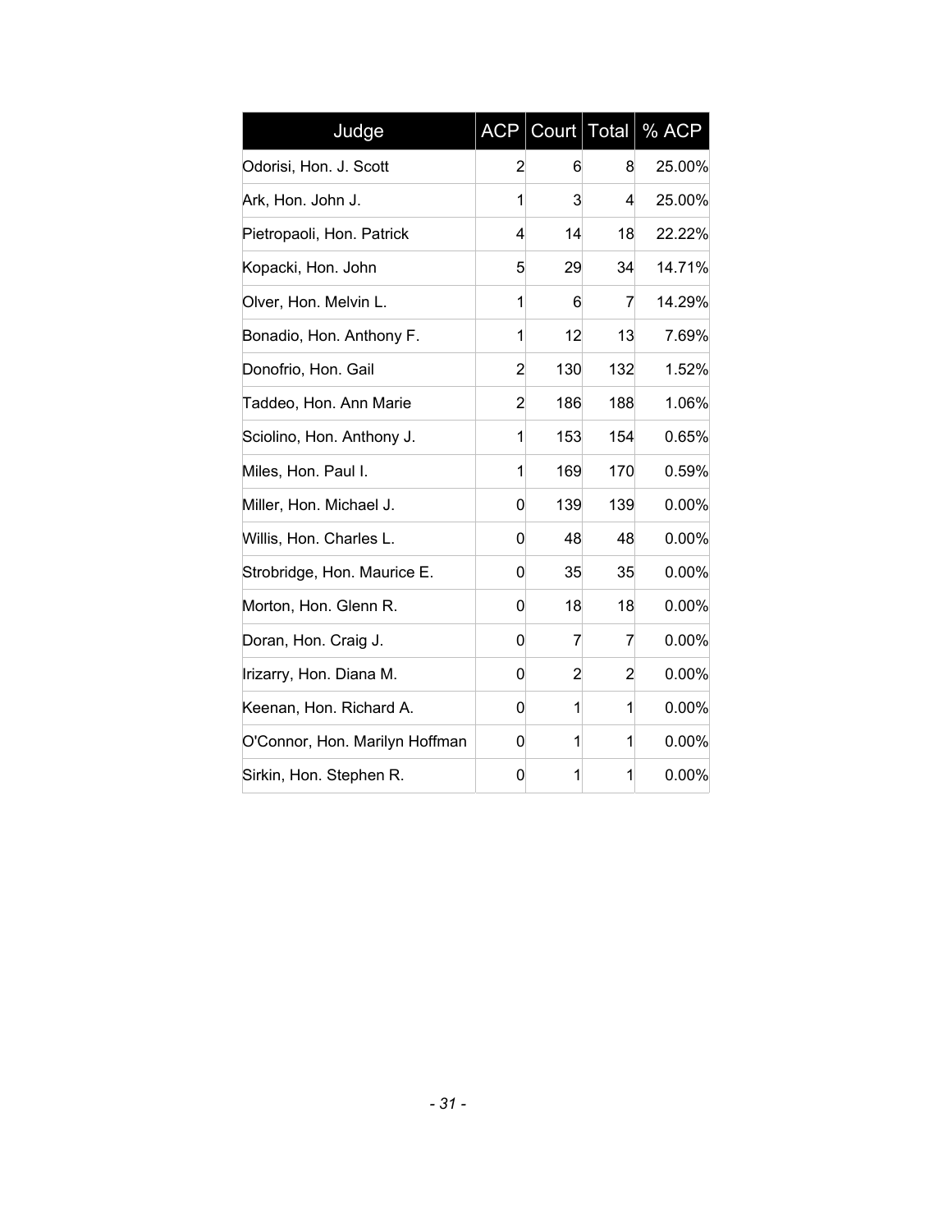| Judge | ACP | Court | Total | % ACP |
|---|---|---|---|---|
| Odorisi, Hon. J. Scott | 2 | 6 | 8 | 25.00% |
| Ark, Hon. John J. | 1 | 3 | 4 | 25.00% |
| Pietropaoli, Hon. Patrick | 4 | 14 | 18 | 22.22% |
| Kopacki, Hon. John | 5 | 29 | 34 | 14.71% |
| Olver, Hon. Melvin L. | 1 | 6 | 7 | 14.29% |
| Bonadio, Hon. Anthony F. | 1 | 12 | 13 | 7.69% |
| Donofrio, Hon. Gail | 2 | 130 | 132 | 1.52% |
| Taddeo, Hon. Ann Marie | 2 | 186 | 188 | 1.06% |
| Sciolino, Hon. Anthony J. | 1 | 153 | 154 | 0.65% |
| Miles, Hon. Paul I. | 1 | 169 | 170 | 0.59% |
| Miller, Hon. Michael J. | 0 | 139 | 139 | 0.00% |
| Willis, Hon. Charles L. | 0 | 48 | 48 | 0.00% |
| Strobridge, Hon. Maurice E. | 0 | 35 | 35 | 0.00% |
| Morton, Hon. Glenn R. | 0 | 18 | 18 | 0.00% |
| Doran, Hon. Craig J. | 0 | 7 | 7 | 0.00% |
| Irizarry, Hon. Diana M. | 0 | 2 | 2 | 0.00% |
| Keenan, Hon. Richard A. | 0 | 1 | 1 | 0.00% |
| O'Connor, Hon. Marilyn Hoffman | 0 | 1 | 1 | 0.00% |
| Sirkin, Hon. Stephen R. | 0 | 1 | 1 | 0.00% |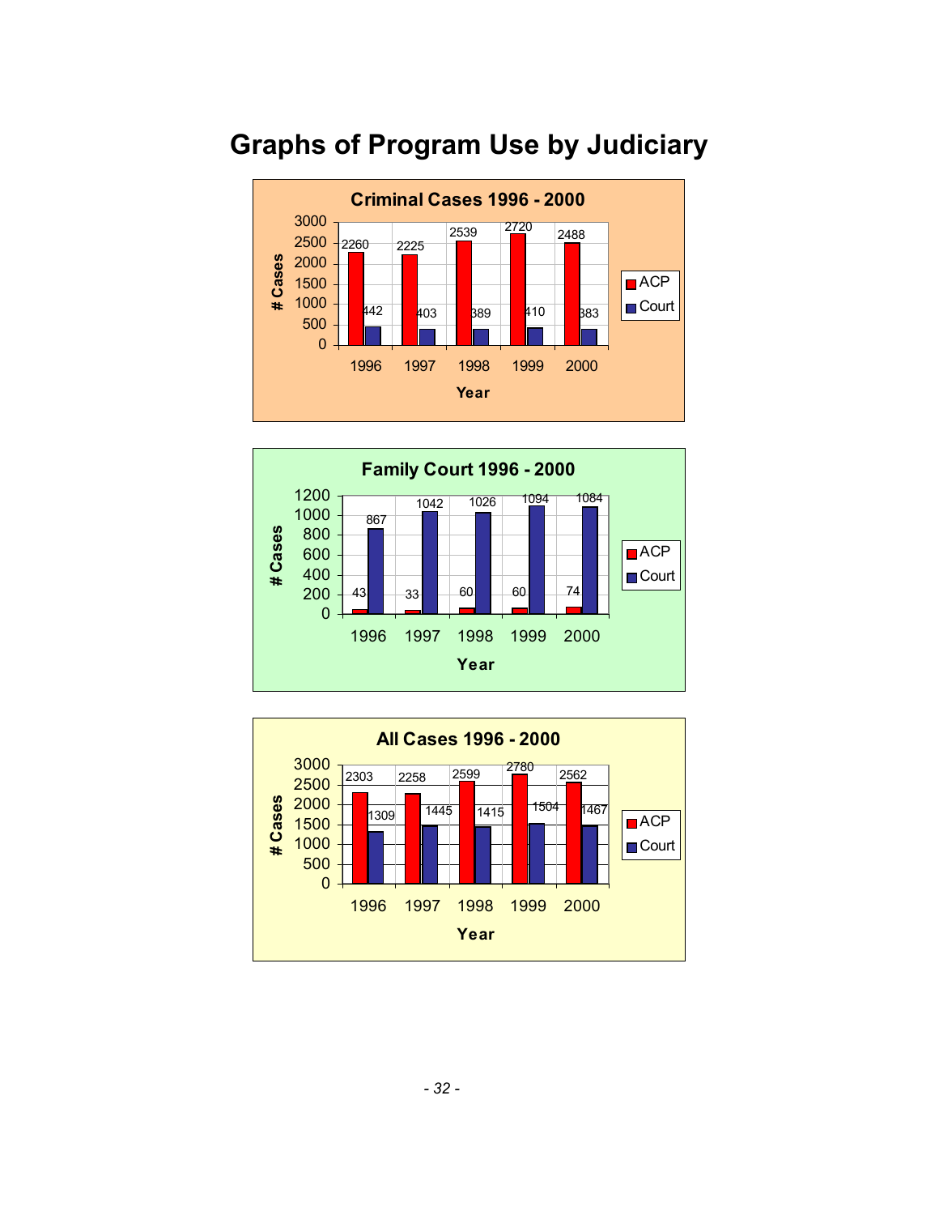# Graphs of Program Use by Judiciary

**Criminal Cases 1996 - 2000**

| Year | ACP | Court |
|---|---|---|
| 1996 | 2260 | 442 |
| 1997 | 2225 | 403 |
| 1998 | 2539 | 389 |
| 1999 | 2720 | 410 |
| 2000 | 2488 | 383 |

**Family Court 1996 - 2000**

| Year | ACP | Court |
|---|---|---|
| 1996 | 43 | 867 |
| 1997 | 33 | 1042 |
| 1998 | 60 | 1026 |
| 1999 | 60 | 1094 |
| 2000 | 74 | 1084 |

**All Cases 1996 - 2000**

| Year | ACP | Court |
|---|---|---|
| 1996 | 2303 | 1309 |
| 1997 | 2258 | 1445 |
| 1998 | 2599 | 1415 |
| 1999 | 2780 | 1504 |
| 2000 | 2562 | 1467 |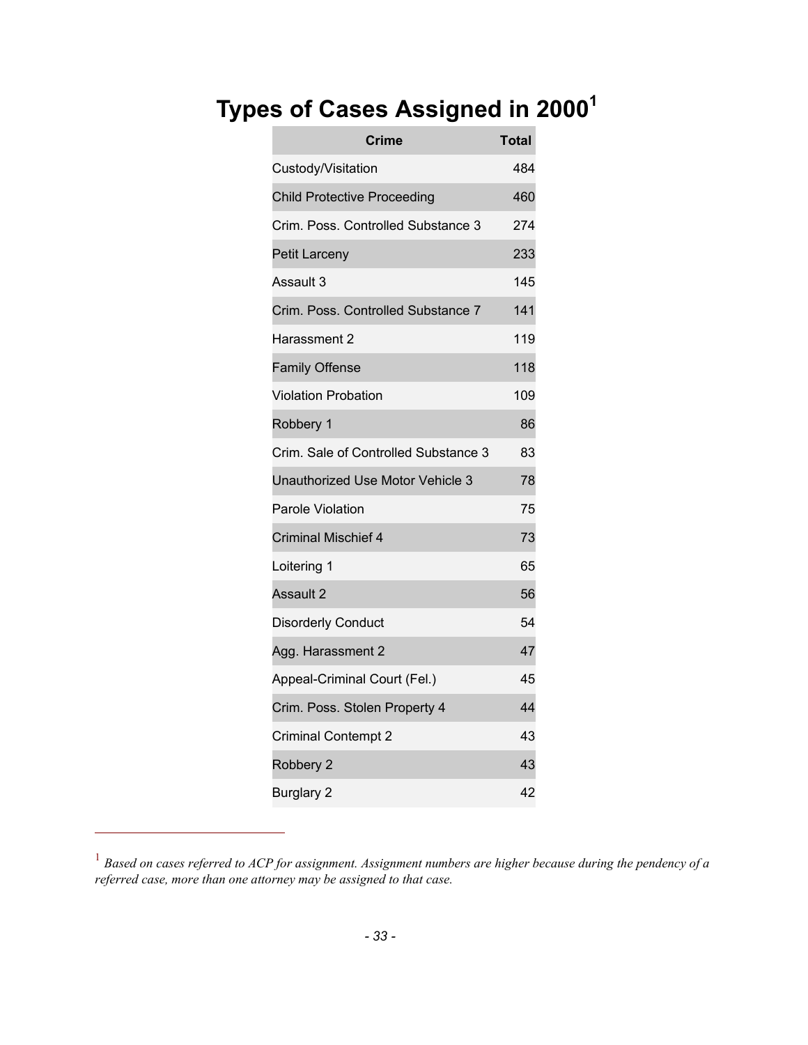# Types of Cases Assigned in 2000[1]

| Crime | Total |
|---|---|
| Custody/Visitation | 484 |
| Child Protective Proceeding | 460 |
| Crim. Poss. Controlled Substance 3 | 274 |
| Petit Larceny | 233 |
| Assault 3 | 145 |
| Crim. Poss. Controlled Substance 7 | 141 |
| Harassment 2 | 119 |
| Family Offense | 118 |
| Violation Probation | 109 |
| Robbery 1 | 86 |
| Crim. Sale of Controlled Substance 3 | 83 |
| Unauthorized Use Motor Vehicle 3 | 78 |
| Parole Violation | 75 |
| Criminal Mischief 4 | 73 |
| Loitering 1 | 65 |
| Assault 2 | 56 |
| Disorderly Conduct | 54 |
| Agg. Harassment 2 | 47 |
| Appeal-Criminal Court (Fel.) | 45 |
| Crim. Poss. Stolen Property 4 | 44 |
| Criminal Contempt 2 | 43 |
| Robbery 2 | 43 |
| Burglary 2 | 42 |

[1] *Based on cases referred to ACP for assignment. Assignment numbers are higher because during the pendency of a referred case, more than one attorney may be assigned to that case.*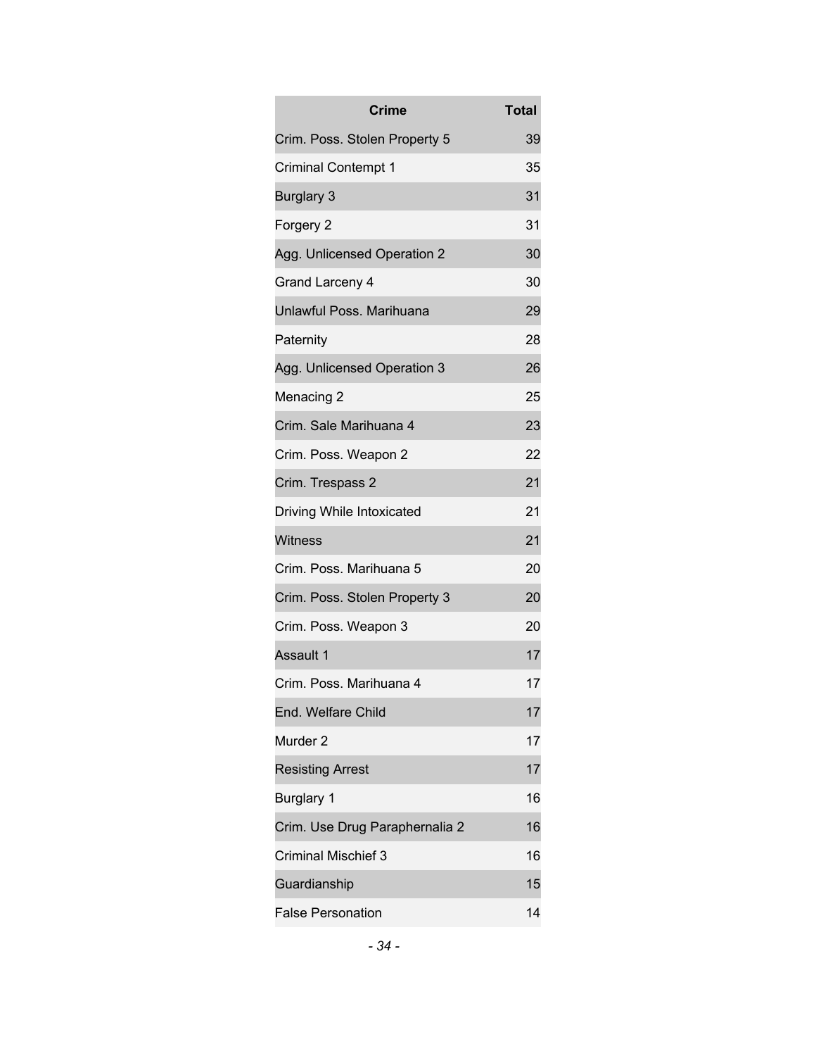| Crime | Total |
|---|---|
| Crim. Poss. Stolen Property 5 | 39 |
| Criminal Contempt 1 | 35 |
| Burglary 3 | 31 |
| Forgery 2 | 31 |
| Agg. Unlicensed Operation 2 | 30 |
| Grand Larceny 4 | 30 |
| Unlawful Poss. Marihuana | 29 |
| Paternity | 28 |
| Agg. Unlicensed Operation 3 | 26 |
| Menacing 2 | 25 |
| Crim. Sale Marihuana 4 | 23 |
| Crim. Poss. Weapon 2 | 22 |
| Crim. Trespass 2 | 21 |
| Driving While Intoxicated | 21 |
| Witness | 21 |
| Crim. Poss. Marihuana 5 | 20 |
| Crim. Poss. Stolen Property 3 | 20 |
| Crim. Poss. Weapon 3 | 20 |
| Assault 1 | 17 |
| Crim. Poss. Marihuana 4 | 17 |
| End. Welfare Child | 17 |
| Murder 2 | 17 |
| Resisting Arrest | 17 |
| Burglary 1 | 16 |
| Crim. Use Drug Paraphernalia 2 | 16 |
| Criminal Mischief 3 | 16 |
| Guardianship | 15 |
| False Personation | 14 |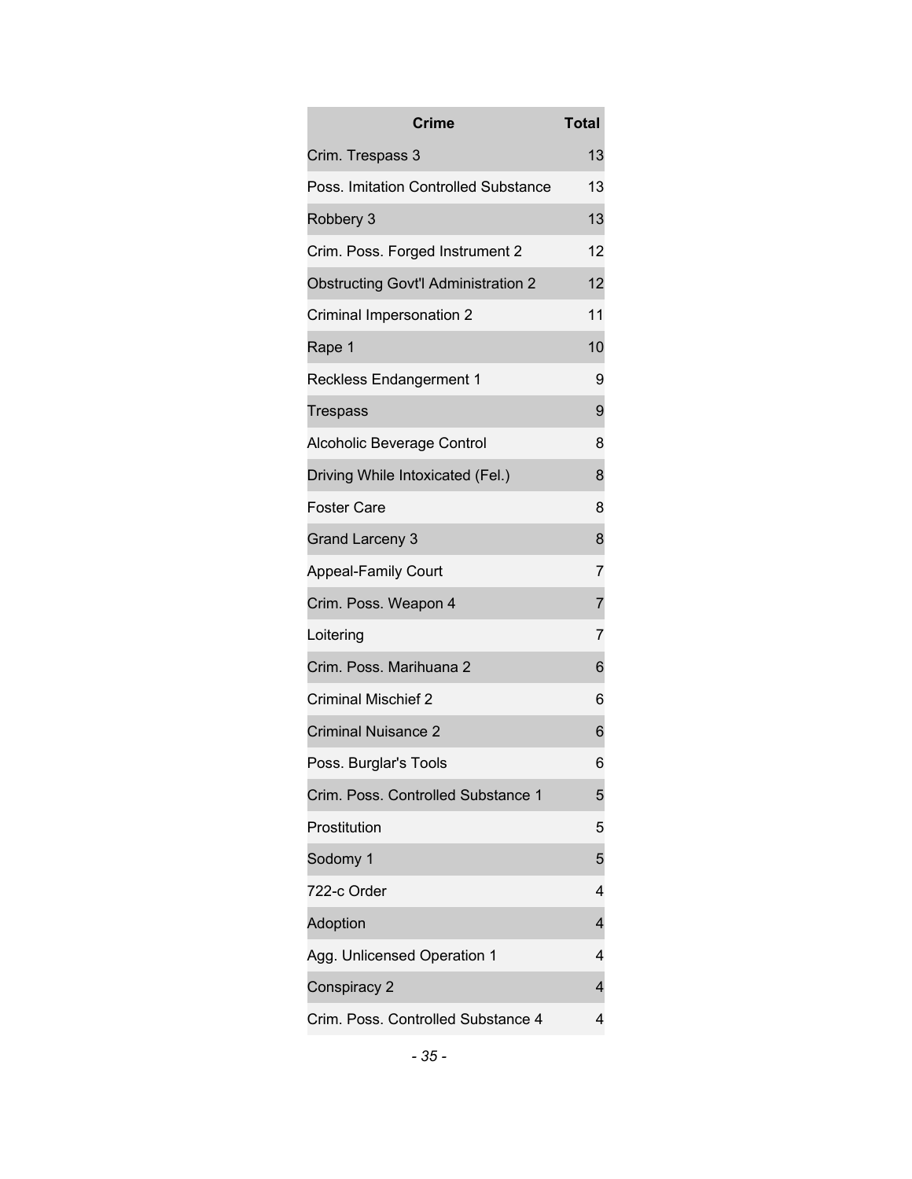| Crime | Total |
| --- | --- |
| Crim. Trespass 3 | 13 |
| Poss. Imitation Controlled Substance | 13 |
| Robbery 3 | 13 |
| Crim. Poss. Forged Instrument 2 | 12 |
| Obstructing Govt'l Administration 2 | 12 |
| Criminal Impersonation 2 | 11 |
| Rape 1 | 10 |
| Reckless Endangerment 1 | 9 |
| Trespass | 9 |
| Alcoholic Beverage Control | 8 |
| Driving While Intoxicated (Fel.) | 8 |
| Foster Care | 8 |
| Grand Larceny 3 | 8 |
| Appeal-Family Court | 7 |
| Crim. Poss. Weapon 4 | 7 |
| Loitering | 7 |
| Crim. Poss. Marihuana 2 | 6 |
| Criminal Mischief 2 | 6 |
| Criminal Nuisance 2 | 6 |
| Poss. Burglar's Tools | 6 |
| Crim. Poss. Controlled Substance 1 | 5 |
| Prostitution | 5 |
| Sodomy 1 | 5 |
| 722-c Order | 4 |
| Adoption | 4 |
| Agg. Unlicensed Operation 1 | 4 |
| Conspiracy 2 | 4 |
| Crim. Poss. Controlled Substance 4 | 4 |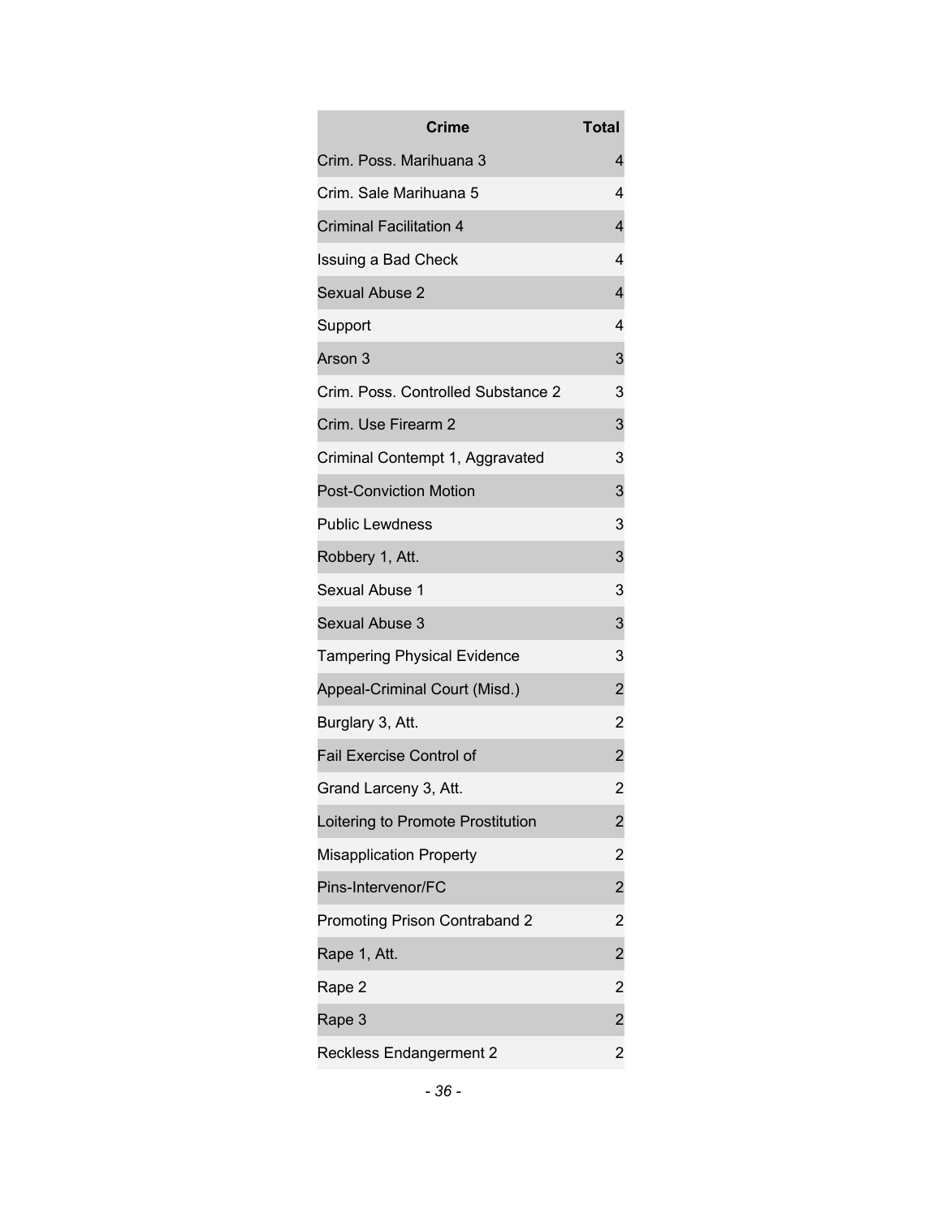| Crime | Total |
|---|---|
| Crim. Poss. Marihuana 3 | 4 |
| Crim. Sale Marihuana 5 | 4 |
| Criminal Facilitation 4 | 4 |
| Issuing a Bad Check | 4 |
| Sexual Abuse 2 | 4 |
| Support | 4 |
| Arson 3 | 3 |
| Crim. Poss. Controlled Substance 2 | 3 |
| Crim. Use Firearm 2 | 3 |
| Criminal Contempt 1, Aggravated | 3 |
| Post-Conviction Motion | 3 |
| Public Lewdness | 3 |
| Robbery 1, Att. | 3 |
| Sexual Abuse 1 | 3 |
| Sexual Abuse 3 | 3 |
| Tampering Physical Evidence | 3 |
| Appeal-Criminal Court (Misd.) | 2 |
| Burglary 3, Att. | 2 |
| Fail Exercise Control of | 2 |
| Grand Larceny 3, Att. | 2 |
| Loitering to Promote Prostitution | 2 |
| Misapplication Property | 2 |
| Pins-Intervenor/FC | 2 |
| Promoting Prison Contraband 2 | 2 |
| Rape 1, Att. | 2 |
| Rape 2 | 2 |
| Rape 3 | 2 |
| Reckless Endangerment 2 | 2 |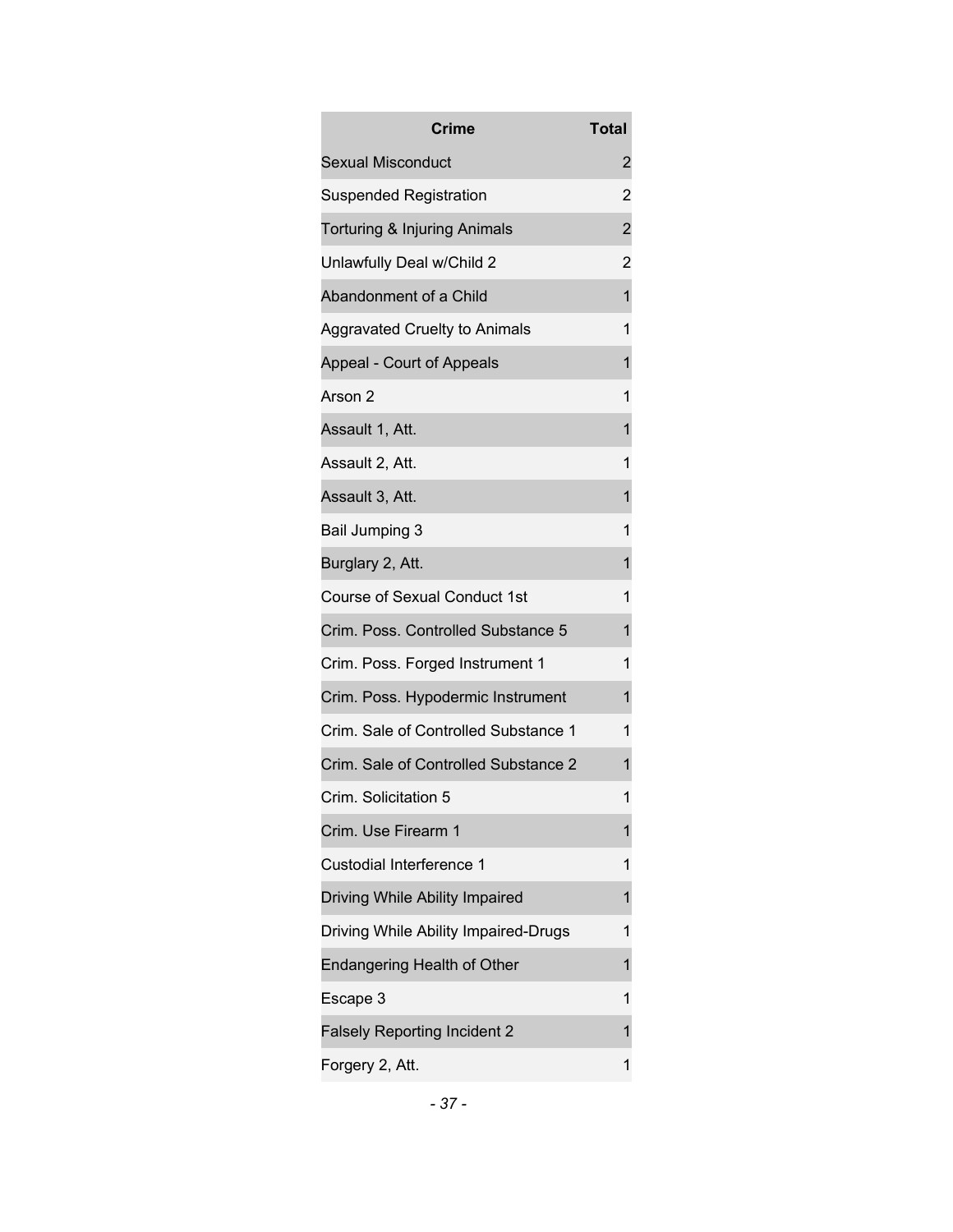| Crime | Total |
| --- | --- |
| Sexual Misconduct | 2 |
| Suspended Registration | 2 |
| Torturing & Injuring Animals | 2 |
| Unlawfully Deal w/Child 2 | 2 |
| Abandonment of a Child | 1 |
| Aggravated Cruelty to Animals | 1 |
| Appeal - Court of Appeals | 1 |
| Arson 2 | 1 |
| Assault 1, Att. | 1 |
| Assault 2, Att. | 1 |
| Assault 3, Att. | 1 |
| Bail Jumping 3 | 1 |
| Burglary 2, Att. | 1 |
| Course of Sexual Conduct 1st | 1 |
| Crim. Poss. Controlled Substance 5 | 1 |
| Crim. Poss. Forged Instrument 1 | 1 |
| Crim. Poss. Hypodermic Instrument | 1 |
| Crim. Sale of Controlled Substance 1 | 1 |
| Crim. Sale of Controlled Substance 2 | 1 |
| Crim. Solicitation 5 | 1 |
| Crim. Use Firearm 1 | 1 |
| Custodial Interference 1 | 1 |
| Driving While Ability Impaired | 1 |
| Driving While Ability Impaired-Drugs | 1 |
| Endangering Health of Other | 1 |
| Escape 3 | 1 |
| Falsely Reporting Incident 2 | 1 |
| Forgery 2, Att. | 1 |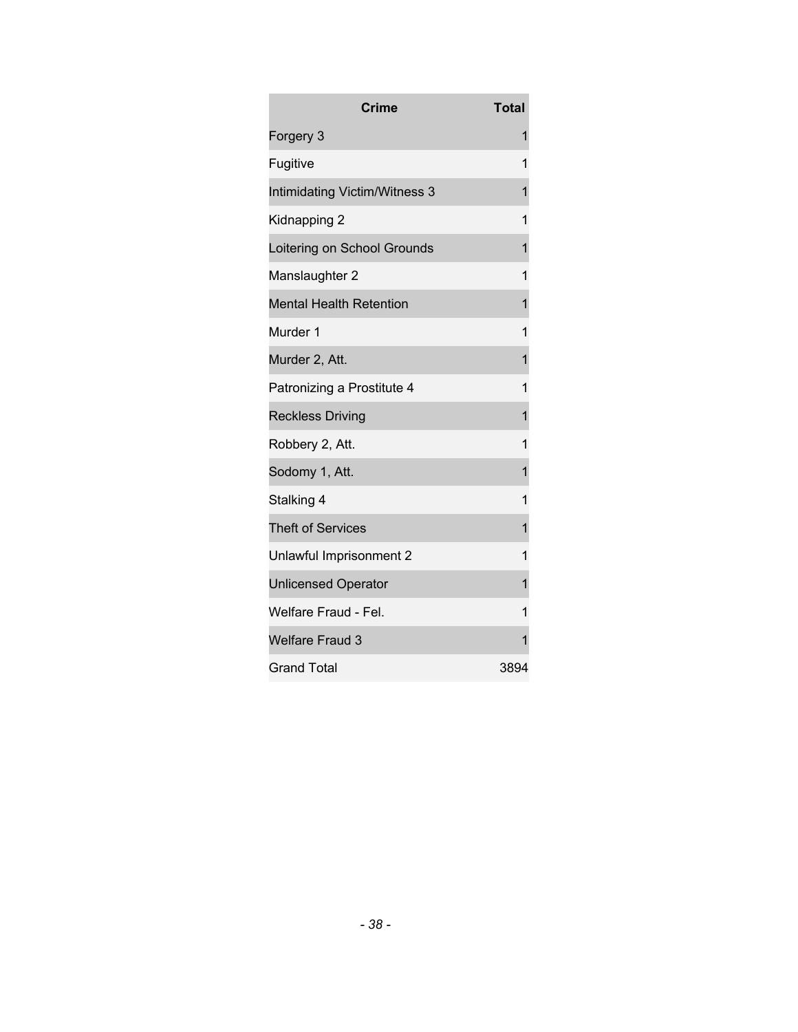| Crime | Total |
|---|---|
| Forgery 3 | 1 |
| Fugitive | 1 |
| Intimidating Victim/Witness 3 | 1 |
| Kidnapping 2 | 1 |
| Loitering on School Grounds | 1 |
| Manslaughter 2 | 1 |
| Mental Health Retention | 1 |
| Murder 1 | 1 |
| Murder 2, Att. | 1 |
| Patronizing a Prostitute 4 | 1 |
| Reckless Driving | 1 |
| Robbery 2, Att. | 1 |
| Sodomy 1, Att. | 1 |
| Stalking 4 | 1 |
| Theft of Services | 1 |
| Unlawful Imprisonment 2 | 1 |
| Unlicensed Operator | 1 |
| Welfare Fraud - Fel. | 1 |
| Welfare Fraud 3 | 1 |
| Grand Total | 3894 |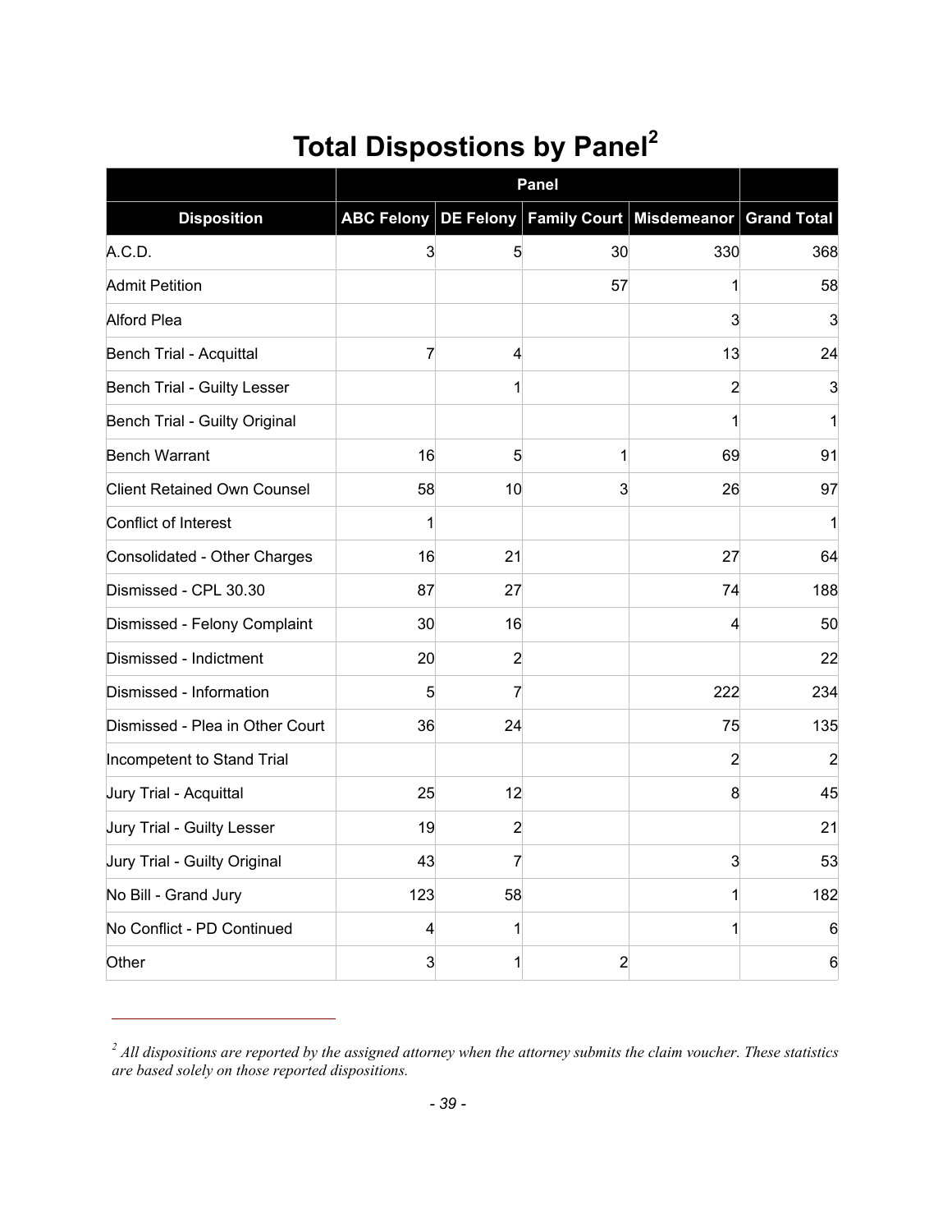# Total Dispostions by Panel[2]

| | Panel | | | | |
|---|---|---|---|---|---|
| **Disposition** | **ABC Felony** | **DE Felony** | **Family Court** | **Misdemeanor** | **Grand Total** |
| A.C.D. | 3 | 5 | 30 | 330 | 368 |
| Admit Petition | | | 57 | 1 | 58 |
| Alford Plea | | | | 3 | 3 |
| Bench Trial - Acquittal | 7 | 4 | | 13 | 24 |
| Bench Trial - Guilty Lesser | | 1 | | 2 | 3 |
| Bench Trial - Guilty Original | | | | 1 | 1 |
| Bench Warrant | 16 | 5 | 1 | 69 | 91 |
| Client Retained Own Counsel | 58 | 10 | 3 | 26 | 97 |
| Conflict of Interest | 1 | | | | 1 |
| Consolidated - Other Charges | 16 | 21 | | 27 | 64 |
| Dismissed - CPL 30.30 | 87 | 27 | | 74 | 188 |
| Dismissed - Felony Complaint | 30 | 16 | | 4 | 50 |
| Dismissed - Indictment | 20 | 2 | | | 22 |
| Dismissed - Information | 5 | 7 | | 222 | 234 |
| Dismissed - Plea in Other Court | 36 | 24 | | 75 | 135 |
| Incompetent to Stand Trial | | | | 2 | 2 |
| Jury Trial - Acquittal | 25 | 12 | | 8 | 45 |
| Jury Trial - Guilty Lesser | 19 | 2 | | | 21 |
| Jury Trial - Guilty Original | 43 | 7 | | 3 | 53 |
| No Bill - Grand Jury | 123 | 58 | | 1 | 182 |
| No Conflict - PD Continued | 4 | 1 | | 1 | 6 |
| Other | 3 | 1 | 2 | | 6 |

[2] *All dispositions are reported by the assigned attorney when the attorney submits the claim voucher. These statistics are based solely on those reported dispositions.*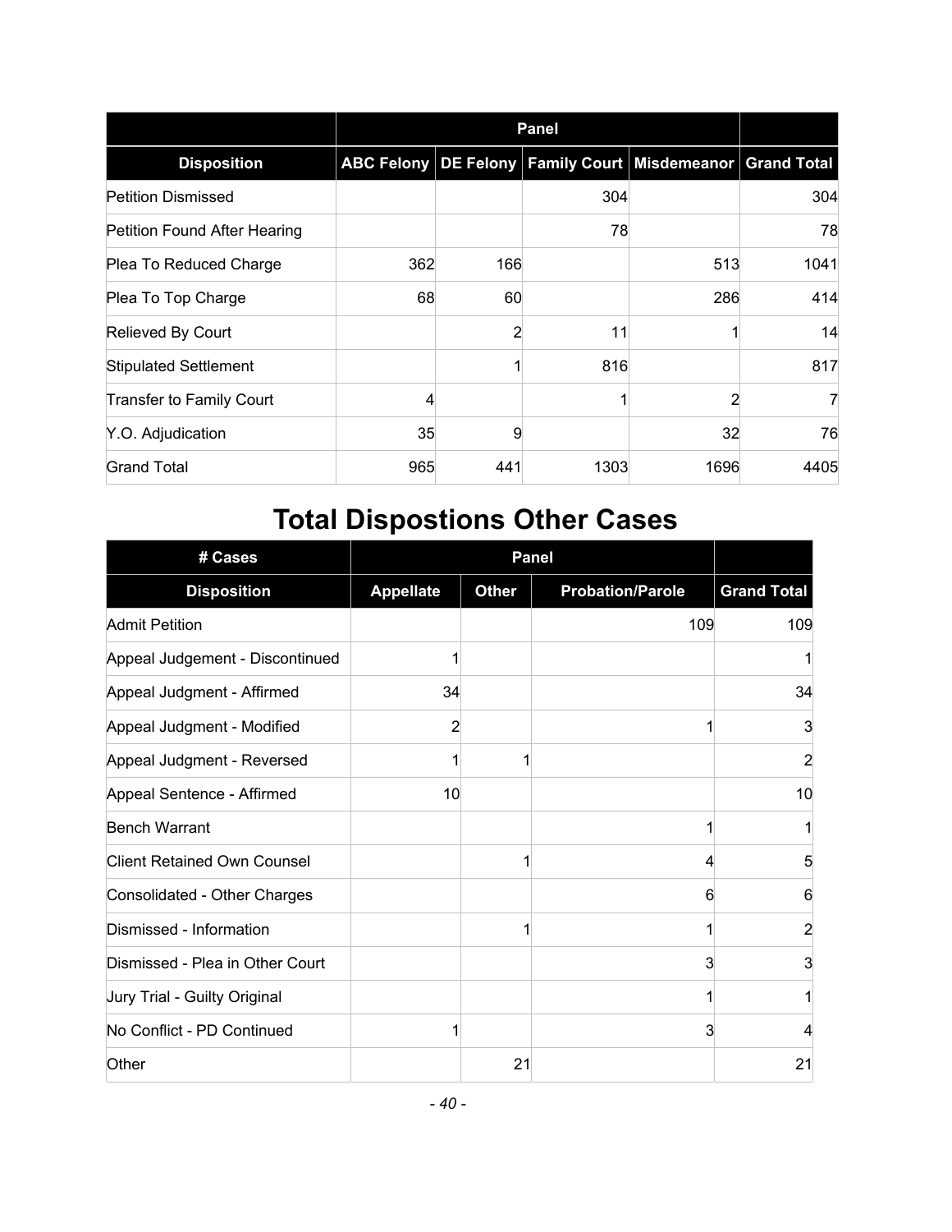| | Panel | | | | |
|---|---|---|---|---|---|
| **Disposition** | **ABC Felony** | **DE Felony** | **Family Court** | **Misdemeanor** | **Grand Total** |
| Petition Dismissed | | | 304 | | 304 |
| Petition Found After Hearing | | | 78 | | 78 |
| Plea To Reduced Charge | 362 | 166 | | 513 | 1041 |
| Plea To Top Charge | 68 | 60 | | 286 | 414 |
| Relieved By Court | | 2 | 11 | 1 | 14 |
| Stipulated Settlement | | 1 | 816 | | 817 |
| Transfer to Family Court | 4 | | 1 | 2 | 7 |
| Y.O. Adjudication | 35 | 9 | | 32 | 76 |
| Grand Total | 965 | 441 | 1303 | 1696 | 4405 |

# Total Dispostions Other Cases

| # Cases | Panel | | | |
|---|---|---|---|---|
| **Disposition** | **Appellate** | **Other** | **Probation/Parole** | **Grand Total** |
| Admit Petition | | | 109 | 109 |
| Appeal Judgement - Discontinued | 1 | | | 1 |
| Appeal Judgment - Affirmed | 34 | | | 34 |
| Appeal Judgment - Modified | 2 | | 1 | 3 |
| Appeal Judgment - Reversed | 1 | 1 | | 2 |
| Appeal Sentence - Affirmed | 10 | | | 10 |
| Bench Warrant | | | 1 | 1 |
| Client Retained Own Counsel | | 1 | 4 | 5 |
| Consolidated - Other Charges | | | 6 | 6 |
| Dismissed - Information | | 1 | 1 | 2 |
| Dismissed - Plea in Other Court | | | 3 | 3 |
| Jury Trial - Guilty Original | | | 1 | 1 |
| No Conflict - PD Continued | 1 | | 3 | 4 |
| Other | | 21 | | 21 |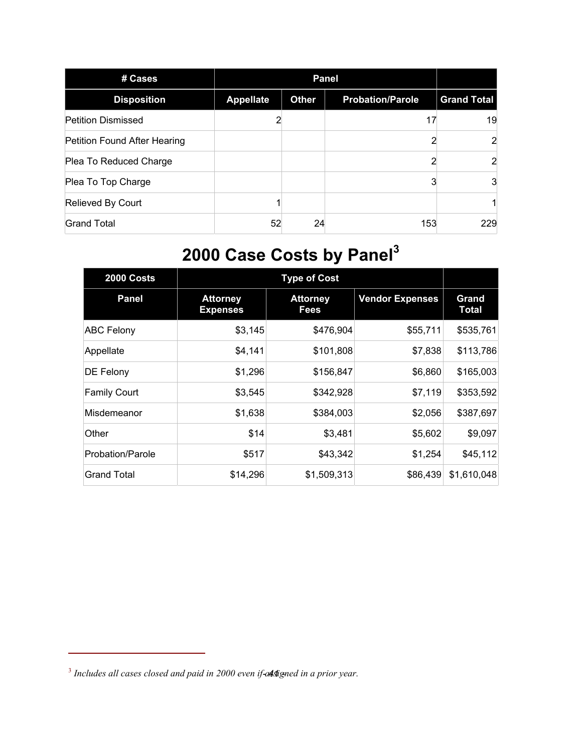| # Cases | Panel | | | |
|---|---|---|---|---|
| Disposition | Appellate | Other | Probation/Parole | Grand Total |
| Petition Dismissed | 2 | | 17 | 19 |
| Petition Found After Hearing | | | 2 | 2 |
| Plea To Reduced Charge | | | 2 | 2 |
| Plea To Top Charge | | | 3 | 3 |
| Relieved By Court | 1 | | | 1 |
| Grand Total | 52 | 24 | 153 | 229 |

# 2000 Case Costs by Panel[3]

| 2000 Costs | Type of Cost | | | |
|---|---|---|---|---|
| Panel | Attorney Expenses | Attorney Fees | Vendor Expenses | Grand Total |
| ABC Felony | $3,145 | $476,904 | $55,711 | $535,761 |
| Appellate | $4,141 | $101,808 | $7,838 | $113,786 |
| DE Felony | $1,296 | $156,847 | $6,860 | $165,003 |
| Family Court | $3,545 | $342,928 | $7,119 | $353,592 |
| Misdemeanor | $1,638 | $384,003 | $2,056 | $387,697 |
| Other | $14 | $3,481 | $5,602 | $9,097 |
| Probation/Parole | $517 | $43,342 | $1,254 | $45,112 |
| Grand Total | $14,296 | $1,509,313 | $86,439 | $1,610,048 |

[3] *Includes all cases closed and paid in 2000 even if assigned in a prior year.*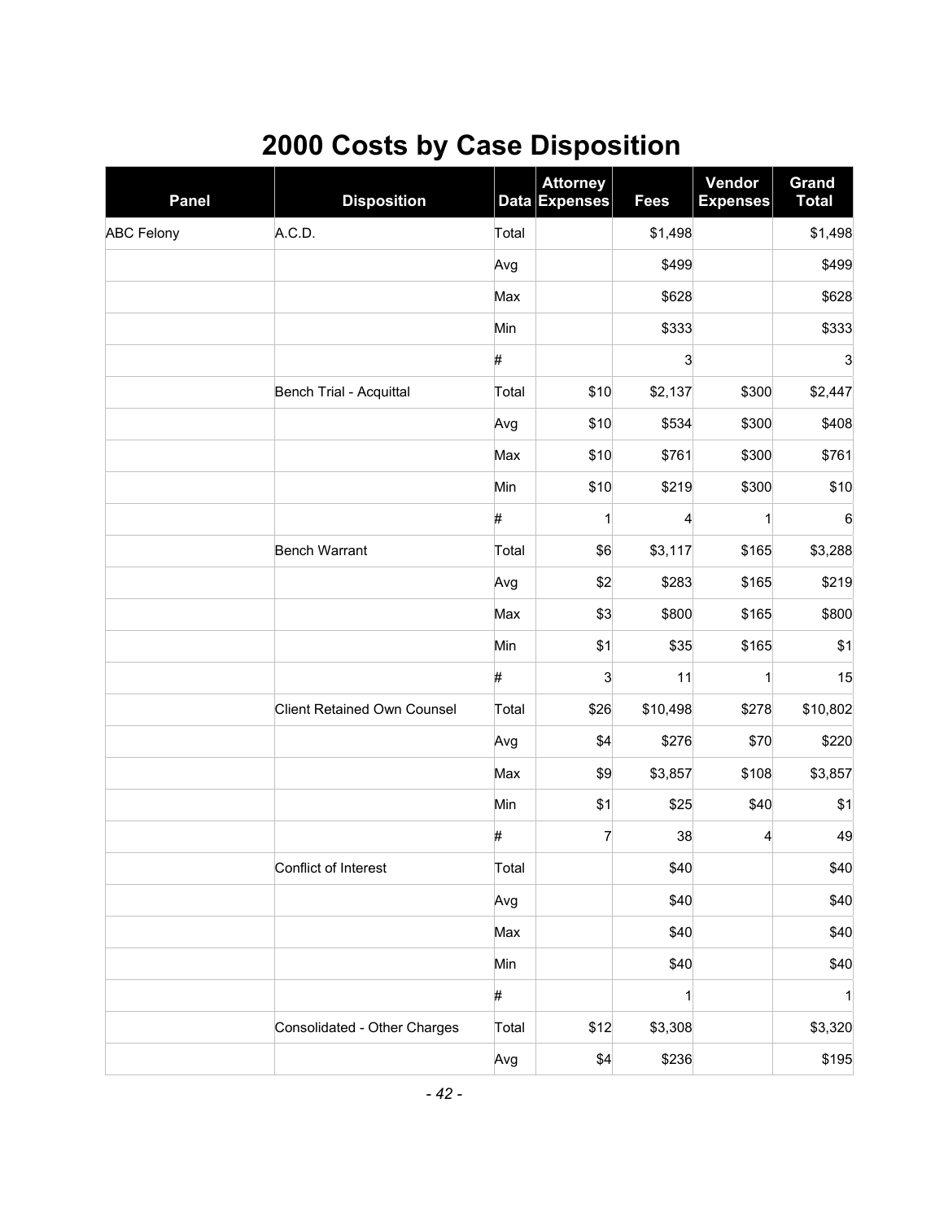# 2000 Costs by Case Disposition

| Panel | Disposition | Data | Attorney Expenses | Fees | Vendor Expenses | Grand Total |
|---|---|---|---|---|---|---|
| ABC Felony | A.C.D. | Total | | $1,498 | | $1,498 |
| | | Avg | | $499 | | $499 |
| | | Max | | $628 | | $628 |
| | | Min | | $333 | | $333 |
| | | # | | 3 | | 3 |
| | Bench Trial - Acquittal | Total | $10 | $2,137 | $300 | $2,447 |
| | | Avg | $10 | $534 | $300 | $408 |
| | | Max | $10 | $761 | $300 | $761 |
| | | Min | $10 | $219 | $300 | $10 |
| | | # | 1 | 4 | 1 | 6 |
| | Bench Warrant | Total | $6 | $3,117 | $165 | $3,288 |
| | | Avg | $2 | $283 | $165 | $219 |
| | | Max | $3 | $800 | $165 | $800 |
| | | Min | $1 | $35 | $165 | $1 |
| | | # | 3 | 11 | 1 | 15 |
| | Client Retained Own Counsel | Total | $26 | $10,498 | $278 | $10,802 |
| | | Avg | $4 | $276 | $70 | $220 |
| | | Max | $9 | $3,857 | $108 | $3,857 |
| | | Min | $1 | $25 | $40 | $1 |
| | | # | 7 | 38 | 4 | 49 |
| | Conflict of Interest | Total | | $40 | | $40 |
| | | Avg | | $40 | | $40 |
| | | Max | | $40 | | $40 |
| | | Min | | $40 | | $40 |
| | | # | | 1 | | 1 |
| | Consolidated - Other Charges | Total | $12 | $3,308 | | $3,320 |
| | | Avg | $4 | $236 | | $195 |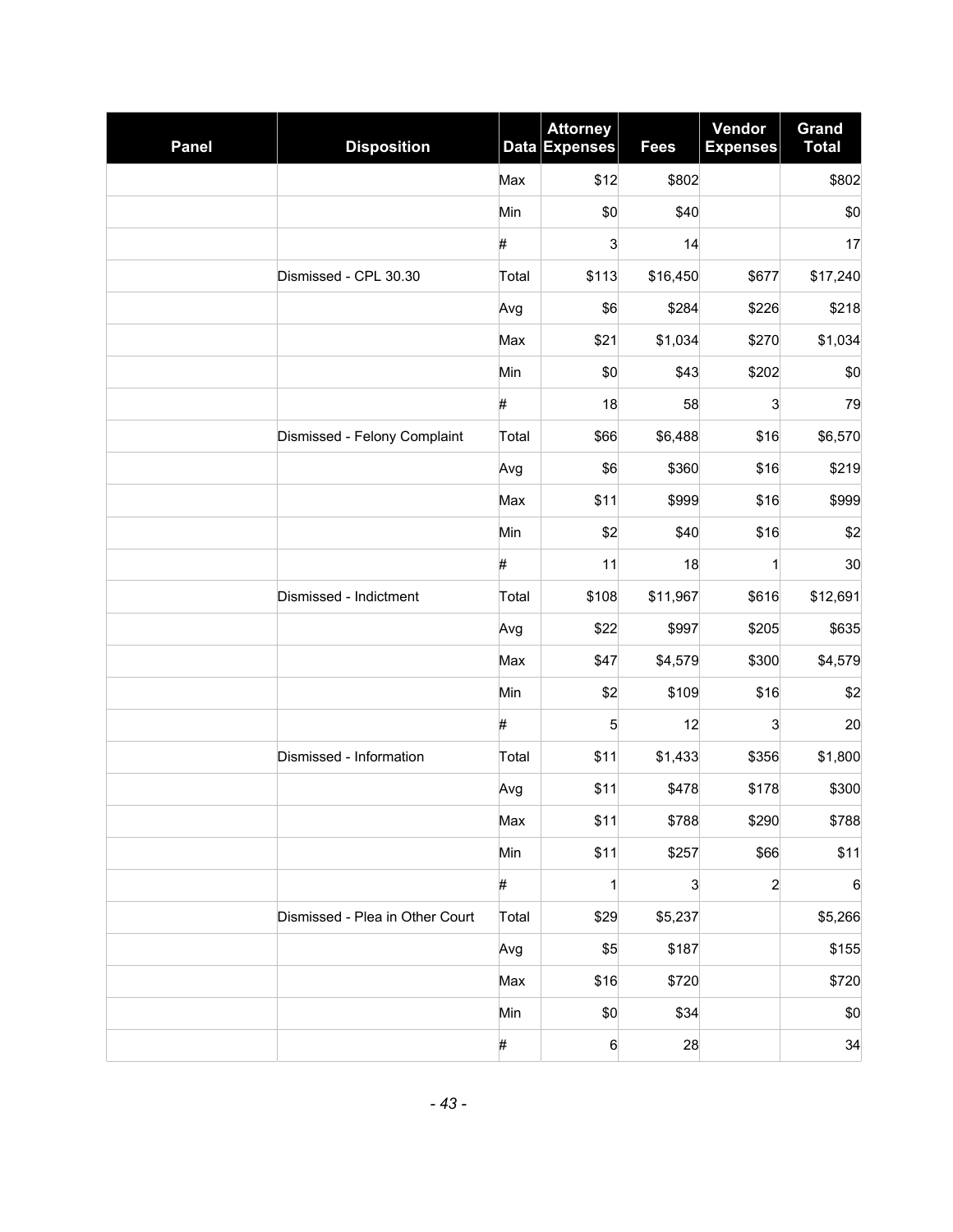| Panel | Disposition | Data | Attorney Expenses | Fees | Vendor Expenses | Grand Total |
|---|---|---|---|---|---|---|
| | | Max | $12 | $802 | | $802 |
| | | Min | $0 | $40 | | $0 |
| | | # | 3 | 14 | | 17 |
| | Dismissed - CPL 30.30 | Total | $113 | $16,450 | $677 | $17,240 |
| | | Avg | $6 | $284 | $226 | $218 |
| | | Max | $21 | $1,034 | $270 | $1,034 |
| | | Min | $0 | $43 | $202 | $0 |
| | | # | 18 | 58 | 3 | 79 |
| | Dismissed - Felony Complaint | Total | $66 | $6,488 | $16 | $6,570 |
| | | Avg | $6 | $360 | $16 | $219 |
| | | Max | $11 | $999 | $16 | $999 |
| | | Min | $2 | $40 | $16 | $2 |
| | | # | 11 | 18 | 1 | 30 |
| | Dismissed - Indictment | Total | $108 | $11,967 | $616 | $12,691 |
| | | Avg | $22 | $997 | $205 | $635 |
| | | Max | $47 | $4,579 | $300 | $4,579 |
| | | Min | $2 | $109 | $16 | $2 |
| | | # | 5 | 12 | 3 | 20 |
| | Dismissed - Information | Total | $11 | $1,433 | $356 | $1,800 |
| | | Avg | $11 | $478 | $178 | $300 |
| | | Max | $11 | $788 | $290 | $788 |
| | | Min | $11 | $257 | $66 | $11 |
| | | # | 1 | 3 | 2 | 6 |
| | Dismissed - Plea in Other Court | Total | $29 | $5,237 | | $5,266 |
| | | Avg | $5 | $187 | | $155 |
| | | Max | $16 | $720 | | $720 |
| | | Min | $0 | $34 | | $0 |
| | | # | 6 | 28 | | 34 |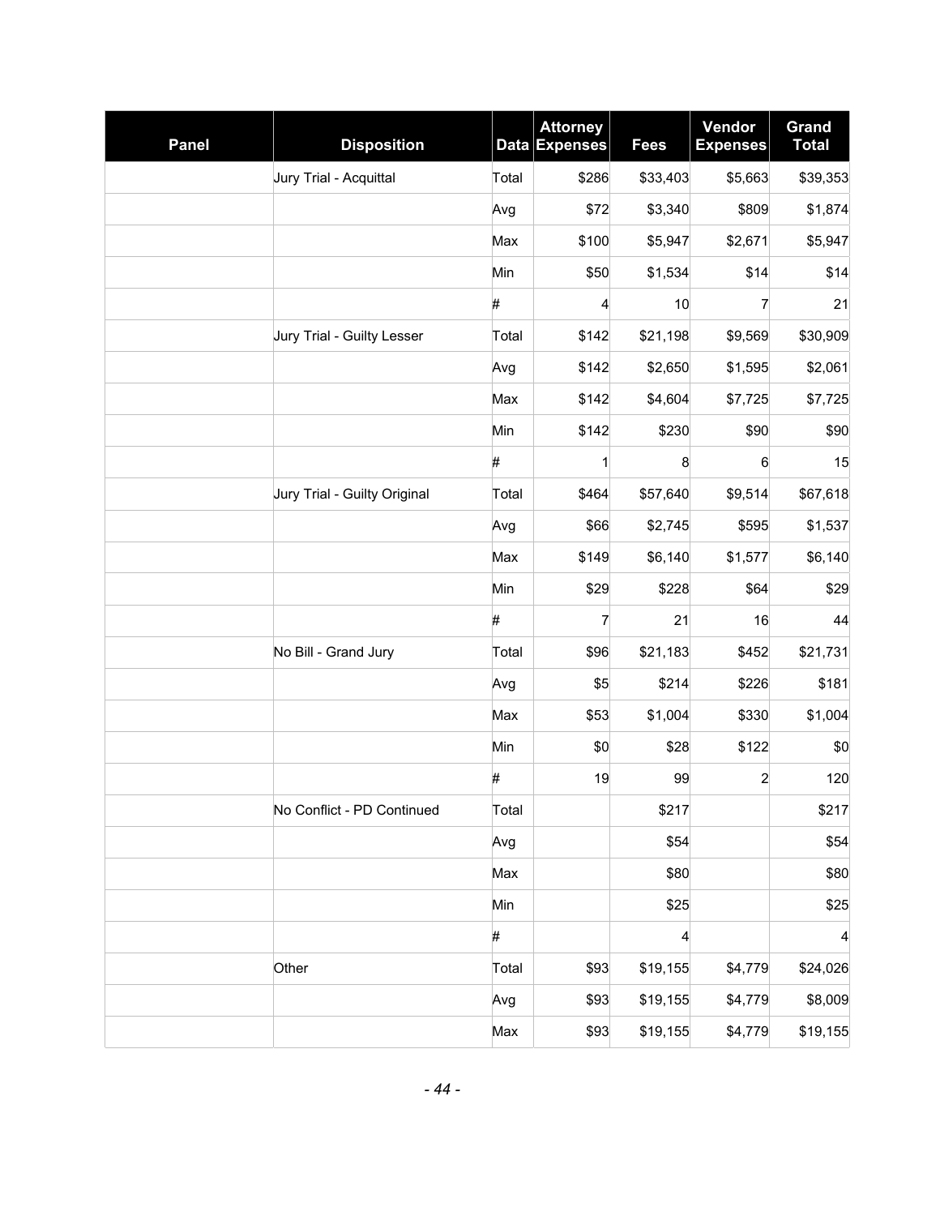| Panel | Disposition | Data | Attorney Expenses | Fees | Vendor Expenses | Grand Total |
|---|---|---|---|---|---|---|
| | Jury Trial - Acquittal | Total | $286 | $33,403 | $5,663 | $39,353 |
| | | Avg | $72 | $3,340 | $809 | $1,874 |
| | | Max | $100 | $5,947 | $2,671 | $5,947 |
| | | Min | $50 | $1,534 | $14 | $14 |
| | | # | 4 | 10 | 7 | 21 |
| | Jury Trial - Guilty Lesser | Total | $142 | $21,198 | $9,569 | $30,909 |
| | | Avg | $142 | $2,650 | $1,595 | $2,061 |
| | | Max | $142 | $4,604 | $7,725 | $7,725 |
| | | Min | $142 | $230 | $90 | $90 |
| | | # | 1 | 8 | 6 | 15 |
| | Jury Trial - Guilty Original | Total | $464 | $57,640 | $9,514 | $67,618 |
| | | Avg | $66 | $2,745 | $595 | $1,537 |
| | | Max | $149 | $6,140 | $1,577 | $6,140 |
| | | Min | $29 | $228 | $64 | $29 |
| | | # | 7 | 21 | 16 | 44 |
| | No Bill - Grand Jury | Total | $96 | $21,183 | $452 | $21,731 |
| | | Avg | $5 | $214 | $226 | $181 |
| | | Max | $53 | $1,004 | $330 | $1,004 |
| | | Min | $0 | $28 | $122 | $0 |
| | | # | 19 | 99 | 2 | 120 |
| | No Conflict - PD Continued | Total | | $217 | | $217 |
| | | Avg | | $54 | | $54 |
| | | Max | | $80 | | $80 |
| | | Min | | $25 | | $25 |
| | | # | | 4 | | 4 |
| | Other | Total | $93 | $19,155 | $4,779 | $24,026 |
| | | Avg | $93 | $19,155 | $4,779 | $8,009 |
| | | Max | $93 | $19,155 | $4,779 | $19,155 |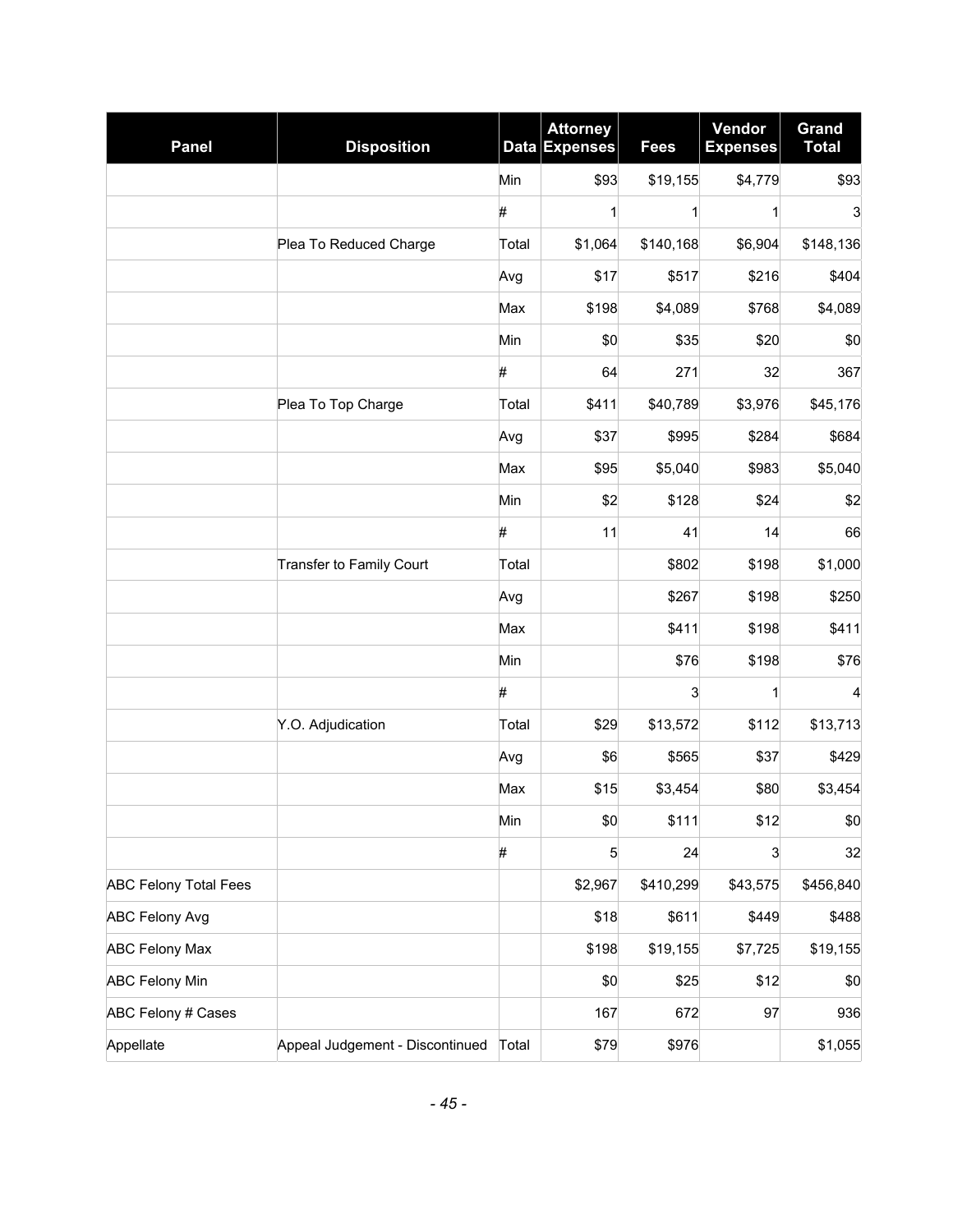| Panel | Disposition | Data | Attorney Expenses | Fees | Vendor Expenses | Grand Total |
|---|---|---|---|---|---|---|
| | | Min | $93 | $19,155 | $4,779 | $93 |
| | | # | 1 | 1 | 1 | 3 |
| | Plea To Reduced Charge | Total | $1,064 | $140,168 | $6,904 | $148,136 |
| | | Avg | $17 | $517 | $216 | $404 |
| | | Max | $198 | $4,089 | $768 | $4,089 |
| | | Min | $0 | $35 | $20 | $0 |
| | | # | 64 | 271 | 32 | 367 |
| | Plea To Top Charge | Total | $411 | $40,789 | $3,976 | $45,176 |
| | | Avg | $37 | $995 | $284 | $684 |
| | | Max | $95 | $5,040 | $983 | $5,040 |
| | | Min | $2 | $128 | $24 | $2 |
| | | # | 11 | 41 | 14 | 66 |
| | Transfer to Family Court | Total | | $802 | $198 | $1,000 |
| | | Avg | | $267 | $198 | $250 |
| | | Max | | $411 | $198 | $411 |
| | | Min | | $76 | $198 | $76 |
| | | # | | 3 | 1 | 4 |
| | Y.O. Adjudication | Total | $29 | $13,572 | $112 | $13,713 |
| | | Avg | $6 | $565 | $37 | $429 |
| | | Max | $15 | $3,454 | $80 | $3,454 |
| | | Min | $0 | $111 | $12 | $0 |
| | | # | 5 | 24 | 3 | 32 |
| ABC Felony Total Fees | | | $2,967 | $410,299 | $43,575 | $456,840 |
| ABC Felony Avg | | | $18 | $611 | $449 | $488 |
| ABC Felony Max | | | $198 | $19,155 | $7,725 | $19,155 |
| ABC Felony Min | | | $0 | $25 | $12 | $0 |
| ABC Felony # Cases | | | 167 | 672 | 97 | 936 |
| Appellate | Appeal Judgement - Discontinued | Total | $79 | $976 | | $1,055 |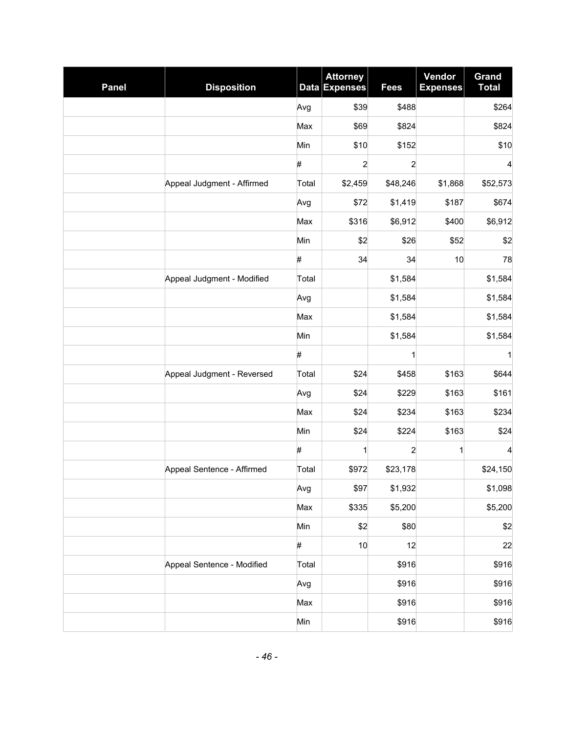| Panel | Disposition | Data | Attorney Expenses | Fees | Vendor Expenses | Grand Total |
|---|---|---|---|---|---|---|
| | | Avg | $39 | $488 | | $264 |
| | | Max | $69 | $824 | | $824 |
| | | Min | $10 | $152 | | $10 |
| | | # | 2 | 2 | | 4 |
| | Appeal Judgment - Affirmed | Total | $2,459 | $48,246 | $1,868 | $52,573 |
| | | Avg | $72 | $1,419 | $187 | $674 |
| | | Max | $316 | $6,912 | $400 | $6,912 |
| | | Min | $2 | $26 | $52 | $2 |
| | | # | 34 | 34 | 10 | 78 |
| | Appeal Judgment - Modified | Total | | $1,584 | | $1,584 |
| | | Avg | | $1,584 | | $1,584 |
| | | Max | | $1,584 | | $1,584 |
| | | Min | | $1,584 | | $1,584 |
| | | # | | 1 | | 1 |
| | Appeal Judgment - Reversed | Total | $24 | $458 | $163 | $644 |
| | | Avg | $24 | $229 | $163 | $161 |
| | | Max | $24 | $234 | $163 | $234 |
| | | Min | $24 | $224 | $163 | $24 |
| | | # | 1 | 2 | 1 | 4 |
| | Appeal Sentence - Affirmed | Total | $972 | $23,178 | | $24,150 |
| | | Avg | $97 | $1,932 | | $1,098 |
| | | Max | $335 | $5,200 | | $5,200 |
| | | Min | $2 | $80 | | $2 |
| | | # | 10 | 12 | | 22 |
| | Appeal Sentence - Modified | Total | | $916 | | $916 |
| | | Avg | | $916 | | $916 |
| | | Max | | $916 | | $916 |
| | | Min | | $916 | | $916 |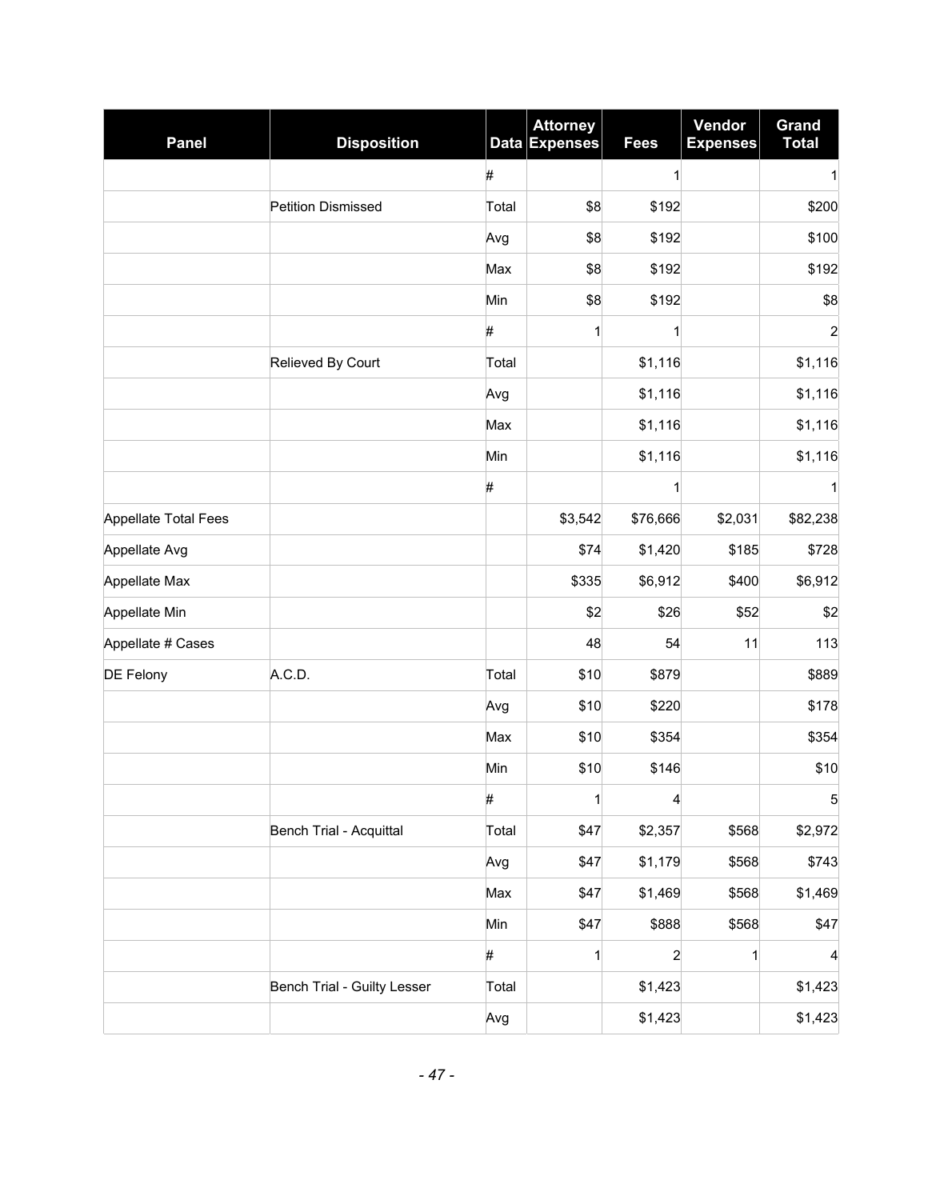| Panel | Disposition | Data | Attorney Expenses | Fees | Vendor Expenses | Grand Total |
|---|---|---|---|---|---|---|
| | | # | | 1 | | 1 |
| | Petition Dismissed | Total | $8 | $192 | | $200 |
| | | Avg | $8 | $192 | | $100 |
| | | Max | $8 | $192 | | $192 |
| | | Min | $8 | $192 | | $8 |
| | | # | 1 | 1 | | 2 |
| | Relieved By Court | Total | | $1,116 | | $1,116 |
| | | Avg | | $1,116 | | $1,116 |
| | | Max | | $1,116 | | $1,116 |
| | | Min | | $1,116 | | $1,116 |
| | | # | | 1 | | 1 |
| Appellate Total Fees | | | $3,542 | $76,666 | $2,031 | $82,238 |
| Appellate Avg | | | $74 | $1,420 | $185 | $728 |
| Appellate Max | | | $335 | $6,912 | $400 | $6,912 |
| Appellate Min | | | $2 | $26 | $52 | $2 |
| Appellate # Cases | | | 48 | 54 | 11 | 113 |
| DE Felony | A.C.D. | Total | $10 | $879 | | $889 |
| | | Avg | $10 | $220 | | $178 |
| | | Max | $10 | $354 | | $354 |
| | | Min | $10 | $146 | | $10 |
| | | # | 1 | 4 | | 5 |
| | Bench Trial - Acquittal | Total | $47 | $2,357 | $568 | $2,972 |
| | | Avg | $47 | $1,179 | $568 | $743 |
| | | Max | $47 | $1,469 | $568 | $1,469 |
| | | Min | $47 | $888 | $568 | $47 |
| | | # | 1 | 2 | 1 | 4 |
| | Bench Trial - Guilty Lesser | Total | | $1,423 | | $1,423 |
| | | Avg | | $1,423 | | $1,423 |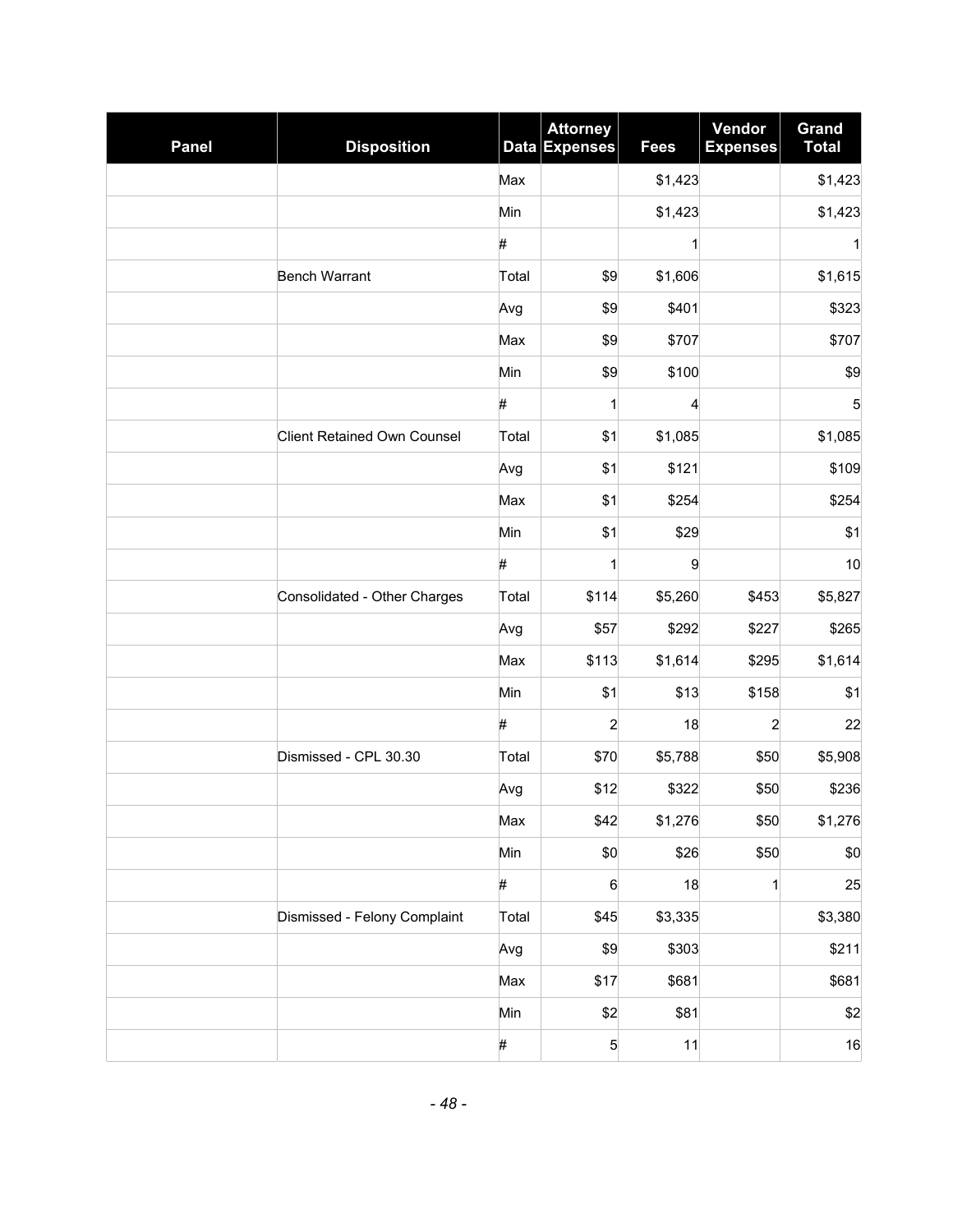| Panel | Disposition | Data | Attorney Expenses | Fees | Vendor Expenses | Grand Total |
|---|---|---|---|---|---|---|
| | | Max | | $1,423 | | $1,423 |
| | | Min | | $1,423 | | $1,423 |
| | | # | | 1 | | 1 |
| | Bench Warrant | Total | $9 | $1,606 | | $1,615 |
| | | Avg | $9 | $401 | | $323 |
| | | Max | $9 | $707 | | $707 |
| | | Min | $9 | $100 | | $9 |
| | | # | 1 | 4 | | 5 |
| | Client Retained Own Counsel | Total | $1 | $1,085 | | $1,085 |
| | | Avg | $1 | $121 | | $109 |
| | | Max | $1 | $254 | | $254 |
| | | Min | $1 | $29 | | $1 |
| | | # | 1 | 9 | | 10 |
| | Consolidated - Other Charges | Total | $114 | $5,260 | $453 | $5,827 |
| | | Avg | $57 | $292 | $227 | $265 |
| | | Max | $113 | $1,614 | $295 | $1,614 |
| | | Min | $1 | $13 | $158 | $1 |
| | | # | 2 | 18 | 2 | 22 |
| | Dismissed - CPL 30.30 | Total | $70 | $5,788 | $50 | $5,908 |
| | | Avg | $12 | $322 | $50 | $236 |
| | | Max | $42 | $1,276 | $50 | $1,276 |
| | | Min | $0 | $26 | $50 | $0 |
| | | # | 6 | 18 | 1 | 25 |
| | Dismissed - Felony Complaint | Total | $45 | $3,335 | | $3,380 |
| | | Avg | $9 | $303 | | $211 |
| | | Max | $17 | $681 | | $681 |
| | | Min | $2 | $81 | | $2 |
| | | # | 5 | 11 | | 16 |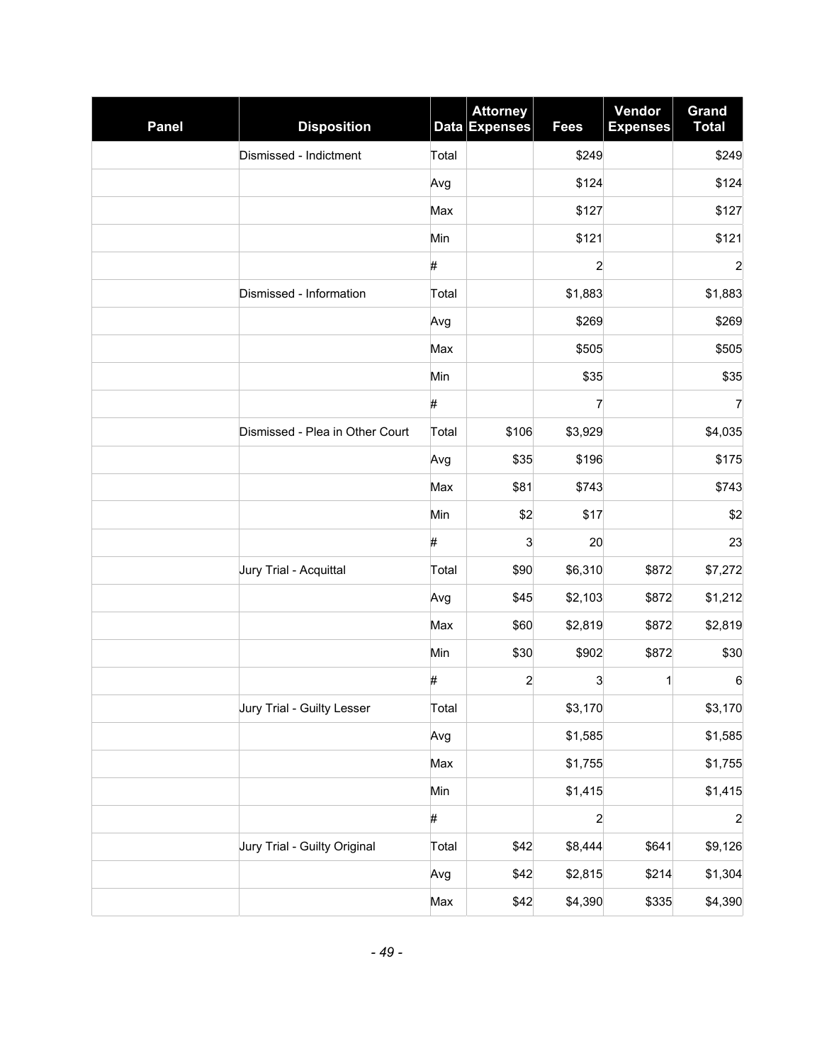| Panel | Disposition | Data | Attorney Expenses | Fees | Vendor Expenses | Grand Total |
|---|---|---|---|---|---|---|
| | Dismissed - Indictment | Total | | $249 | | $249 |
| | | Avg | | $124 | | $124 |
| | | Max | | $127 | | $127 |
| | | Min | | $121 | | $121 |
| | | # | | 2 | | 2 |
| | Dismissed - Information | Total | | $1,883 | | $1,883 |
| | | Avg | | $269 | | $269 |
| | | Max | | $505 | | $505 |
| | | Min | | $35 | | $35 |
| | | # | | 7 | | 7 |
| | Dismissed - Plea in Other Court | Total | $106 | $3,929 | | $4,035 |
| | | Avg | $35 | $196 | | $175 |
| | | Max | $81 | $743 | | $743 |
| | | Min | $2 | $17 | | $2 |
| | | # | 3 | 20 | | 23 |
| | Jury Trial - Acquittal | Total | $90 | $6,310 | $872 | $7,272 |
| | | Avg | $45 | $2,103 | $872 | $1,212 |
| | | Max | $60 | $2,819 | $872 | $2,819 |
| | | Min | $30 | $902 | $872 | $30 |
| | | # | 2 | 3 | 1 | 6 |
| | Jury Trial - Guilty Lesser | Total | | $3,170 | | $3,170 |
| | | Avg | | $1,585 | | $1,585 |
| | | Max | | $1,755 | | $1,755 |
| | | Min | | $1,415 | | $1,415 |
| | | # | | 2 | | 2 |
| | Jury Trial - Guilty Original | Total | $42 | $8,444 | $641 | $9,126 |
| | | Avg | $42 | $2,815 | $214 | $1,304 |
| | | Max | $42 | $4,390 | $335 | $4,390 |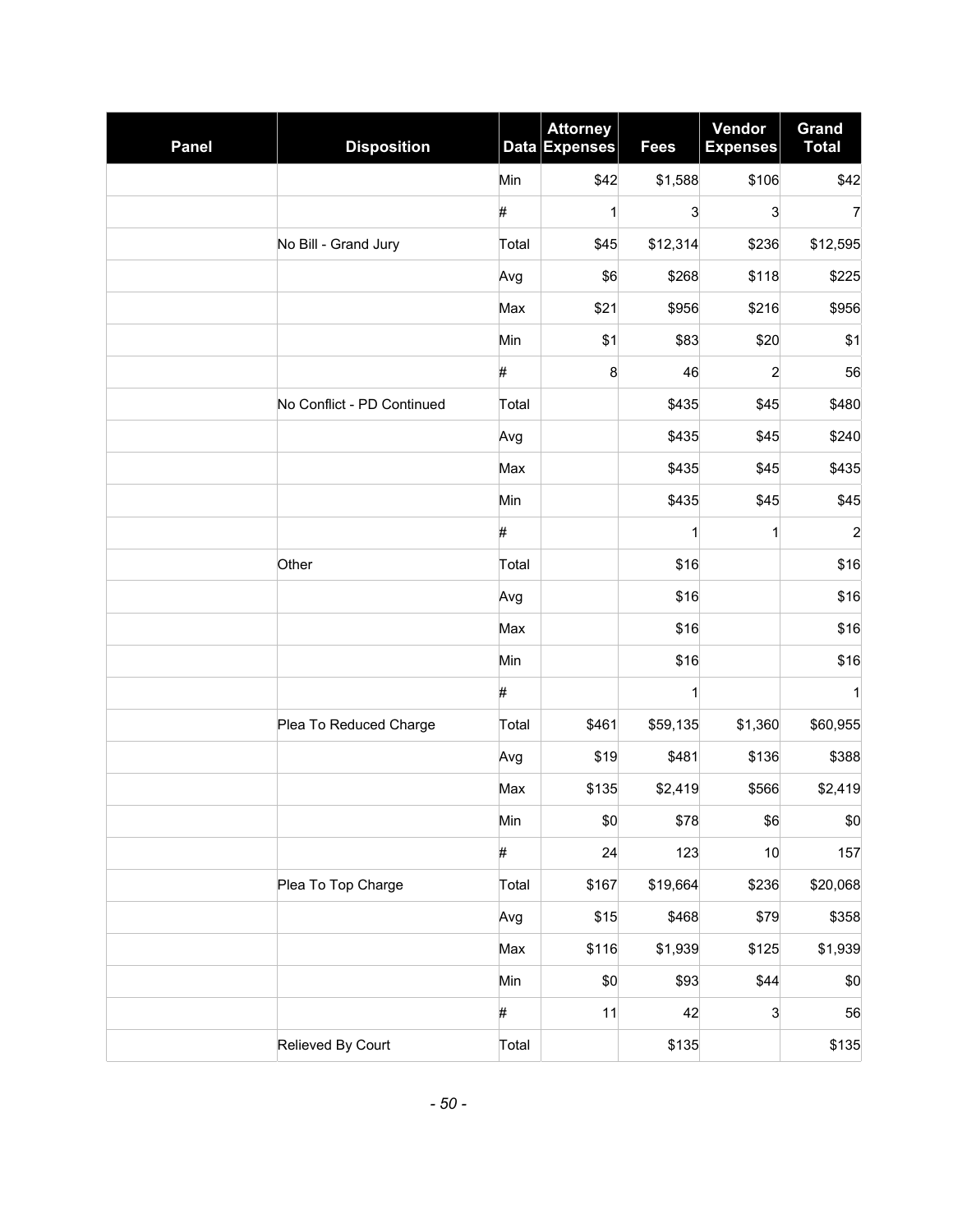| Panel | Disposition | Data | Attorney Expenses | Fees | Vendor Expenses | Grand Total |
|---|---|---|---|---|---|---|
| | | Min | $42 | $1,588 | $106 | $42 |
| | | # | 1 | 3 | 3 | 7 |
| | No Bill - Grand Jury | Total | $45 | $12,314 | $236 | $12,595 |
| | | Avg | $6 | $268 | $118 | $225 |
| | | Max | $21 | $956 | $216 | $956 |
| | | Min | $1 | $83 | $20 | $1 |
| | | # | 8 | 46 | 2 | 56 |
| | No Conflict - PD Continued | Total | | $435 | $45 | $480 |
| | | Avg | | $435 | $45 | $240 |
| | | Max | | $435 | $45 | $435 |
| | | Min | | $435 | $45 | $45 |
| | | # | | 1 | 1 | 2 |
| | Other | Total | | $16 | | $16 |
| | | Avg | | $16 | | $16 |
| | | Max | | $16 | | $16 |
| | | Min | | $16 | | $16 |
| | | # | | 1 | | 1 |
| | Plea To Reduced Charge | Total | $461 | $59,135 | $1,360 | $60,955 |
| | | Avg | $19 | $481 | $136 | $388 |
| | | Max | $135 | $2,419 | $566 | $2,419 |
| | | Min | $0 | $78 | $6 | $0 |
| | | # | 24 | 123 | 10 | 157 |
| | Plea To Top Charge | Total | $167 | $19,664 | $236 | $20,068 |
| | | Avg | $15 | $468 | $79 | $358 |
| | | Max | $116 | $1,939 | $125 | $1,939 |
| | | Min | $0 | $93 | $44 | $0 |
| | | # | 11 | 42 | 3 | 56 |
| | Relieved By Court | Total | | $135 | | $135 |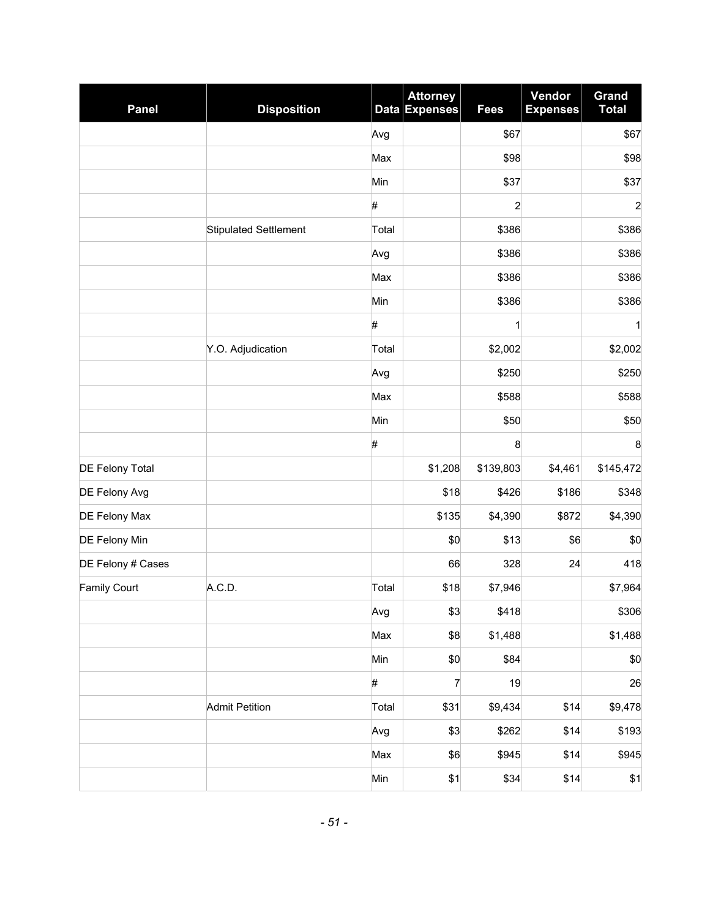| Panel | Disposition | Data | Attorney Expenses | Fees | Vendor Expenses | Grand Total |
|---|---|---|---|---|---|---|
| | | Avg | | $67 | | $67 |
| | | Max | | $98 | | $98 |
| | | Min | | $37 | | $37 |
| | | # | | 2 | | 2 |
| | Stipulated Settlement | Total | | $386 | | $386 |
| | | Avg | | $386 | | $386 |
| | | Max | | $386 | | $386 |
| | | Min | | $386 | | $386 |
| | | # | | 1 | | 1 |
| | Y.O. Adjudication | Total | | $2,002 | | $2,002 |
| | | Avg | | $250 | | $250 |
| | | Max | | $588 | | $588 |
| | | Min | | $50 | | $50 |
| | | # | | 8 | | 8 |
| DE Felony Total | | | $1,208 | $139,803 | $4,461 | $145,472 |
| DE Felony Avg | | | $18 | $426 | $186 | $348 |
| DE Felony Max | | | $135 | $4,390 | $872 | $4,390 |
| DE Felony Min | | | $0 | $13 | $6 | $0 |
| DE Felony # Cases | | | 66 | 328 | 24 | 418 |
| Family Court | A.C.D. | Total | $18 | $7,946 | | $7,964 |
| | | Avg | $3 | $418 | | $306 |
| | | Max | $8 | $1,488 | | $1,488 |
| | | Min | $0 | $84 | | $0 |
| | | # | 7 | 19 | | 26 |
| | Admit Petition | Total | $31 | $9,434 | $14 | $9,478 |
| | | Avg | $3 | $262 | $14 | $193 |
| | | Max | $6 | $945 | $14 | $945 |
| | | Min | $1 | $34 | $14 | $1 |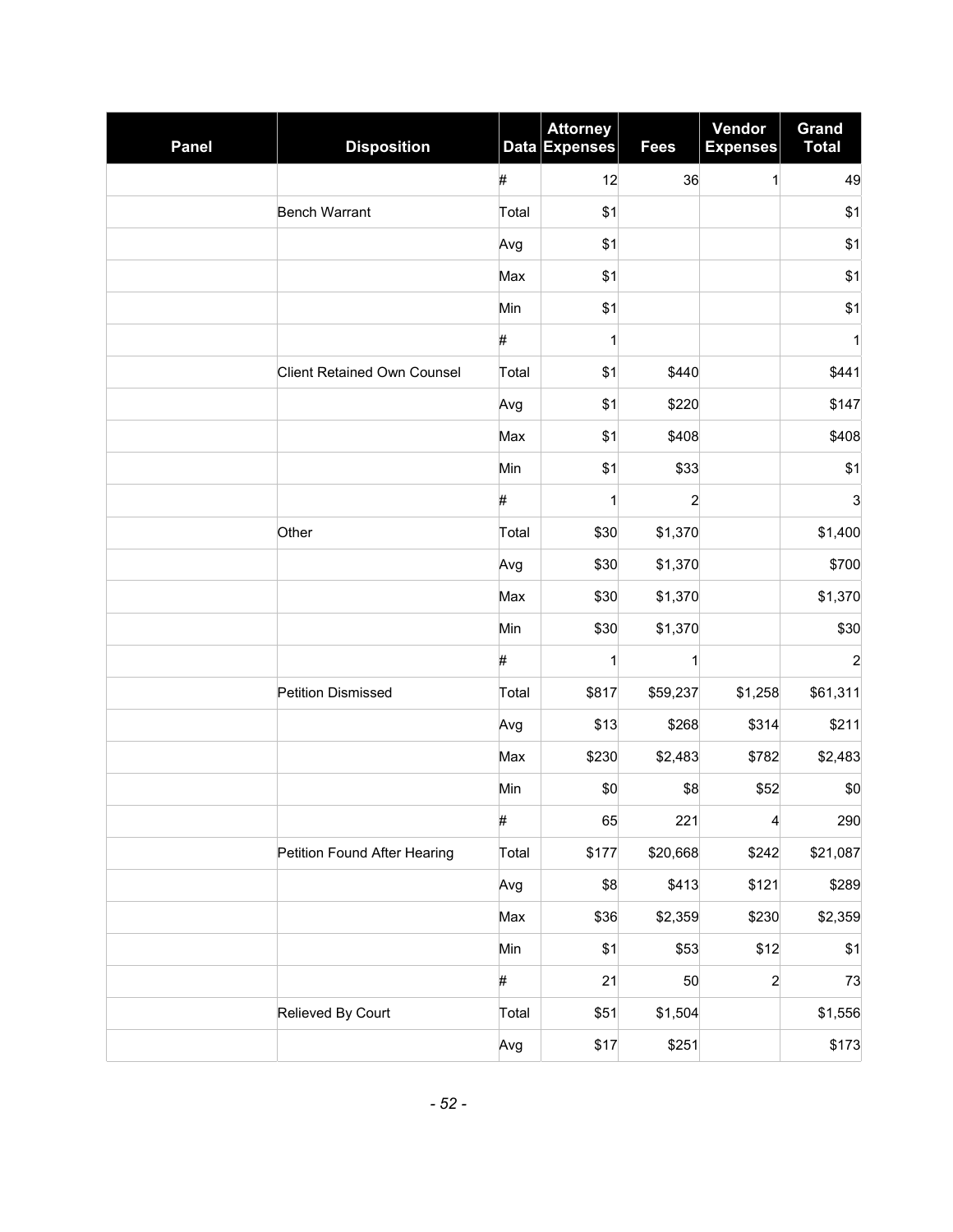| Panel | Disposition | Data | Attorney Expenses | Fees | Vendor Expenses | Grand Total |
|---|---|---|---|---|---|---|
| | | # | 12 | 36 | 1 | 49 |
| | Bench Warrant | Total | $1 | | | $1 |
| | | Avg | $1 | | | $1 |
| | | Max | $1 | | | $1 |
| | | Min | $1 | | | $1 |
| | | # | 1 | | | 1 |
| | Client Retained Own Counsel | Total | $1 | $440 | | $441 |
| | | Avg | $1 | $220 | | $147 |
| | | Max | $1 | $408 | | $408 |
| | | Min | $1 | $33 | | $1 |
| | | # | 1 | 2 | | 3 |
| | Other | Total | $30 | $1,370 | | $1,400 |
| | | Avg | $30 | $1,370 | | $700 |
| | | Max | $30 | $1,370 | | $1,370 |
| | | Min | $30 | $1,370 | | $30 |
| | | # | 1 | 1 | | 2 |
| | Petition Dismissed | Total | $817 | $59,237 | $1,258 | $61,311 |
| | | Avg | $13 | $268 | $314 | $211 |
| | | Max | $230 | $2,483 | $782 | $2,483 |
| | | Min | $0 | $8 | $52 | $0 |
| | | # | 65 | 221 | 4 | 290 |
| | Petition Found After Hearing | Total | $177 | $20,668 | $242 | $21,087 |
| | | Avg | $8 | $413 | $121 | $289 |
| | | Max | $36 | $2,359 | $230 | $2,359 |
| | | Min | $1 | $53 | $12 | $1 |
| | | # | 21 | 50 | 2 | 73 |
| | Relieved By Court | Total | $51 | $1,504 | | $1,556 |
| | | Avg | $17 | $251 | | $173 |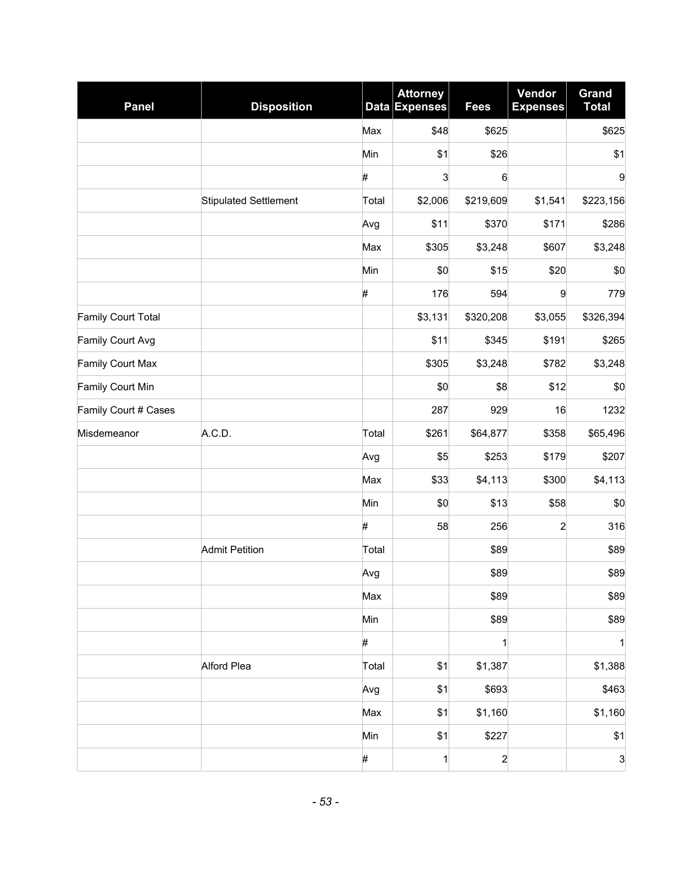| Panel | Disposition | Data | Attorney Expenses | Fees | Vendor Expenses | Grand Total |
|---|---|---|---|---|---|---|
| | | Max | $48 | $625 | | $625 |
| | | Min | $1 | $26 | | $1 |
| | | # | 3 | 6 | | 9 |
| | Stipulated Settlement | Total | $2,006 | $219,609 | $1,541 | $223,156 |
| | | Avg | $11 | $370 | $171 | $286 |
| | | Max | $305 | $3,248 | $607 | $3,248 |
| | | Min | $0 | $15 | $20 | $0 |
| | | # | 176 | 594 | 9 | 779 |
| Family Court Total | | | $3,131 | $320,208 | $3,055 | $326,394 |
| Family Court Avg | | | $11 | $345 | $191 | $265 |
| Family Court Max | | | $305 | $3,248 | $782 | $3,248 |
| Family Court Min | | | $0 | $8 | $12 | $0 |
| Family Court # Cases | | | 287 | 929 | 16 | 1232 |
| Misdemeanor | A.C.D. | Total | $261 | $64,877 | $358 | $65,496 |
| | | Avg | $5 | $253 | $179 | $207 |
| | | Max | $33 | $4,113 | $300 | $4,113 |
| | | Min | $0 | $13 | $58 | $0 |
| | | # | 58 | 256 | 2 | 316 |
| | Admit Petition | Total | | $89 | | $89 |
| | | Avg | | $89 | | $89 |
| | | Max | | $89 | | $89 |
| | | Min | | $89 | | $89 |
| | | # | | 1 | | 1 |
| | Alford Plea | Total | $1 | $1,387 | | $1,388 |
| | | Avg | $1 | $693 | | $463 |
| | | Max | $1 | $1,160 | | $1,160 |
| | | Min | $1 | $227 | | $1 |
| | | # | 1 | 2 | | 3 |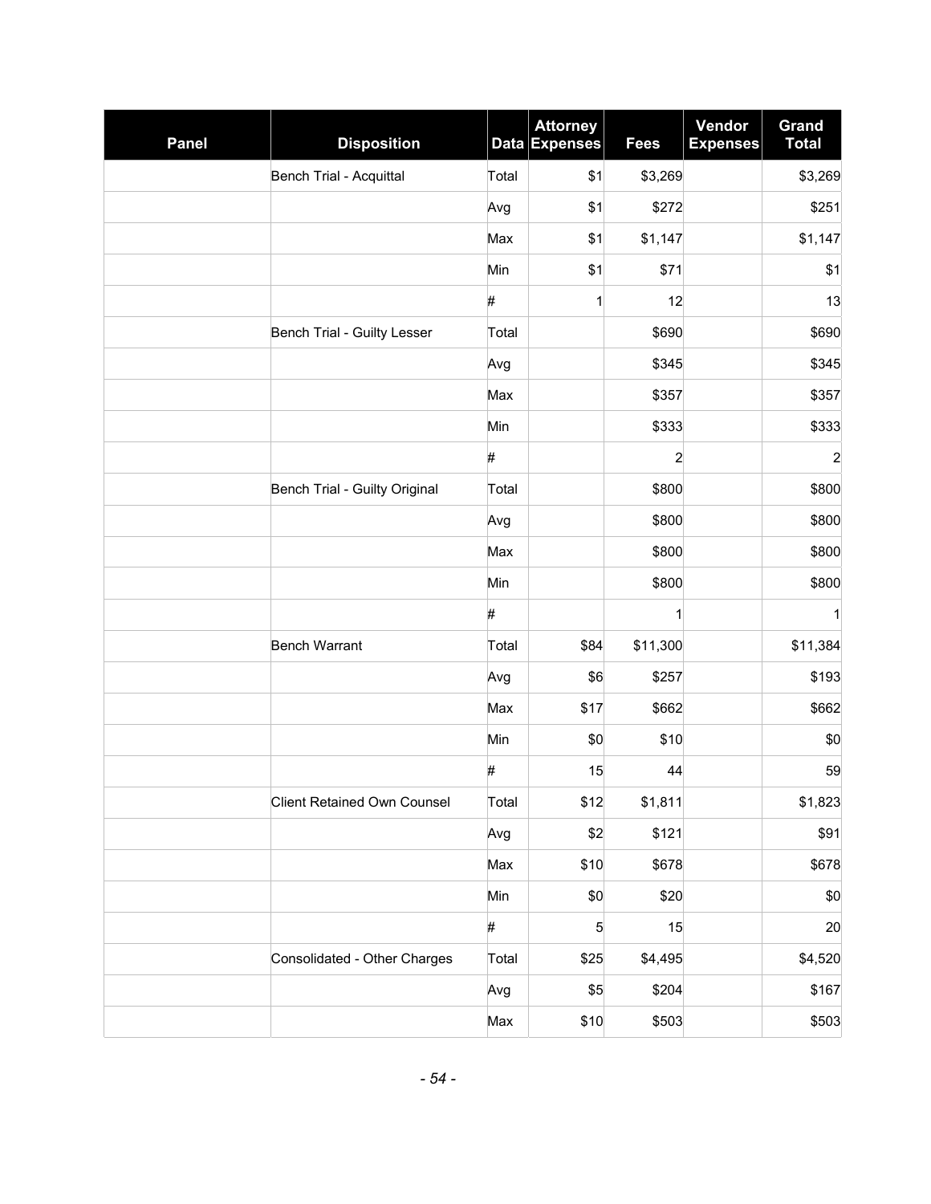| Panel | Disposition | Data | Attorney Expenses | Fees | Vendor Expenses | Grand Total |
|---|---|---|---|---|---|---|
| | Bench Trial - Acquittal | Total | $1 | $3,269 | | $3,269 |
| | | Avg | $1 | $272 | | $251 |
| | | Max | $1 | $1,147 | | $1,147 |
| | | Min | $1 | $71 | | $1 |
| | | # | 1 | 12 | | 13 |
| | Bench Trial - Guilty Lesser | Total | | $690 | | $690 |
| | | Avg | | $345 | | $345 |
| | | Max | | $357 | | $357 |
| | | Min | | $333 | | $333 |
| | | # | | 2 | | 2 |
| | Bench Trial - Guilty Original | Total | | $800 | | $800 |
| | | Avg | | $800 | | $800 |
| | | Max | | $800 | | $800 |
| | | Min | | $800 | | $800 |
| | | # | | 1 | | 1 |
| | Bench Warrant | Total | $84 | $11,300 | | $11,384 |
| | | Avg | $6 | $257 | | $193 |
| | | Max | $17 | $662 | | $662 |
| | | Min | $0 | $10 | | $0 |
| | | # | 15 | 44 | | 59 |
| | Client Retained Own Counsel | Total | $12 | $1,811 | | $1,823 |
| | | Avg | $2 | $121 | | $91 |
| | | Max | $10 | $678 | | $678 |
| | | Min | $0 | $20 | | $0 |
| | | # | 5 | 15 | | 20 |
| | Consolidated - Other Charges | Total | $25 | $4,495 | | $4,520 |
| | | Avg | $5 | $204 | | $167 |
| | | Max | $10 | $503 | | $503 |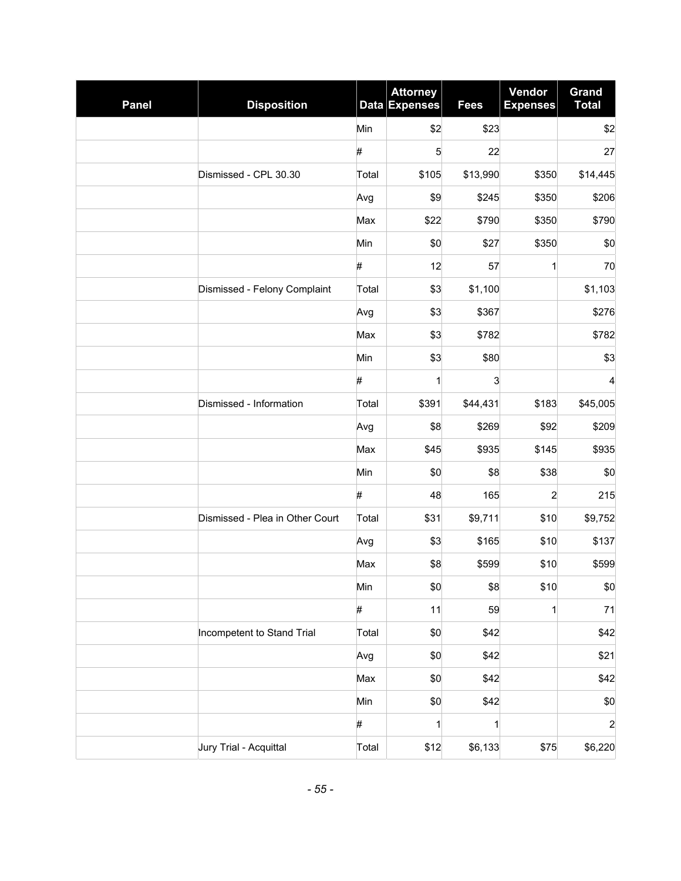| Panel | Disposition | Data | Attorney Expenses | Fees | Vendor Expenses | Grand Total |
|---|---|---|---|---|---|---|
| | | Min | $2 | $23 | | $2 |
| | | # | 5 | 22 | | 27 |
| | Dismissed - CPL 30.30 | Total | $105 | $13,990 | $350 | $14,445 |
| | | Avg | $9 | $245 | $350 | $206 |
| | | Max | $22 | $790 | $350 | $790 |
| | | Min | $0 | $27 | $350 | $0 |
| | | # | 12 | 57 | 1 | 70 |
| | Dismissed - Felony Complaint | Total | $3 | $1,100 | | $1,103 |
| | | Avg | $3 | $367 | | $276 |
| | | Max | $3 | $782 | | $782 |
| | | Min | $3 | $80 | | $3 |
| | | # | 1 | 3 | | 4 |
| | Dismissed - Information | Total | $391 | $44,431 | $183 | $45,005 |
| | | Avg | $8 | $269 | $92 | $209 |
| | | Max | $45 | $935 | $145 | $935 |
| | | Min | $0 | $8 | $38 | $0 |
| | | # | 48 | 165 | 2 | 215 |
| | Dismissed - Plea in Other Court | Total | $31 | $9,711 | $10 | $9,752 |
| | | Avg | $3 | $165 | $10 | $137 |
| | | Max | $8 | $599 | $10 | $599 |
| | | Min | $0 | $8 | $10 | $0 |
| | | # | 11 | 59 | 1 | 71 |
| | Incompetent to Stand Trial | Total | $0 | $42 | | $42 |
| | | Avg | $0 | $42 | | $21 |
| | | Max | $0 | $42 | | $42 |
| | | Min | $0 | $42 | | $0 |
| | | # | 1 | 1 | | 2 |
| | Jury Trial - Acquittal | Total | $12 | $6,133 | $75 | $6,220 |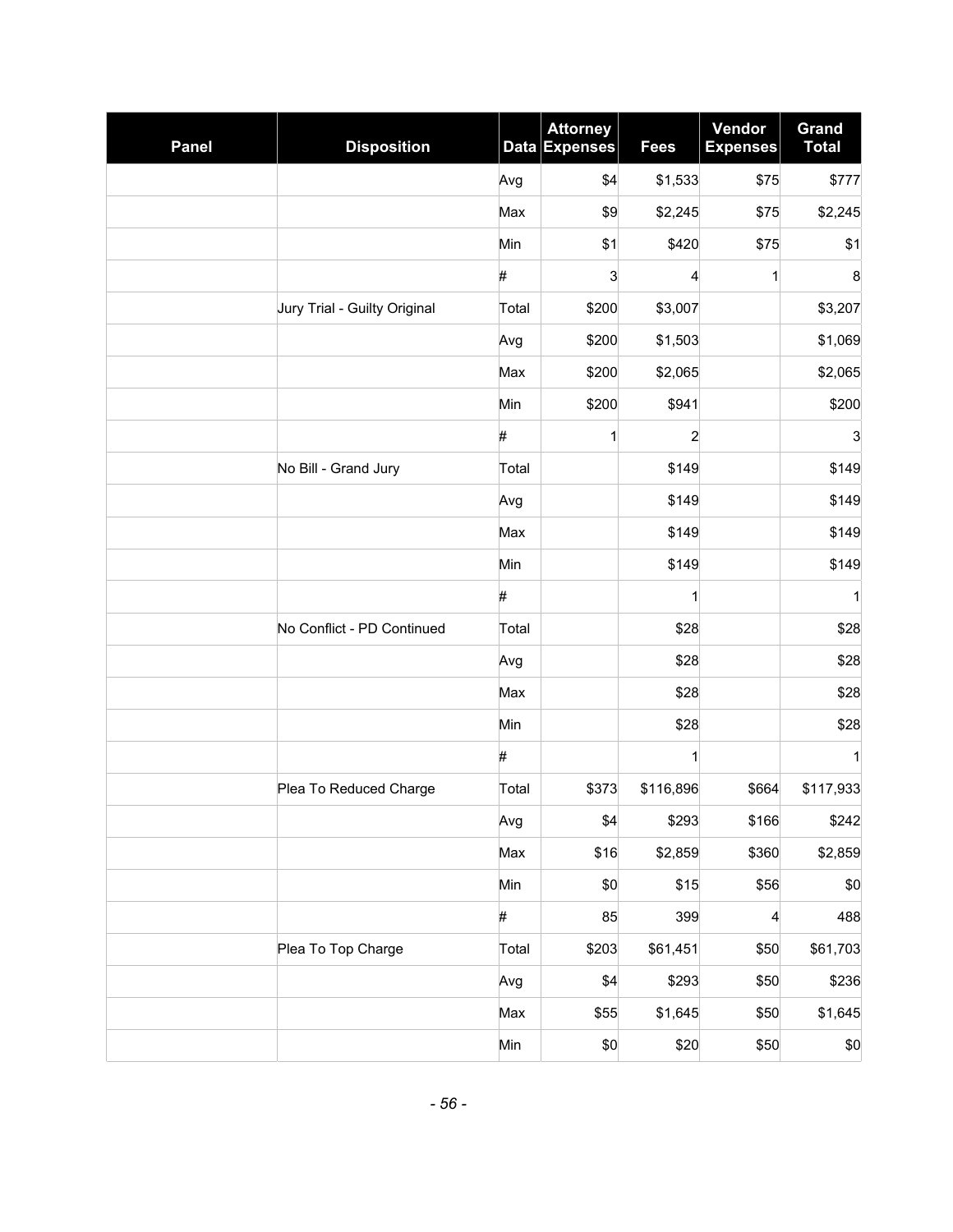| Panel | Disposition | Data | Attorney Expenses | Fees | Vendor Expenses | Grand Total |
|---|---|---|---|---|---|---|
| | | Avg | $4 | $1,533 | $75 | $777 |
| | | Max | $9 | $2,245 | $75 | $2,245 |
| | | Min | $1 | $420 | $75 | $1 |
| | | # | 3 | 4 | 1 | 8 |
| | Jury Trial - Guilty Original | Total | $200 | $3,007 | | $3,207 |
| | | Avg | $200 | $1,503 | | $1,069 |
| | | Max | $200 | $2,065 | | $2,065 |
| | | Min | $200 | $941 | | $200 |
| | | # | 1 | 2 | | 3 |
| | No Bill - Grand Jury | Total | | $149 | | $149 |
| | | Avg | | $149 | | $149 |
| | | Max | | $149 | | $149 |
| | | Min | | $149 | | $149 |
| | | # | | 1 | | 1 |
| | No Conflict - PD Continued | Total | | $28 | | $28 |
| | | Avg | | $28 | | $28 |
| | | Max | | $28 | | $28 |
| | | Min | | $28 | | $28 |
| | | # | | 1 | | 1 |
| | Plea To Reduced Charge | Total | $373 | $116,896 | $664 | $117,933 |
| | | Avg | $4 | $293 | $166 | $242 |
| | | Max | $16 | $2,859 | $360 | $2,859 |
| | | Min | $0 | $15 | $56 | $0 |
| | | # | 85 | 399 | 4 | 488 |
| | Plea To Top Charge | Total | $203 | $61,451 | $50 | $61,703 |
| | | Avg | $4 | $293 | $50 | $236 |
| | | Max | $55 | $1,645 | $50 | $1,645 |
| | | Min | $0 | $20 | $50 | $0 |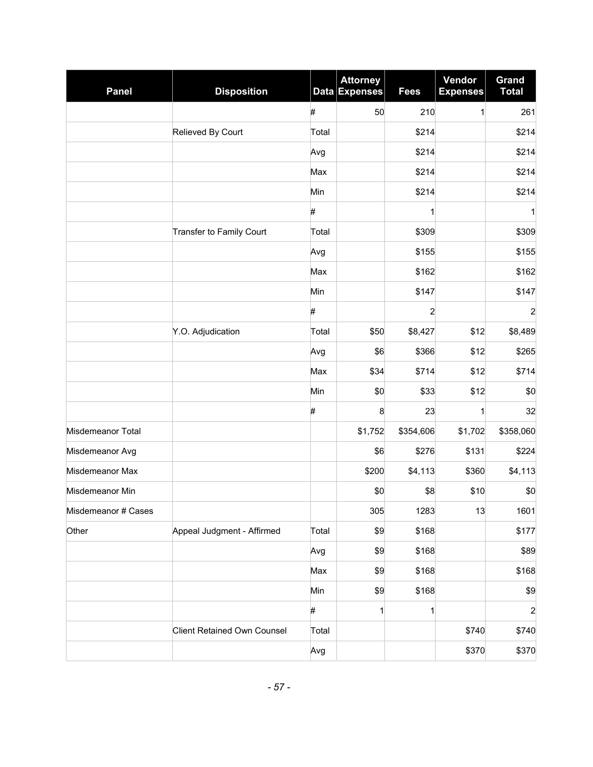| Panel | Disposition | Data | Attorney Expenses | Fees | Vendor Expenses | Grand Total |
|---|---|---|---|---|---|---|
| | | # | 50 | 210 | 1 | 261 |
| | Relieved By Court | Total | | $214 | | $214 |
| | | Avg | | $214 | | $214 |
| | | Max | | $214 | | $214 |
| | | Min | | $214 | | $214 |
| | | # | | 1 | | 1 |
| | Transfer to Family Court | Total | | $309 | | $309 |
| | | Avg | | $155 | | $155 |
| | | Max | | $162 | | $162 |
| | | Min | | $147 | | $147 |
| | | # | | 2 | | 2 |
| | Y.O. Adjudication | Total | $50 | $8,427 | $12 | $8,489 |
| | | Avg | $6 | $366 | $12 | $265 |
| | | Max | $34 | $714 | $12 | $714 |
| | | Min | $0 | $33 | $12 | $0 |
| | | # | 8 | 23 | 1 | 32 |
| Misdemeanor Total | | | $1,752 | $354,606 | $1,702 | $358,060 |
| Misdemeanor Avg | | | $6 | $276 | $131 | $224 |
| Misdemeanor Max | | | $200 | $4,113 | $360 | $4,113 |
| Misdemeanor Min | | | $0 | $8 | $10 | $0 |
| Misdemeanor # Cases | | | 305 | 1283 | 13 | 1601 |
| Other | Appeal Judgment - Affirmed | Total | $9 | $168 | | $177 |
| | | Avg | $9 | $168 | | $89 |
| | | Max | $9 | $168 | | $168 |
| | | Min | $9 | $168 | | $9 |
| | | # | 1 | 1 | | 2 |
| | Client Retained Own Counsel | Total | | | $740 | $740 |
| | | Avg | | | $370 | $370 |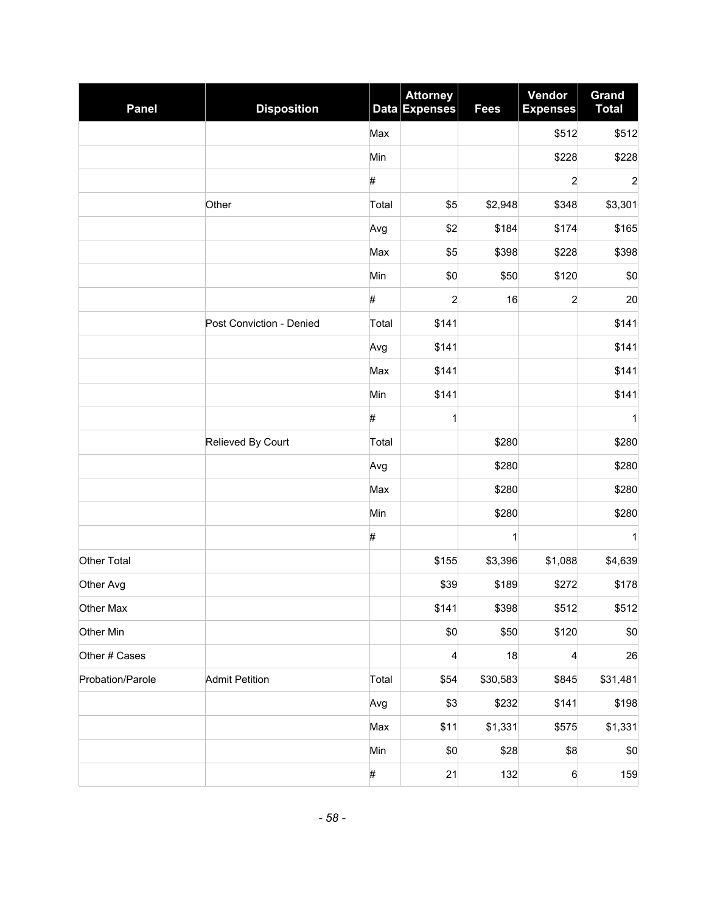| Panel | Disposition | Data | Attorney Expenses | Fees | Vendor Expenses | Grand Total |
|---|---|---|---|---|---|---|
| | | Max | | | $512 | $512 |
| | | Min | | | $228 | $228 |
| | | # | | | 2 | 2 |
| | Other | Total | $5 | $2,948 | $348 | $3,301 |
| | | Avg | $2 | $184 | $174 | $165 |
| | | Max | $5 | $398 | $228 | $398 |
| | | Min | $0 | $50 | $120 | $0 |
| | | # | 2 | 16 | 2 | 20 |
| | Post Conviction - Denied | Total | $141 | | | $141 |
| | | Avg | $141 | | | $141 |
| | | Max | $141 | | | $141 |
| | | Min | $141 | | | $141 |
| | | # | 1 | | | 1 |
| | Relieved By Court | Total | | $280 | | $280 |
| | | Avg | | $280 | | $280 |
| | | Max | | $280 | | $280 |
| | | Min | | $280 | | $280 |
| | | # | | 1 | | 1 |
| Other Total | | | $155 | $3,396 | $1,088 | $4,639 |
| Other Avg | | | $39 | $189 | $272 | $178 |
| Other Max | | | $141 | $398 | $512 | $512 |
| Other Min | | | $0 | $50 | $120 | $0 |
| Other # Cases | | | 4 | 18 | 4 | 26 |
| Probation/Parole | Admit Petition | Total | $54 | $30,583 | $845 | $31,481 |
| | | Avg | $3 | $232 | $141 | $198 |
| | | Max | $11 | $1,331 | $575 | $1,331 |
| | | Min | $0 | $28 | $8 | $0 |
| | | # | 21 | 132 | 6 | 159 |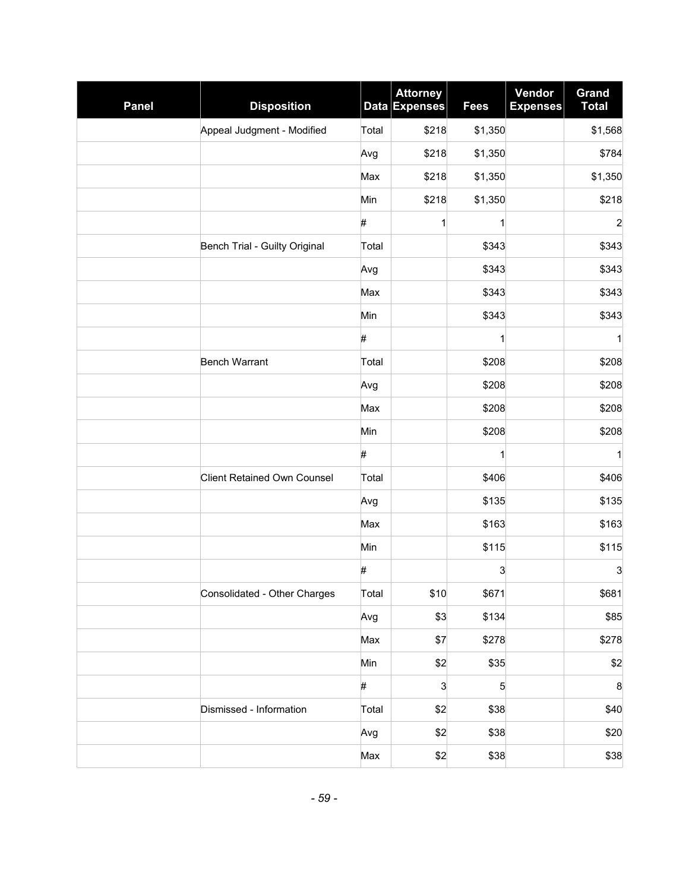| Panel | Disposition | Data | Attorney Expenses | Fees | Vendor Expenses | Grand Total |
|---|---|---|---|---|---|---|
| | Appeal Judgment - Modified | Total | $218 | $1,350 | | $1,568 |
| | | Avg | $218 | $1,350 | | $784 |
| | | Max | $218 | $1,350 | | $1,350 |
| | | Min | $218 | $1,350 | | $218 |
| | | # | 1 | 1 | | 2 |
| | Bench Trial - Guilty Original | Total | | $343 | | $343 |
| | | Avg | | $343 | | $343 |
| | | Max | | $343 | | $343 |
| | | Min | | $343 | | $343 |
| | | # | | 1 | | 1 |
| | Bench Warrant | Total | | $208 | | $208 |
| | | Avg | | $208 | | $208 |
| | | Max | | $208 | | $208 |
| | | Min | | $208 | | $208 |
| | | # | | 1 | | 1 |
| | Client Retained Own Counsel | Total | | $406 | | $406 |
| | | Avg | | $135 | | $135 |
| | | Max | | $163 | | $163 |
| | | Min | | $115 | | $115 |
| | | # | | 3 | | 3 |
| | Consolidated - Other Charges | Total | $10 | $671 | | $681 |
| | | Avg | $3 | $134 | | $85 |
| | | Max | $7 | $278 | | $278 |
| | | Min | $2 | $35 | | $2 |
| | | # | 3 | 5 | | 8 |
| | Dismissed - Information | Total | $2 | $38 | | $40 |
| | | Avg | $2 | $38 | | $20 |
| | | Max | $2 | $38 | | $38 |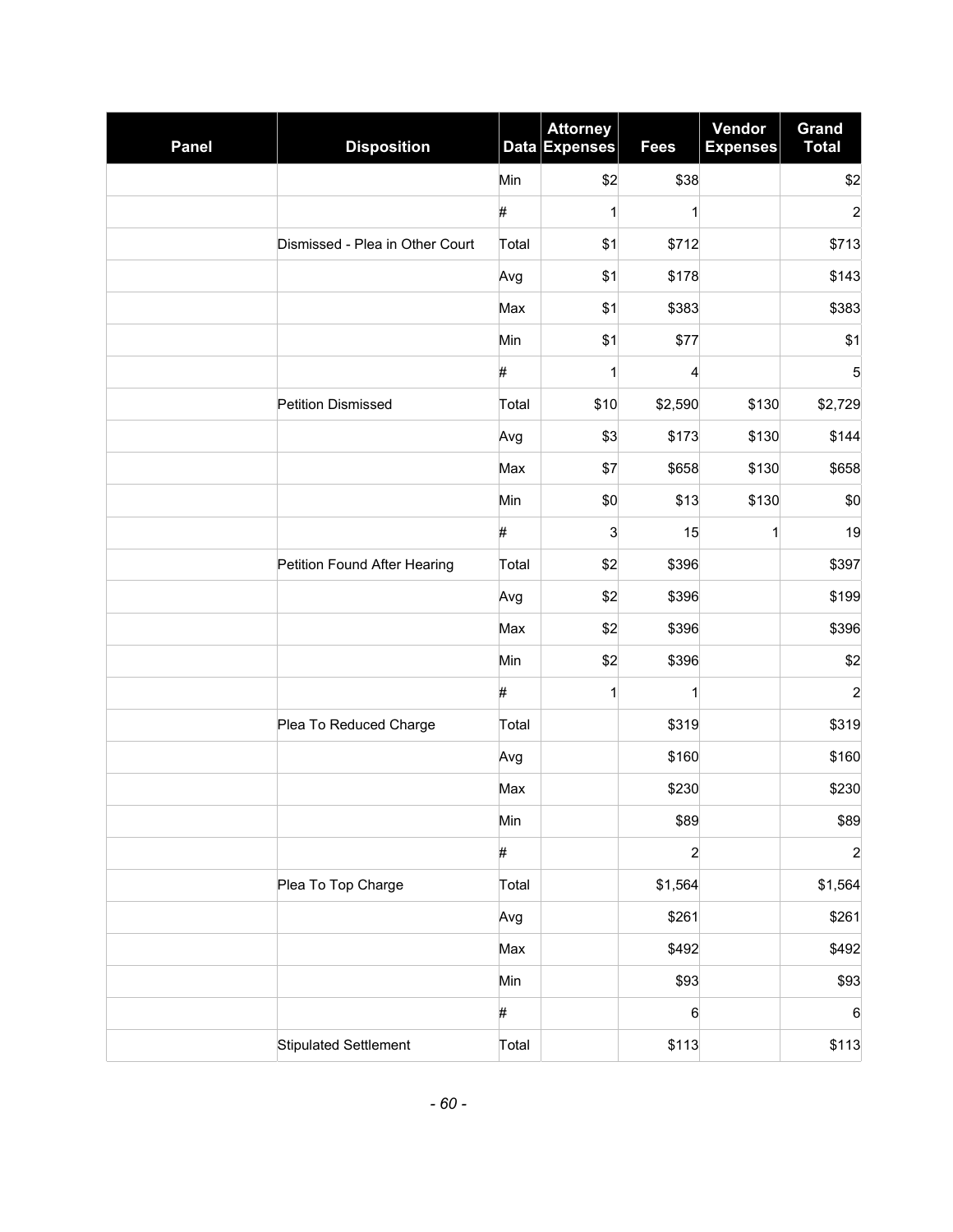| Panel | Disposition | Data | Attorney Expenses | Fees | Vendor Expenses | Grand Total |
|---|---|---|---|---|---|---|
| | | Min | $2 | $38 | | $2 |
| | | # | 1 | 1 | | 2 |
| | Dismissed - Plea in Other Court | Total | $1 | $712 | | $713 |
| | | Avg | $1 | $178 | | $143 |
| | | Max | $1 | $383 | | $383 |
| | | Min | $1 | $77 | | $1 |
| | | # | 1 | 4 | | 5 |
| | Petition Dismissed | Total | $10 | $2,590 | $130 | $2,729 |
| | | Avg | $3 | $173 | $130 | $144 |
| | | Max | $7 | $658 | $130 | $658 |
| | | Min | $0 | $13 | $130 | $0 |
| | | # | 3 | 15 | 1 | 19 |
| | Petition Found After Hearing | Total | $2 | $396 | | $397 |
| | | Avg | $2 | $396 | | $199 |
| | | Max | $2 | $396 | | $396 |
| | | Min | $2 | $396 | | $2 |
| | | # | 1 | 1 | | 2 |
| | Plea To Reduced Charge | Total | | $319 | | $319 |
| | | Avg | | $160 | | $160 |
| | | Max | | $230 | | $230 |
| | | Min | | $89 | | $89 |
| | | # | | 2 | | 2 |
| | Plea To Top Charge | Total | | $1,564 | | $1,564 |
| | | Avg | | $261 | | $261 |
| | | Max | | $492 | | $492 |
| | | Min | | $93 | | $93 |
| | | # | | 6 | | 6 |
| | Stipulated Settlement | Total | | $113 | | $113 |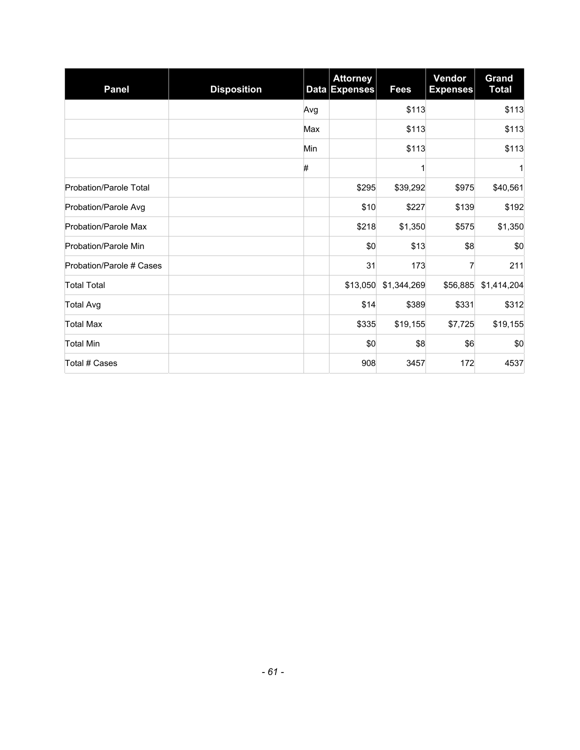| Panel | Disposition | Data | Attorney Expenses | Fees | Vendor Expenses | Grand Total |
|---|---|---|---|---|---|---|
| | | Avg | | $113 | | $113 |
| | | Max | | $113 | | $113 |
| | | Min | | $113 | | $113 |
| | | # | | 1 | | 1 |
| Probation/Parole Total | | | $295 | $39,292 | $975 | $40,561 |
| Probation/Parole Avg | | | $10 | $227 | $139 | $192 |
| Probation/Parole Max | | | $218 | $1,350 | $575 | $1,350 |
| Probation/Parole Min | | | $0 | $13 | $8 | $0 |
| Probation/Parole # Cases | | | 31 | 173 | 7 | 211 |
| Total Total | | | $13,050 | $1,344,269 | $56,885 | $1,414,204 |
| Total Avg | | | $14 | $389 | $331 | $312 |
| Total Max | | | $335 | $19,155 | $7,725 | $19,155 |
| Total Min | | | $0 | $8 | $6 | $0 |
| Total # Cases | | | 908 | 3457 | 172 | 4537 |